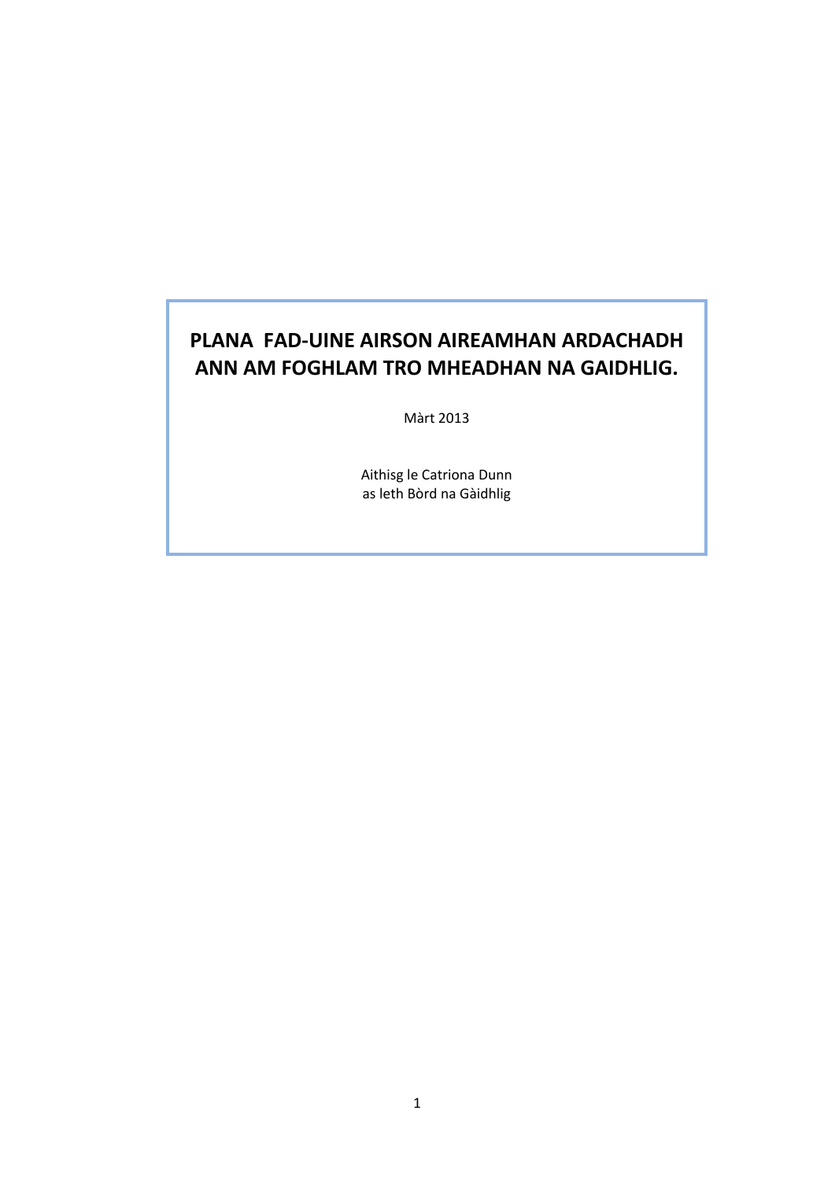# PLANA FAD-UINE AIRSON AIREAMHAN ARDACHADH ANN AM FOGHLAM TRO MHEADHAN NA GAIDHLIG.

Màrt 2013

Aithisg le Catriona Dunn
as leth Bòrd na Gàidhlig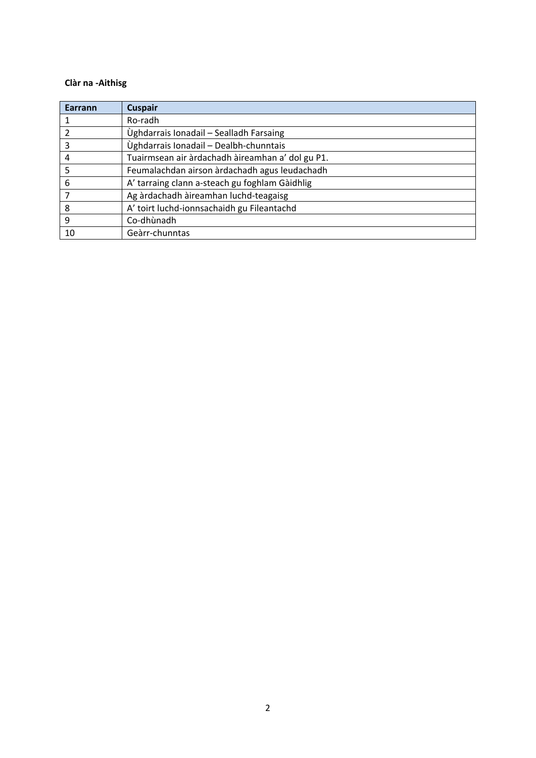**Clàr na -Aithisg**

| Earrann | Cuspair |
|---|---|
| 1 | Ro-radh |
| 2 | Ùghdarrais Ionadail – Sealladh Farsaing |
| 3 | Ùghdarrais Ionadail – Dealbh-chunntais |
| 4 | Tuairmsean air àrdachadh àireamhan a' dol gu P1. |
| 5 | Feumalachdan airson àrdachadh agus leudachadh |
| 6 | A' tarraing clann a-steach gu foghlam Gàidhlig |
| 7 | Ag àrdachadh àireamhan luchd-teagaisg |
| 8 | A' toirt luchd-ionnsachaidh gu Fileantachd |
| 9 | Co-dhùnadh |
| 10 | Geàrr-chunntas |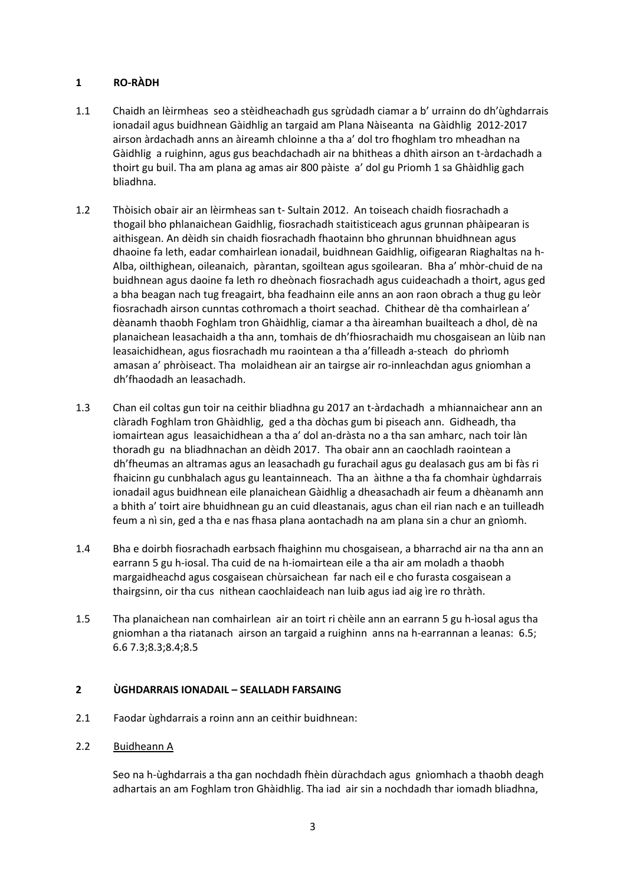## 1 RO-RÀDH

1.1 Chaidh an lèirmheas seo a stèidheachadh gus sgrùdadh ciamar a b' urrainn do dh'ùghdarrais ionadail agus buidhnean Gàidhlig an targaid am Plana Nàiseanta na Gàidhlig 2012-2017 airson àrdachadh anns an àireamh chloinne a tha a' dol tro fhoghlam tro mheadhan na Gàidhlig a ruighinn, agus gus beachdachadh air na bhitheas a dhìth airson an t-àrdachadh a thoirt gu buil. Tha am plana ag amas air 800 pàiste a' dol gu Prìomh 1 sa Ghàidhlig gach bliadhna.

1.2 Thòisich obair air an lèirmheas san t- Sultain 2012. An toiseach chaidh fiosrachadh a thogail bho phlanaichean Gaidhlig, fiosrachadh staitisticeach agus grunnan phàipearan is aithisgean. An dèidh sin chaidh fiosrachadh fhaotainn bho ghrunnan bhuidhnean agus dhaoine fa leth, eadar comhairlean ionadail, buidhnean Gaidhlig, oifigearan Riaghaltas na h-Alba, oilthighean, oileanaich, pàrantan, sgoiltean agus sgoilearan. Bha a' mhòr-chuid de na buidhnean agus daoine fa leth ro dheònach fiosrachadh agus cuideachadh a thoirt, agus ged a bha beagan nach tug freagairt, bha feadhainn eile anns an aon raon obrach a thug gu leòr fiosrachadh airson cunntas cothromach a thoirt seachad. Chithear dè tha comhairlean a' dèanamh thaobh Foghlam tron Ghàidhlig, ciamar a tha àireamhan buailteach a dhol, dè na planaichean leasachaidh a tha ann, tomhais de dh'fhiosrachaidh mu chosgaisean an lùib nan leasaichidhean, agus fiosrachadh mu raointean a tha a'filleadh a-steach do phrìomh amasan a' phròiseact. Tha molaidhean air an tairgse air ro-innleachdan agus gniomhan a dh'fhaodadh an leasachadh.

1.3 Chan eil coltas gun toir na ceithir bliadhna gu 2017 an t-àrdachadh a mhiannaichear ann an clàradh Foghlam tron Ghàidhlig, ged a tha dòchas gum bi piseach ann. Gidheadh, tha iomairtean agus leasaichidhean a tha a' dol an-dràsta no a tha san amharc, nach toir làn thoradh gu na bliadhnachan an dèidh 2017. Tha obair ann an caochladh raointean a dh'fheumas an altramas agus an leasachadh gu furachail agus gu dealasach gus am bi fàs ri fhaicinn gu cunbhalach agus gu leantainneach. Tha an àithne a tha fa chomhair ùghdarrais ionadail agus buidhnean eile planaichean Gàidhlig a dheasachadh air feum a dhèanamh ann a bhith a' toirt aire bhuidhnean gu an cuid dleastanais, agus chan eil rian nach e an tuilleadh feum a nì sin, ged a tha e nas fhasa plana aontachadh na am plana sin a chur an gnìomh.

1.4 Bha e doirbh fiosrachadh earbsach fhaighinn mu chosgaisean, a bharrachd air na tha ann an earrann 5 gu h-iosal. Tha cuid de na h-iomairtean eile a tha air am moladh a thaobh margaidheachd agus cosgaisean chùrsaichean far nach eil e cho furasta cosgaisean a thairgsinn, oir tha cus nithean caochlaideach nan luib agus iad aig ìre ro thràth.

1.5 Tha planaichean nan comhairlean air an toirt ri chèile ann an earrann 5 gu h-ìosal agus tha gniomhan a tha riatanach airson an targaid a ruighinn anns na h-earrannan a leanas: 6.5; 6.6 7.3;8.3;8.4;8.5

## 2 ÙGHDARRAIS IONADAIL – SEALLADH FARSAING

2.1 Faodar ùghdarrais a roinn ann an ceithir buidhnean:

2.2 <u>Buidheann A</u>

Seo na h-ùghdarrais a tha gan nochdadh fhèin dùrachdach agus gnìomhach a thaobh deagh adhartais an am Foghlam tron Ghàidhlig. Tha iad air sin a nochdadh thar iomadh bliadhna,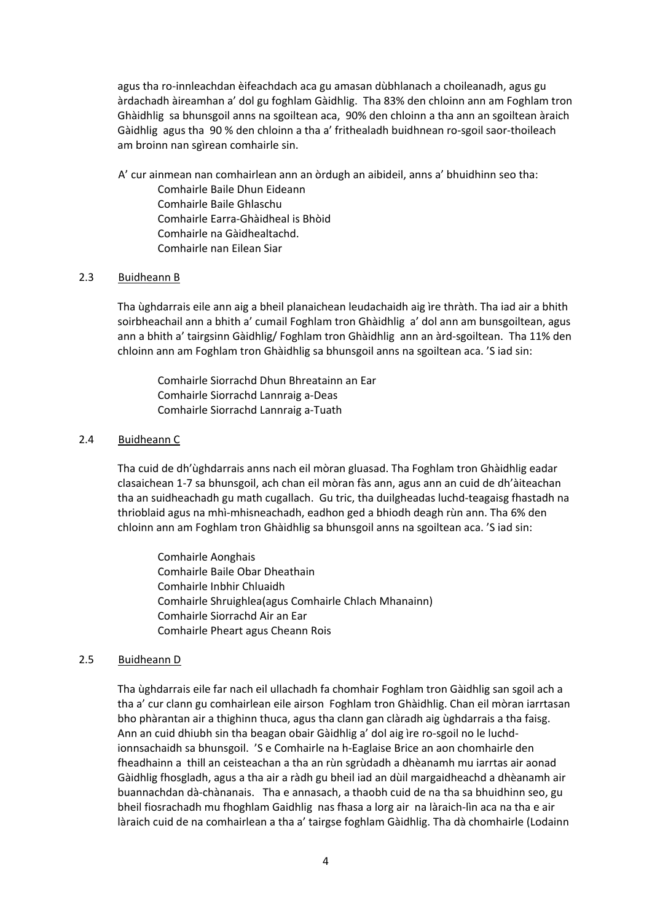agus tha ro-innleachdan èifeachdach aca gu amasan dùbhlanach a choileanadh, agus gu àrdachadh àireamhan a' dol gu foghlam Gàidhlig. Tha 83% den chloinn ann am Foghlam tron Ghàidhlig sa bhunsgoil anns na sgoiltean aca, 90% den chloinn a tha ann an sgoiltean àraich Gàidhlig agus tha 90 % den chloinn a tha a' frithealadh buidhnean ro-sgoil saor-thoileach am broinn nan sgìrean comhairle sin.

A' cur ainmean nan comhairlean ann an òrdugh an aibideil, anns a' bhuidhinn seo tha:

- Comhairle Baile Dhun Eideann
- Comhairle Baile Ghlaschu
- Comhairle Earra-Ghàidheal is Bhòid
- Comhairle na Gàidhealtachd.
- Comhairle nan Eilean Siar

## 2.3 Buidheann B

Tha ùghdarrais eile ann aig a bheil planaichean leudachaidh aig ìre thràth. Tha iad air a bhith soirbheachail ann a bhith a' cumail Foghlam tron Ghàidhlig a' dol ann am bunsgoiltean, agus ann a bhith a' tairgsinn Gàidhlig/ Foghlam tron Ghàidhlig ann an àrd-sgoiltean. Tha 11% den chloinn ann am Foghlam tron Ghàidhlig sa bhunsgoil anns na sgoiltean aca. 'S iad sin:

- Comhairle Siorrachd Dhun Bhreatainn an Ear
- Comhairle Siorrachd Lannraig a-Deas
- Comhairle Siorrachd Lannraig a-Tuath

## 2.4 Buidheann C

Tha cuid de dh'ùghdarrais anns nach eil mòran gluasad. Tha Foghlam tron Ghàidhlig eadar clasaichean 1-7 sa bhunsgoil, ach chan eil mòran fàs ann, agus ann an cuid de dh'àiteachan tha an suidheachadh gu math cugallach. Gu tric, tha duilgheadas luchd-teagaisg fhastadh na thrioblaid agus na mhì-mhisneachadh, eadhon ged a bhiodh deagh rùn ann. Tha 6% den chloinn ann am Foghlam tron Ghàidhlig sa bhunsgoil anns na sgoiltean aca. 'S iad sin:

- Comhairle Aonghais
- Comhairle Baile Obar Dheathain
- Comhairle Inbhir Chluaidh
- Comhairle Shruighlea(agus Comhairle Chlach Mhanainn)
- Comhairle Siorrachd Air an Ear
- Comhairle Pheart agus Cheann Rois

## 2.5 Buidheann D

Tha ùghdarrais eile far nach eil ullachadh fa chomhair Foghlam tron Gàidhlig san sgoil ach a tha a' cur clann gu comhairlean eile airson Foghlam tron Ghàidhlig. Chan eil mòran iarrtasan bho phàrantan air a thighinn thuca, agus tha clann gan clàradh aig ùghdarrais a tha faisg. Ann an cuid dhiubh sin tha beagan obair Gàidhlig a' dol aig ìre ro-sgoil no le luchd-ionnsachaidh sa bhunsgoil. 'S e Comhairle na h-Eaglaise Brice an aon chomhairle den fheadhainn a thill an ceisteachan a tha an rùn sgrùdadh a dhèanamh mu iarrtas air aonad Gàidhlig fhosgladh, agus a tha air a ràdh gu bheil iad an dùil margaidheachd a dhèanamh air buannachdan dà-chànanais. Tha e annasach, a thaobh cuid de na tha sa bhuidhinn seo, gu bheil fiosrachadh mu fhoghlam Gaidhlig nas fhasa a lorg air na làraich-lìn aca na tha e air làraich cuid de na comhairlean a tha a' tairgse foghlam Gàidhlig. Tha dà chomhairle (Lodainn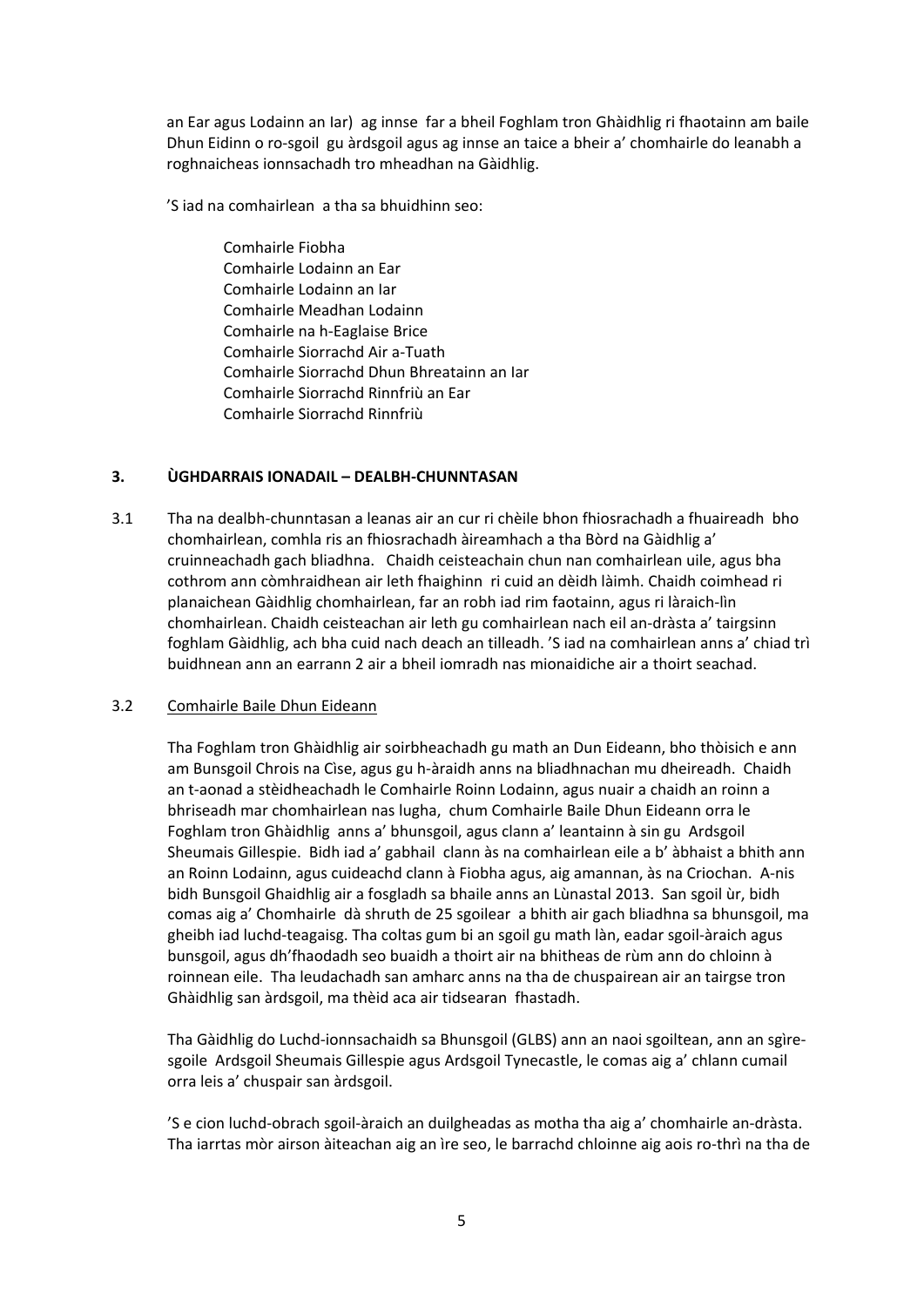an Ear agus Lodainn an Iar) ag innse far a bheil Foghlam tron Ghàidhlig ri fhaotainn am baile Dhun Eidinn o ro-sgoil gu àrdsgoil agus ag innse an taice a bheir a' chomhairle do leanabh a roghnaicheas ionnsachadh tro mheadhan na Gàidhlig.

'S iad na comhairlean a tha sa bhuidhinn seo:

- Comhairle Fiobha
- Comhairle Lodainn an Ear
- Comhairle Lodainn an Iar
- Comhairle Meadhan Lodainn
- Comhairle na h-Eaglaise Brice
- Comhairle Siorrachd Air a-Tuath
- Comhairle Siorrachd Dhun Bhreatainn an Iar
- Comhairle Siorrachd Rinnfriù an Ear
- Comhairle Siorrachd Rinnfriù

## 3. ÙGHDARRAIS IONADAIL – DEALBH-CHUNNTASAN

3.1 Tha na dealbh-chunntasan a leanas air an cur ri chèile bhon fhiosrachadh a fhuaireadh bho chomhairlean, comhla ris an fhiosrachadh àireamhach a tha Bòrd na Gàidhlig a' cruinneachadh gach bliadhna. Chaidh ceisteachain chun nan comhairlean uile, agus bha cothrom ann còmhraidhean air leth fhaighinn ri cuid an dèidh làimh. Chaidh coimhead ri planaichean Gàidhlig chomhairlean, far an robh iad rim faotainn, agus ri làraich-lìn chomhairlean. Chaidh ceisteachan air leth gu comhairlean nach eil an-dràsta a' tairgsinn foghlam Gàidhlig, ach bha cuid nach deach an tilleadh. 'S iad na comhairlean anns a' chiad trì buidhnean ann an earrann 2 air a bheil iomradh nas mionaidiche air a thoirt seachad.

3.2 <u>Comhairle Baile Dhun Eideann</u>

Tha Foghlam tron Ghàidhlig air soirbheachadh gu math an Dun Eideann, bho thòisich e ann am Bunsgoil Chrois na Cìse, agus gu h-àraidh anns na bliadhnachan mu dheireadh. Chaidh an t-aonad a stèidheachadh le Comhairle Roinn Lodainn, agus nuair a chaidh an roinn a bhriseadh mar chomhairlean nas lugha, chum Comhairle Baile Dhun Eideann orra le Foghlam tron Ghàidhlig anns a' bhunsgoil, agus clann a' leantainn à sin gu Ardsgoil Sheumais Gillespie. Bidh iad a' gabhail clann às na comhairlean eile a b' àbhaist a bhith ann an Roinn Lodainn, agus cuideachd clann à Fiobha agus, aig amannan, às na Criochan. A-nis bidh Bunsgoil Ghaidhlig air a fosgladh sa bhaile anns an Lùnastal 2013. San sgoil ùr, bidh comas aig a' Chomhairle dà shruth de 25 sgoilear a bhith air gach bliadhna sa bhunsgoil, ma gheibh iad luchd-teagaisg. Tha coltas gum bi an sgoil gu math làn, eadar sgoil-àraich agus bunsgoil, agus dh'fhaodadh seo buaidh a thoirt air na bhitheas de rùm ann do chloinn à roinnean eile. Tha leudachadh san amharc anns na tha de chuspairean air an tairgse tron Ghàidhlig san àrdsgoil, ma thèid aca air tidsearan fhastadh.

Tha Gàidhlig do Luchd-ionnsachaidh sa Bhunsgoil (GLBS) ann an naoi sgoiltean, ann an sgìre-sgoile Ardsgoil Sheumais Gillespie agus Ardsgoil Tynecastle, le comas aig a' chlann cumail orra leis a' chuspair san àrdsgoil.

'S e cion luchd-obrach sgoil-àraich an duilgheadas as motha tha aig a' chomhairle an-dràsta. Tha iarrtas mòr airson àiteachan aig an ìre seo, le barrachd chloinne aig aois ro-thrì na tha de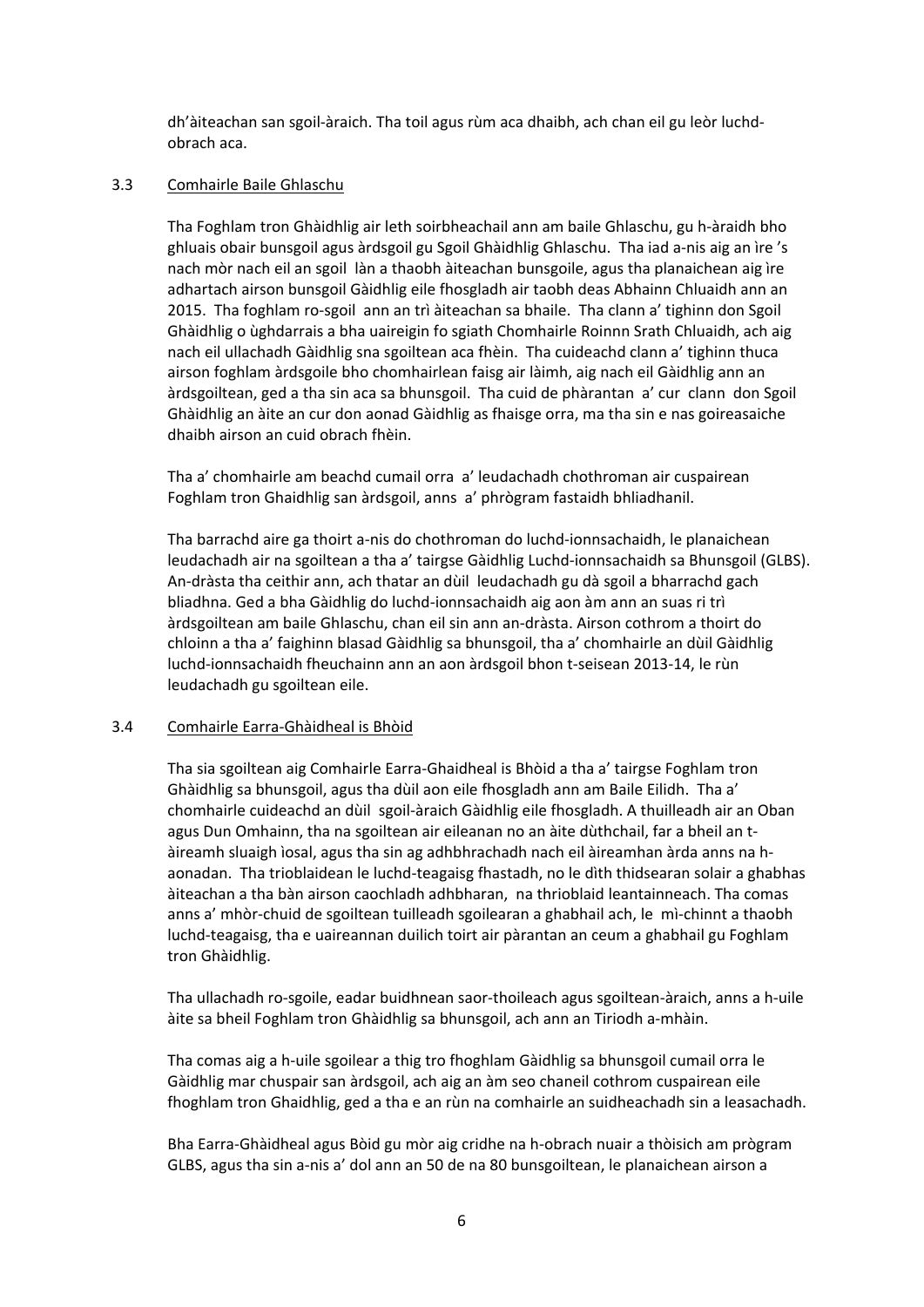dh'àiteachan san sgoil-àraich. Tha toil agus rùm aca dhaibh, ach chan eil gu leòr luchd-obrach aca.

### 3.3 Comhairle Baile Ghlaschu

Tha Foghlam tron Ghàidhlig air leth soirbheachail ann am baile Ghlaschu, gu h-àraidh bho ghluais obair bunsgoil agus àrdsgoil gu Sgoil Ghàidhlig Ghlaschu. Tha iad a-nis aig an ìre 's nach mòr nach eil an sgoil làn a thaobh àiteachan bunsgoile, agus tha planaichean aig ìre adhartach airson bunsgoil Gàidhlig eile fhosgladh air taobh deas Abhainn Chluaidh ann an 2015. Tha foghlam ro-sgoil ann an trì àiteachan sa bhaile. Tha clann a' tighinn don Sgoil Ghàidhlig o ùghdarrais a bha uaireigin fo sgiath Chomhairle Roinnn Srath Chluaidh, ach aig nach eil ullachadh Gàidhlig sna sgoiltean aca fhèin. Tha cuideachd clann a' tighinn thuca airson foghlam àrdsgoile bho chomhairlean faisg air làimh, aig nach eil Gàidhlig ann an àrdsgoiltean, ged a tha sin aca sa bhunsgoil. Tha cuid de phàrantan a' cur clann don Sgoil Ghàidhlig an àite an cur don aonad Gàidhlig as fhaisge orra, ma tha sin e nas goireasaiche dhaibh airson an cuid obrach fhèin.

Tha a' chomhairle am beachd cumail orra a' leudachadh chothroman air cuspairean Foghlam tron Ghaidhlig san àrdsgoil, anns a' phrògram fastaidh bhliadhanil.

Tha barrachd aire ga thoirt a-nis do chothroman do luchd-ionnsachaidh, le planaichean leudachadh air na sgoiltean a tha a' tairgse Gàidhlig Luchd-ionnsachaidh sa Bhunsgoil (GLBS). An-dràsta tha ceithir ann, ach thatar an dùil leudachadh gu dà sgoil a bharrachd gach bliadhna. Ged a bha Gàidhlig do luchd-ionnsachaidh aig aon àm ann an suas ri trì àrdsgoiltean am baile Ghlaschu, chan eil sin ann an-dràsta. Airson cothrom a thoirt do chloinn a tha a' faighinn blasad Gàidhlig sa bhunsgoil, tha a' chomhairle an dùil Gàidhlig luchd-ionnsachaidh fheuchainn ann an aon àrdsgoil bhon t-seisean 2013-14, le rùn leudachadh gu sgoiltean eile.

### 3.4 Comhairle Earra-Ghàidheal is Bhòid

Tha sia sgoiltean aig Comhairle Earra-Ghaidheal is Bhòid a tha a' tairgse Foghlam tron Ghàidhlig sa bhunsgoil, agus tha dùil aon eile fhosgladh ann am Baile Eilidh. Tha a' chomhairle cuideachd an dùil sgoil-àraich Gàidhlig eile fhosgladh. A thuilleadh air an Oban agus Dun Omhainn, tha na sgoiltean air eileanan no an àite dùthchail, far a bheil an t-àireamh sluaigh ìosal, agus tha sin ag adhbhrachadh nach eil àireamhan àrda anns na h-aonadan. Tha trioblaidean le luchd-teagaisg fhastadh, no le dìth thidsearan solair a ghabhas àiteachan a tha bàn airson caochladh adhbharan, na thrioblaid leantainneach. Tha comas anns a' mhòr-chuid de sgoiltean tuilleadh sgoilearan a ghabhail ach, le mì-chinnt a thaobh luchd-teagaisg, tha e uaireannan duilich toirt air pàrantan an ceum a ghabhail gu Foghlam tron Ghàidhlig.

Tha ullachadh ro-sgoile, eadar buidhnean saor-thoileach agus sgoiltean-àraich, anns a h-uile àite sa bheil Foghlam tron Ghàidhlig sa bhunsgoil, ach ann an Tiriodh a-mhàin.

Tha comas aig a h-uile sgoilear a thig tro fhoghlam Gàidhlig sa bhunsgoil cumail orra le Gàidhlig mar chuspair san àrdsgoil, ach aig an àm seo chaneil cothrom cuspairean eile fhoghlam tron Ghaidhlig, ged a tha e an rùn na comhairle an suidheachadh sin a leasachadh.

Bha Earra-Ghàidheal agus Bòid gu mòr aig cridhe na h-obrach nuair a thòisich am prògram GLBS, agus tha sin a-nis a' dol ann an 50 de na 80 bunsgoiltean, le planaichean airson a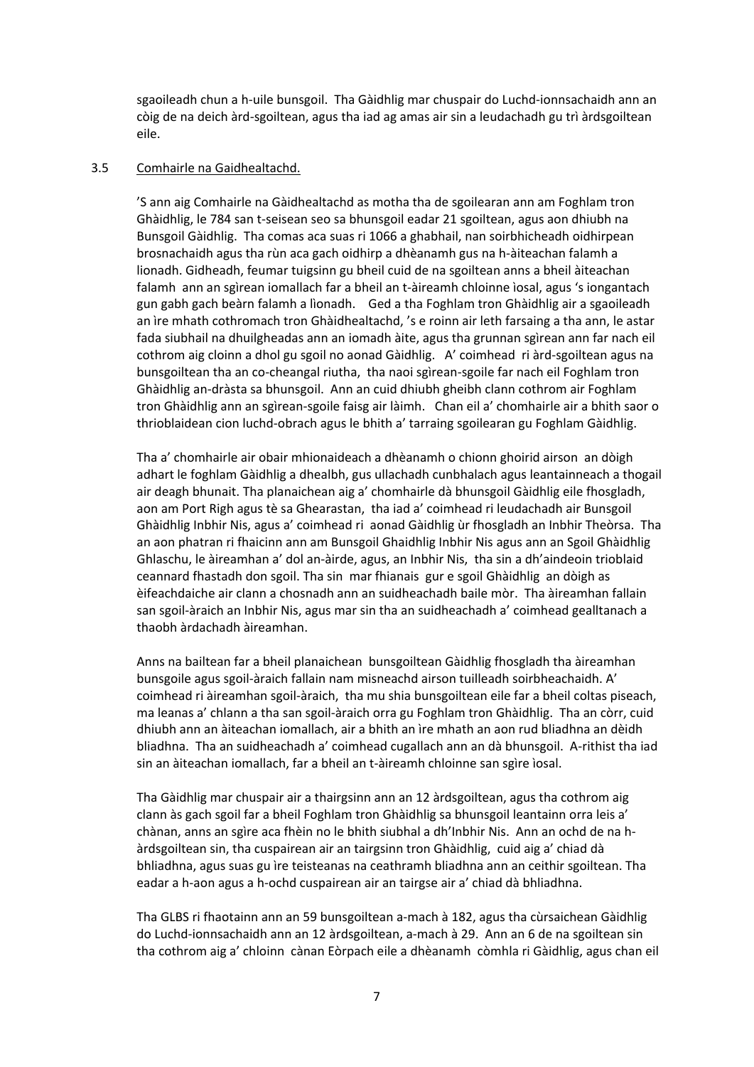sgaoileadh chun a h-uile bunsgoil. Tha Gàidhlig mar chuspair do Luchd-ionnsachaidh ann an còig de na deich àrd-sgoiltean, agus tha iad ag amas air sin a leudachadh gu trì àrdsgoiltean eile.

### 3.5 Comhairle na Gaidhealtachd.

'S ann aig Comhairle na Gàidhealtachd as motha tha de sgoilearan ann am Foghlam tron Ghàidhlig, le 784 san t-seisean seo sa bhunsgoil eadar 21 sgoiltean, agus aon dhiubh na Bunsgoil Gàidhlig. Tha comas aca suas ri 1066 a ghabhail, nan soirbhicheadh oidhirpean brosnachaidh agus tha rùn aca gach oidhirp a dhèanamh gus na h-àiteachan falamh a lionadh. Gidheadh, feumar tuigsinn gu bheil cuid de na sgoiltean anns a bheil àiteachan falamh ann an sgìrean iomallach far a bheil an t-àireamh chloinne ìosal, agus 's iongantach gun gabh gach beàrn falamh a lìonadh. Ged a tha Foghlam tron Ghàidhlig air a sgaoileadh an ìre mhath cothromach tron Ghàidhealtachd, 's e roinn air leth farsaing a tha ann, le astar fada siubhail na dhuilgheadas ann an iomadh àite, agus tha grunnan sgìrean ann far nach eil cothrom aig cloinn a dhol gu sgoil no aonad Gàidhlig. A' coimhead ri àrd-sgoiltean agus na bunsgoiltean tha an co-cheangal riutha, tha naoi sgìrean-sgoile far nach eil Foghlam tron Ghàidhlig an-dràsta sa bhunsgoil. Ann an cuid dhiubh gheibh clann cothrom air Foghlam tron Ghàidhlig ann an sgìrean-sgoile faisg air làimh. Chan eil a' chomhairle air a bhith saor o thrioblaidean cion luchd-obrach agus le bhith a' tarraing sgoilearan gu Foghlam Gàidhlig.

Tha a' chomhairle air obair mhionaideach a dhèanamh o chionn ghoirid airson an dòigh adhart le foghlam Gàidhlig a dhealbh, gus ullachadh cunbhalach agus leantainneach a thogail air deagh bhunait. Tha planaichean aig a' chomhairle dà bhunsgoil Gàidhlig eile fhosgladh, aon am Port Rìgh agus tè sa Ghearastan, tha iad a' coimhead ri leudachadh air Bunsgoil Ghàidhlig Inbhir Nis, agus a' coimhead ri aonad Gàidhlig ùr fhosgladh an Inbhir Theòrsa. Tha an aon phatran ri fhaicinn ann am Bunsgoil Ghaidhlig Inbhir Nis agus ann an Sgoil Ghàidhlig Ghlaschu, le àireamhan a' dol an-àirde, agus, an Inbhir Nis, tha sin a dh'aindeoin trioblaid ceannard fhastadh don sgoil. Tha sin mar fhianais gur e sgoil Ghàidhlig an dòigh as èifeachdaiche air clann a chosnadh ann an suidheachadh baile mòr. Tha àireamhan fallain san sgoil-àraich an Inbhir Nis, agus mar sin tha an suidheachadh a' coimhead gealltanach a thaobh àrdachadh àireamhan.

Anns na bailtean far a bheil planaichean bunsgoiltean Gàidhlig fhosgladh tha àireamhan bunsgoile agus sgoil-àraich fallain nam misneachd airson tuilleadh soirbheachaidh. A' coimhead ri àireamhan sgoil-àraich, tha mu shia bunsgoiltean eile far a bheil coltas piseach, ma leanas a' chlann a tha san sgoil-àraich orra gu Foghlam tron Ghàidhlig. Tha an còrr, cuid dhiubh ann an àiteachan iomallach, air a bhith an ìre mhath an aon rud bliadhna an dèidh bliadhna. Tha an suidheachadh a' coimhead cugallach ann an dà bhunsgoil. A-rithist tha iad sin an àiteachan iomallach, far a bheil an t-àireamh chloinne san sgìre ìosal.

Tha Gàidhlig mar chuspair air a thairgsinn ann an 12 àrdsgoiltean, agus tha cothrom aig clann às gach sgoil far a bheil Foghlam tron Ghàidhlig sa bhunsgoil leantainn orra leis a' chànan, anns an sgìre aca fhèin no le bhith siubhal a dh'Inbhir Nis. Ann an ochd de na h-àrdsgoiltean sin, tha cuspairean air an tairgsinn tron Ghàidhlig, cuid aig a' chiad dà bhliadhna, agus suas gu ìre teisteanas na ceathramh bliadhna ann an ceithir sgoiltean. Tha eadar a h-aon agus a h-ochd cuspairean air an tairgse air a' chiad dà bhliadhna.

Tha GLBS ri fhaotainn ann an 59 bunsgoiltean a-mach à 182, agus tha cùrsaichean Gàidhlig do Luchd-ionnsachaidh ann an 12 àrdsgoiltean, a-mach à 29. Ann an 6 de na sgoiltean sin tha cothrom aig a' chloinn cànan Eòrpach eile a dhèanamh còmhla ri Gàidhlig, agus chan eil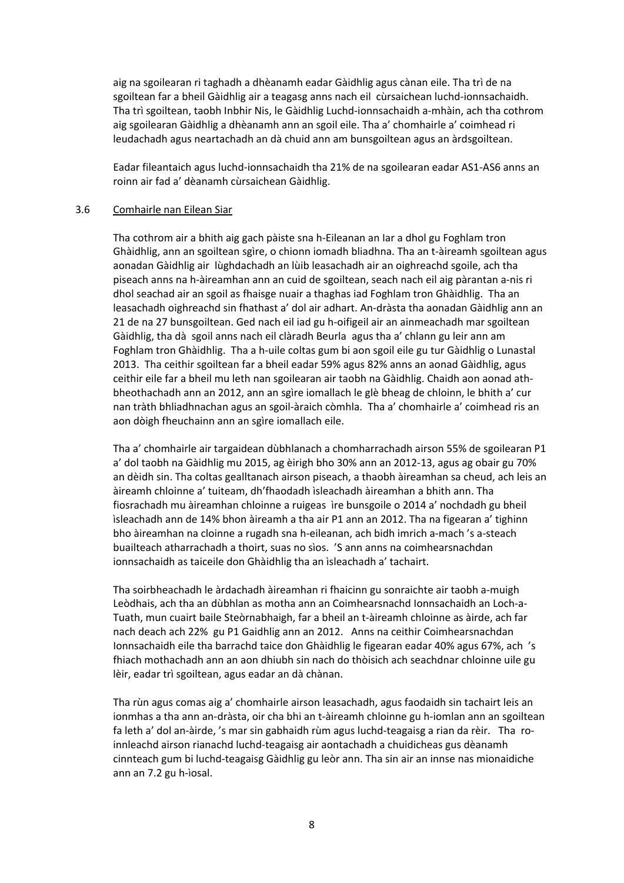aig na sgoilearan ri taghadh a dhèanamh eadar Gàidhlig agus cànan eile. Tha trì de na sgoiltean far a bheil Gàidhlig air a teagasg anns nach eil cùrsaichean luchd-ionnsachaidh. Tha trì sgoiltean, taobh Inbhir Nis, le Gàidhlig Luchd-ionnsachaidh a-mhàin, ach tha cothrom aig sgoilearan Gàidhlig a dhèanamh ann an sgoil eile. Tha a' chomhairle a' coimhead ri leudachadh agus neartachadh an dà chuid ann am bunsgoiltean agus an àrdsgoiltean.

Eadar fileantaich agus luchd-ionnsachaidh tha 21% de na sgoilearan eadar AS1-AS6 anns an roinn air fad a' dèanamh cùrsaichean Gàidhlig.

## 3.6 Comhairle nan Eilean Siar

Tha cothrom air a bhith aig gach pàiste sna h-Eileanan an Iar a dhol gu Foghlam tron Ghàidhlig, ann an sgoiltean sgìre, o chionn iomadh bliadhna. Tha an t-àireamh sgoiltean agus aonadan Gàidhlig air lùghdachadh an lùib leasachadh air an oighreachd sgoile, ach tha piseach anns na h-àireamhan ann an cuid de sgoiltean, seach nach eil aig pàrantan a-nis ri dhol seachad air an sgoil as fhaisge nuair a thaghas iad Foghlam tron Ghàidhlig. Tha an leasachadh oighreachd sin fhathast a' dol air adhart. An-dràsta tha aonadan Gàidhlig ann an 21 de na 27 bunsgoiltean. Ged nach eil iad gu h-oifigeil air an ainmeachadh mar sgoiltean Gàidhlig, tha dà sgoil anns nach eil clàradh Beurla agus tha a' chlann gu leir ann am Foghlam tron Ghàidhlig. Tha a h-uile coltas gum bi aon sgoil eile gu tur Gàidhlig o Lunastal 2013. Tha ceithir sgoiltean far a bheil eadar 59% agus 82% anns an aonad Gàidhlig, agus ceithir eile far a bheil mu leth nan sgoilearan air taobh na Gàidhlig. Chaidh aon aonad ath-bheothachadh ann an 2012, ann an sgìre iomallach le glè bheag de chloinn, le bhith a' cur nan tràth bhliadhnachan agus an sgoil-àraich còmhla. Tha a' chomhairle a' coimhead ris an aon dòigh fheuchainn ann an sgìre iomallach eile.

Tha a' chomhairle air targaidean dùbhlanach a chomharrachadh airson 55% de sgoilearan P1 a' dol taobh na Gàidhlig mu 2015, ag èirigh bho 30% ann an 2012-13, agus ag obair gu 70% an dèidh sin. Tha coltas gealltanach airson piseach, a thaobh àireamhan sa cheud, ach leis an àireamh chloinne a' tuiteam, dh'fhaodadh ìsleachadh àireamhan a bhith ann. Tha fiosrachadh mu àireamhan chloinne a ruigeas ìre bunsgoile o 2014 a' nochdadh gu bheil ìsleachadh ann de 14% bhon àireamh a tha air P1 ann an 2012. Tha na figearan a' tighinn bho àireamhan na cloinne a rugadh sna h-eileanan, ach bidh imrich a-mach 's a-steach buailteach atharrachadh a thoirt, suas no sìos. 'S ann anns na coimhearsnachdan ionnsachaidh as taiceile don Ghàidhlig tha an ìsleachadh a' tachairt.

Tha soirbheachadh le àrdachadh àireamhan ri fhaicinn gu sonraichte air taobh a-muigh Leòdhais, ach tha an dùbhlan as motha ann an Coimhearsnachd Ionnsachaidh an Loch-a-Tuath, mun cuairt baile Steòrnabhaigh, far a bheil an t-àireamh chloinne as àirde, ach far nach deach ach 22% gu P1 Gaidhlig ann an 2012. Anns na ceithir Coimhearsnachdan Ionnsachaidh eile tha barrachd taice don Ghàidhlig le figearan eadar 40% agus 67%, ach 's fhiach mothachadh ann an aon dhiubh sin nach do thòisich ach seachdnar chloinne uile gu lèir, eadar trì sgoiltean, agus eadar an dà chànan.

Tha rùn agus comas aig a' chomhairle airson leasachadh, agus faodaidh sin tachairt leis an ionmhas a tha ann an-dràsta, oir cha bhi an t-àireamh chloinne gu h-iomlan ann an sgoiltean fa leth a' dol an-àirde, 's mar sin gabhaidh rùm agus luchd-teagaisg a rian da rèir. Tha ro-innleachd airson rianachd luchd-teagaisg air aontachadh a chuidicheas gus dèanamh cinnteach gum bi luchd-teagaisg Gàidhlig gu leòr ann. Tha sin air an innse nas mionaidiche ann an 7.2 gu h-ìosal.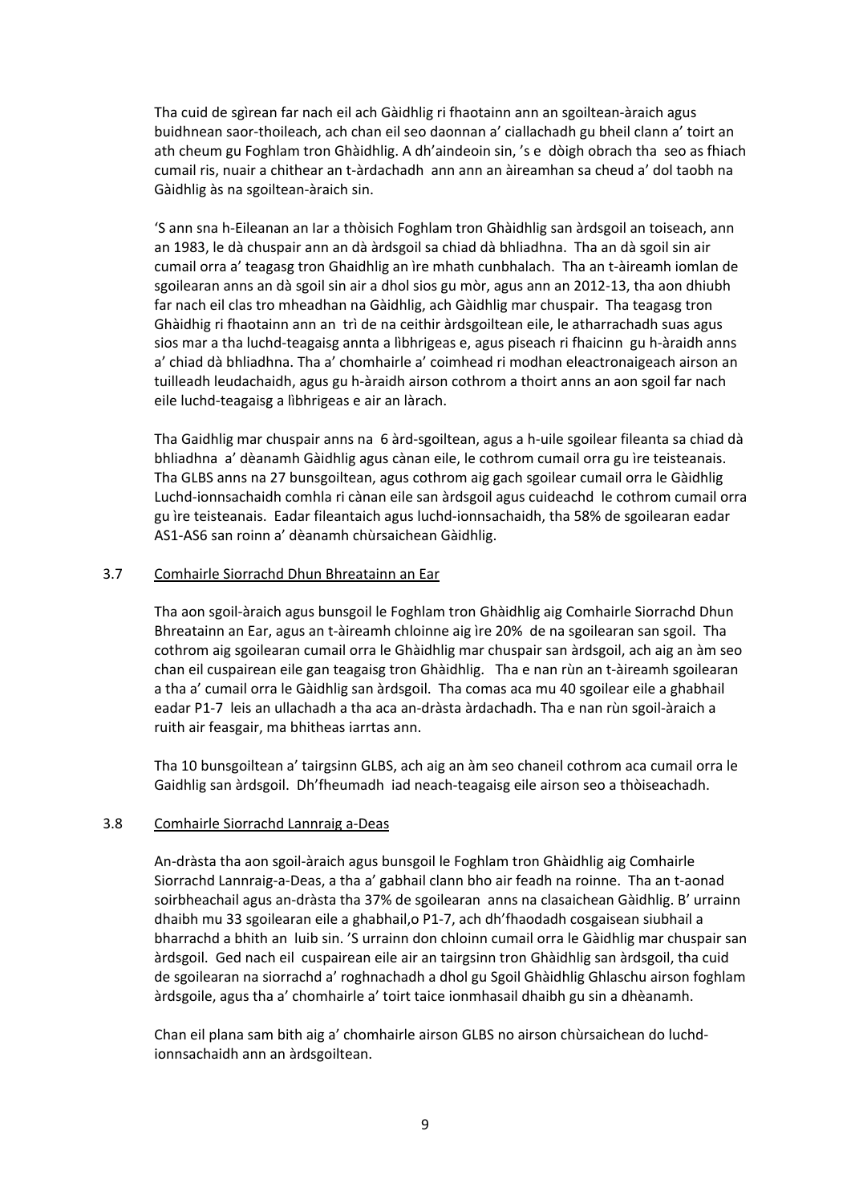Tha cuid de sgìrean far nach eil ach Gàidhlig ri fhaotainn ann an sgoiltean-àraich agus buidhnean saor-thoileach, ach chan eil seo daonnan a' ciallachadh gu bheil clann a' toirt an ath cheum gu Foghlam tron Ghàidhlig. A dh'aindeoin sin, 's e dòigh obrach tha seo as fhiach cumail ris, nuair a chithear an t-àrdachadh ann ann an àireamhan sa cheud a' dol taobh na Gàidhlig às na sgoiltean-àraich sin.

'S ann sna h-Eileanan an Iar a thòisich Foghlam tron Ghàidhlig san àrdsgoil an toiseach, ann an 1983, le dà chuspair ann an dà àrdsgoil sa chiad dà bhliadhna. Tha an dà sgoil sin air cumail orra a' teagasg tron Ghaidhlig an ìre mhath cunbhalach. Tha an t-àireamh iomlan de sgoilearan anns an dà sgoil sin air a dhol sios gu mòr, agus ann an 2012-13, tha aon dhiubh far nach eil clas tro mheadhan na Gàidhlig, ach Gàidhlig mar chuspair. Tha teagasg tron Ghàidhig ri fhaotainn ann an trì de na ceithir àrdsgoiltean eile, le atharrachadh suas agus sios mar a tha luchd-teagaisg annta a lìbhrigeas e, agus piseach ri fhaicinn gu h-àraidh anns a' chiad dà bhliadhna. Tha a' chomhairle a' coimhead ri modhan eleactronaigeach airson an tuilleadh leudachaidh, agus gu h-àraidh airson cothrom a thoirt anns an aon sgoil far nach eile luchd-teagaisg a lìbhrigeas e air an làrach.

Tha Gaidhlig mar chuspair anns na 6 àrd-sgoiltean, agus a h-uile sgoilear fileanta sa chiad dà bhliadhna a' dèanamh Gàidhlig agus cànan eile, le cothrom cumail orra gu ìre teisteanais. Tha GLBS anns na 27 bunsgoiltean, agus cothrom aig gach sgoilear cumail orra le Gàidhlig Luchd-ionnsachaidh comhla ri cànan eile san àrdsgoil agus cuideachd le cothrom cumail orra gu ìre teisteanais. Eadar fileantaich agus luchd-ionnsachaidh, tha 58% de sgoilearan eadar AS1-AS6 san roinn a' dèanamh chùrsaichean Gàidhlig.

### 3.7 Comhairle Siorrachd Dhun Bhreatainn an Ear

Tha aon sgoil-àraich agus bunsgoil le Foghlam tron Ghàidhlig aig Comhairle Siorrachd Dhun Bhreatainn an Ear, agus an t-àireamh chloinne aig ìre 20% de na sgoilearan san sgoil. Tha cothrom aig sgoilearan cumail orra le Ghàidhlig mar chuspair san àrdsgoil, ach aig an àm seo chan eil cuspairean eile gan teagaisg tron Ghàidhlig. Tha e nan rùn an t-àireamh sgoilearan a tha a' cumail orra le Gàidhlig san àrdsgoil. Tha comas aca mu 40 sgoilear eile a ghabhail eadar P1-7 leis an ullachadh a tha aca an-dràsta àrdachadh. Tha e nan rùn sgoil-àraich a ruith air feasgair, ma bhitheas iarrtas ann.

Tha 10 bunsgoiltean a' tairgsinn GLBS, ach aig an àm seo chaneil cothrom aca cumail orra le Gaidhlig san àrdsgoil. Dh'fheumadh iad neach-teagaisg eile airson seo a thòiseachadh.

### 3.8 Comhairle Siorrachd Lannraig a-Deas

An-dràsta tha aon sgoil-àraich agus bunsgoil le Foghlam tron Ghàidhlig aig Comhairle Siorrachd Lannraig-a-Deas, a tha a' gabhail clann bho air feadh na roinne. Tha an t-aonad soirbheachail agus an-dràsta tha 37% de sgoilearan anns na clasaichean Gàidhlig. B' urrainn dhaibh mu 33 sgoilearan eile a ghabhail,o P1-7, ach dh'fhaodadh cosgaisean siubhail a bharrachd a bhith an luib sin. 'S urrainn don chloinn cumail orra le Gàidhlig mar chuspair san àrdsgoil. Ged nach eil cuspairean eile air an tairgsinn tron Ghàidhlig san àrdsgoil, tha cuid de sgoilearan na siorrachd a' roghnachadh a dhol gu Sgoil Ghàidhlig Ghlaschu airson foghlam àrdsgoile, agus tha a' chomhairle a' toirt taice ionmhasail dhaibh gu sin a dhèanamh.

Chan eil plana sam bith aig a' chomhairle airson GLBS no airson chùrsaichean do luchd-ionnsachaidh ann an àrdsgoiltean.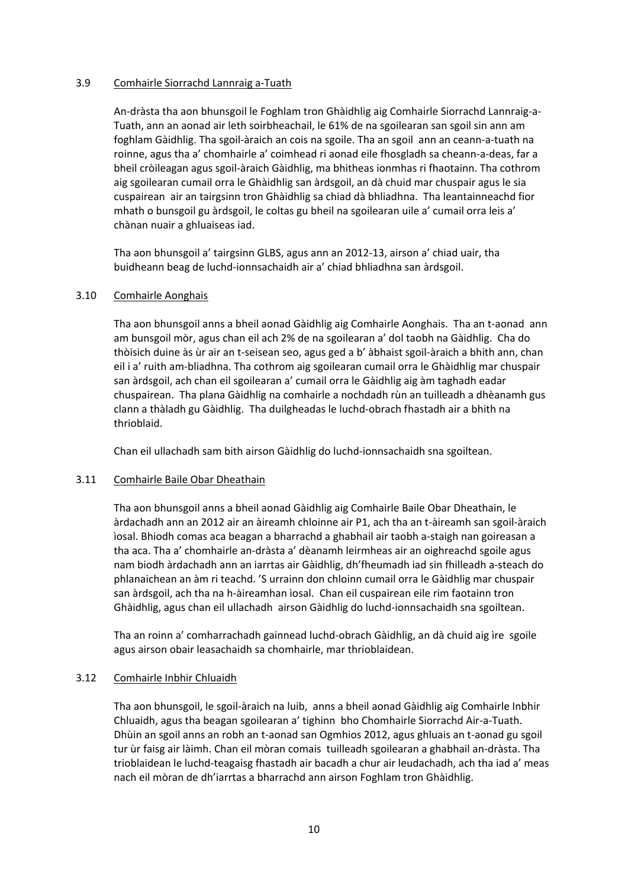### 3.9 Comhairle Siorrachd Lannraig a-Tuath

An-dràsta tha aon bhunsgoil le Foghlam tron Ghàidhlig aig Comhairle Siorrachd Lannraig-a-Tuath, ann an aonad air leth soirbheachail, le 61% de na sgoilearan san sgoil sin ann am foghlam Gàidhlig. Tha sgoil-àraich an cois na sgoile. Tha an sgoil ann an ceann-a-tuath na roinne, agus tha a' chomhairle a' coimhead ri aonad eile fhosgladh sa cheann-a-deas, far a bheil cròileagan agus sgoil-àraich Gàidhlig, ma bhitheas ionmhas ri fhaotainn. Tha cothrom aig sgoilearan cumail orra le Ghàidhlig san àrdsgoil, an dà chuid mar chuspair agus le sia cuspairean air an tairgsinn tron Ghàidhlig sa chiad dà bhliadhna. Tha leantainneachd fìor mhath o bunsgoil gu àrdsgoil, le coltas gu bheil na sgoilearan uile a' cumail orra leis a' chànan nuair a ghluaiseas iad.

Tha aon bhunsgoil a' tairgsinn GLBS, agus ann an 2012-13, airson a' chiad uair, tha buidheann beag de luchd-ionnsachaidh air a' chiad bhliadhna san àrdsgoil.

### 3.10 Comhairle Aonghais

Tha aon bhunsgoil anns a bheil aonad Gàidhlig aig Comhairle Aonghais. Tha an t-aonad ann am bunsgoil mòr, agus chan eil ach 2% de na sgoilearan a' dol taobh na Gàidhlig. Cha do thòisich duine às ùr air an t-seisean seo, agus ged a b' àbhaist sgoil-àraich a bhith ann, chan eil i a' ruith am-bliadhna. Tha cothrom aig sgoilearan cumail orra le Ghàidhlig mar chuspair san àrdsgoil, ach chan eil sgoilearan a' cumail orra le Gàidhlig aig àm taghadh eadar chuspairean. Tha plana Gàidhlig na comhairle a nochdadh rùn an tuilleadh a dhèanamh gus clann a thàladh gu Gàidhlig. Tha duilgheadas le luchd-obrach fhastadh air a bhith na thrioblaid.

Chan eil ullachadh sam bith airson Gàidhlig do luchd-ionnsachaidh sna sgoiltean.

### 3.11 Comhairle Baile Obar Dheathain

Tha aon bhunsgoil anns a bheil aonad Gàidhlig aig Comhairle Baile Obar Dheathain, le àrdachadh ann an 2012 air an àireamh chloinne air P1, ach tha an t-àireamh san sgoil-àraich ìosal. Bhiodh comas aca beagan a bharrachd a ghabhail air taobh a-staigh nan goireasan a tha aca. Tha a' chomhairle an-dràsta a' dèanamh leirmheas air an oighreachd sgoile agus nam biodh àrdachadh ann an iarrtas air Gàidhlig, dh'fheumadh iad sin fhilleadh a-steach do phlanaichean an àm ri teachd. 'S urrainn don chloinn cumail orra le Gàidhlig mar chuspair san àrdsgoil, ach tha na h-àireamhan ìosal. Chan eil cuspairean eile rim faotainn tron Ghàidhlig, agus chan eil ullachadh airson Gàidhlig do luchd-ionnsachaidh sna sgoiltean.

Tha an roinn a' comharrachadh gainnead luchd-obrach Gàidhlig, an dà chuid aig ìre sgoile agus airson obair leasachaidh sa chomhairle, mar thrioblaidean.

### 3.12 Comhairle Inbhir Chluaidh

Tha aon bhunsgoil, le sgoil-àraich na luib, anns a bheil aonad Gàidhlig aig Comhairle Inbhir Chluaidh, agus tha beagan sgoilearan a' tighinn bho Chomhairle Siorrachd Air-a-Tuath. Dhùin an sgoil anns an robh an t-aonad san Ogmhios 2012, agus ghluais an t-aonad gu sgoil tur ùr faisg air làimh. Chan eil mòran comais tuilleadh sgoilearan a ghabhail an-dràsta. Tha trioblaidean le luchd-teagaisg fhastadh air bacadh a chur air leudachadh, ach tha iad a' meas nach eil mòran de dh'iarrtas a bharrachd ann airson Foghlam tron Ghàidhlig.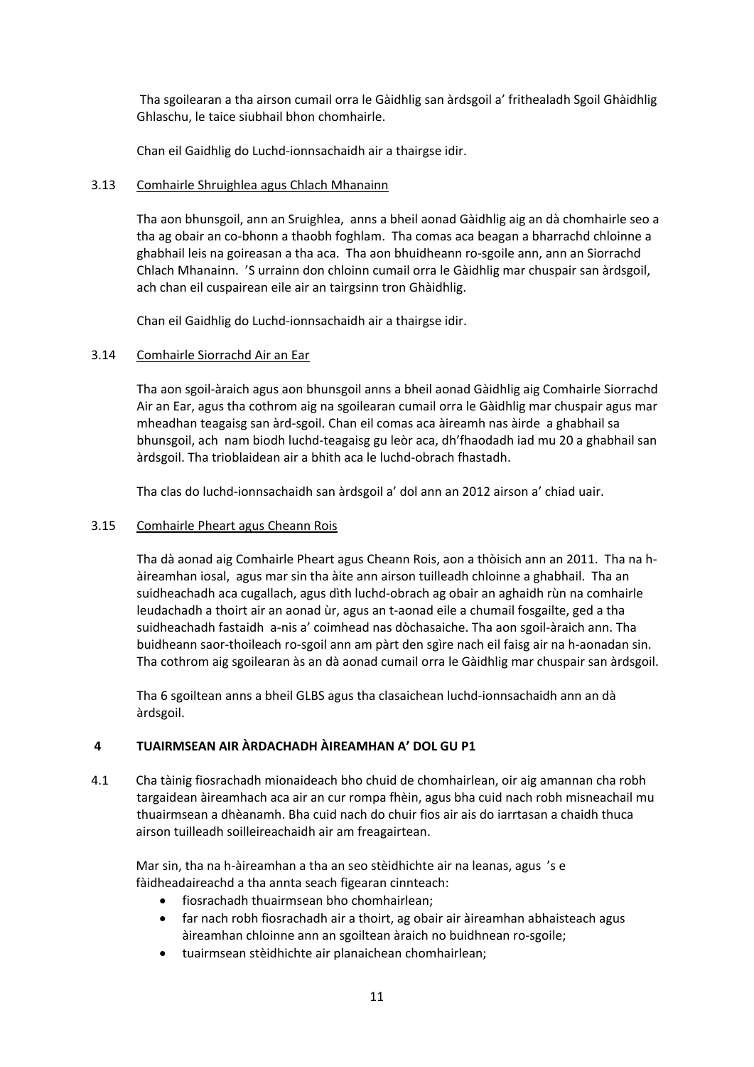Tha sgoilearan a tha airson cumail orra le Gàidhlig san àrdsgoil a' frithealadh Sgoil Ghàidhlig Ghlaschu, le taice siubhail bhon chomhairle.

Chan eil Gaidhlig do Luchd-ionnsachaidh air a thairgse idir.

3.13 Comhairle Shruighlea agus Chlach Mhanainn

Tha aon bhunsgoil, ann an Sruighlea, anns a bheil aonad Gàidhlig aig an dà chomhairle seo a tha ag obair an co-bhonn a thaobh foghlam. Tha comas aca beagan a bharrachd chloinne a ghabhail leis na goireasan a tha aca. Tha aon bhuidheann ro-sgoile ann, ann an Siorrachd Chlach Mhanainn. 'S urrainn don chloinn cumail orra le Gàidhlig mar chuspair san àrdsgoil, ach chan eil cuspairean eile air an tairgsinn tron Ghàidhlig.

Chan eil Gaidhlig do Luchd-ionnsachaidh air a thairgse idir.

3.14 Comhairle Siorrachd Air an Ear

Tha aon sgoil-àraich agus aon bhunsgoil anns a bheil aonad Gàidhlig aig Comhairle Siorrachd Air an Ear, agus tha cothrom aig na sgoilearan cumail orra le Gàidhlig mar chuspair agus mar mheadhan teagaisg san àrd-sgoil. Chan eil comas aca àireamh nas àirde a ghabhail sa bhunsgoil, ach nam biodh luchd-teagaisg gu leòr aca, dh'fhaodadh iad mu 20 a ghabhail san àrdsgoil. Tha trioblaidean air a bhith aca le luchd-obrach fhastadh.

Tha clas do luchd-ionnsachaidh san àrdsgoil a' dol ann an 2012 airson a' chiad uair.

3.15 Comhairle Pheart agus Cheann Rois

Tha dà aonad aig Comhairle Pheart agus Cheann Rois, aon a thòisich ann an 2011. Tha na h-àireamhan iosal, agus mar sin tha àite ann airson tuilleadh chloinne a ghabhail. Tha an suidheachadh aca cugallach, agus dìth luchd-obrach ag obair an aghaidh rùn na comhairle leudachadh a thoirt air an aonad ùr, agus an t-aonad eile a chumail fosgailte, ged a tha suidheachadh fastaidh a-nis a' coimhead nas dòchasaiche. Tha aon sgoil-àraich ann. Tha buidheann saor-thoileach ro-sgoil ann am pàrt den sgìre nach eil faisg air na h-aonadan sin. Tha cothrom aig sgoilearan às an dà aonad cumail orra le Gàidhlig mar chuspair san àrdsgoil.

Tha 6 sgoiltean anns a bheil GLBS agus tha clasaichean luchd-ionnsachaidh ann an dà àrdsgoil.

## 4 TUAIRMSEAN AIR ÀRDACHADH ÀIREAMHAN A' DOL GU P1

4.1 Cha tàinig fiosrachadh mionaideach bho chuid de chomhairlean, oir aig amannan cha robh targaidean àireamhach aca air an cur rompa fhèin, agus bha cuid nach robh misneachail mu thuairmsean a dhèanamh. Bha cuid nach do chuir fios air ais do iarrtasan a chaidh thuca airson tuilleadh soilleireachaidh air am freagairtean.

Mar sin, tha na h-àireamhan a tha an seo stèidhichte air na leanas, agus 's e fàidheadaireachd a tha annta seach figearan cinnteach:

- fiosrachadh thuairmsean bho chomhairlean;
- far nach robh fiosrachadh air a thoirt, ag obair air àireamhan abhaisteach agus àireamhan chloinne ann an sgoiltean àraich no buidhnean ro-sgoile;
- tuairmsean stèidhichte air planaichean chomhairlean;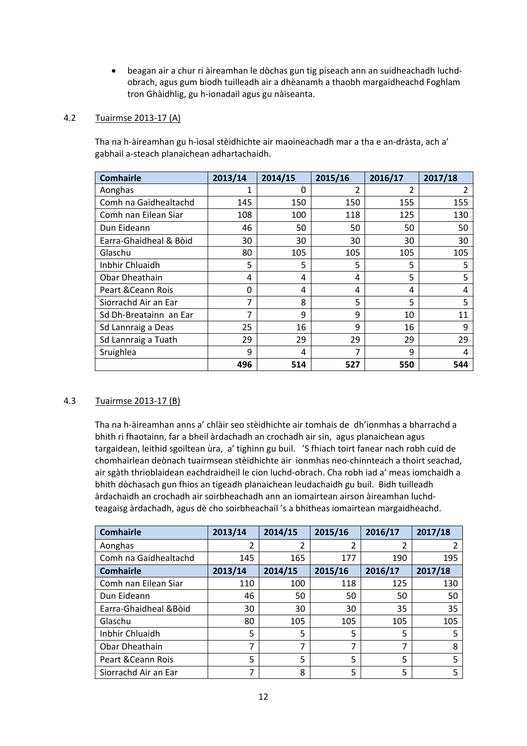- beagan air a chur ri àireamhan le dòchas gun tig piseach ann an suidheachadh luchd-obrach, agus gum biodh tuilleadh air a dhèanamh a thaobh margaidheachd Foghlam tron Ghàidhlig, gu h-ionadail agus gu nàiseanta.

## 4.2 Tuairmse 2013-17 (A)

Tha na h-àireamhan gu h-ìosal stèidhichte air maoineachadh mar a tha e an-dràsta, ach a' gabhail a-steach planaichean adhartachaidh.

| Comhairle | 2013/14 | 2014/15 | 2015/16 | 2016/17 | 2017/18 |
|---|---|---|---|---|---|
| Aonghas | 1 | 0 | 2 | 2 | 2 |
| Comh na Gaidhealtachd | 145 | 150 | 150 | 155 | 155 |
| Comh nan Eilean Siar | 108 | 100 | 118 | 125 | 130 |
| Dun Eideann | 46 | 50 | 50 | 50 | 50 |
| Earra-Ghaidheal & Bòid | 30 | 30 | 30 | 30 | 30 |
| Glaschu | 80 | 105 | 105 | 105 | 105 |
| Inbhir Chluaidh | 5 | 5 | 5 | 5 | 5 |
| Obar Dheathain | 4 | 4 | 4 | 5 | 5 |
| Peart &Ceann Rois | 0 | 4 | 4 | 4 | 4 |
| Siorrachd Air an Ear | 7 | 8 | 5 | 5 | 5 |
| Sd Dh-Breatainn an Ear | 7 | 9 | 9 | 10 | 11 |
| Sd Lannraig a Deas | 25 | 16 | 9 | 16 | 9 |
| Sd Lannraig a Tuath | 29 | 29 | 29 | 29 | 29 |
| Sruighlea | 9 | 4 | 7 | 9 | 4 |
| | **496** | **514** | **527** | **550** | **544** |

## 4.3 Tuairmse 2013-17 (B)

Tha na h-àireamhan anns a' chlàir seo stèidhichte air tomhais de dh'ionmhas a bharrachd a bhith ri fhaotainn, far a bheil àrdachadh an crochadh air sin, agus planaichean agus targaidean, leithid sgoiltean ùra, a' tighinn gu buil. 'S fhiach toirt fanear nach robh cuid de chomhairlean deònach tuairmsean stèidhichte air ionmhas neo-chinnteach a thoirt seachad, air sgàth thrioblaidean eachdraidheil le cion luchd-obrach. Cha robh iad a' meas iomchaidh a bhith dòchasach gun fhios an tigeadh planaichean leudachaidh gu buil. Bidh tuilleadh àrdachaidh an crochadh air soirbheachadh ann an iomairtean airson àireamhan luchd-teagaisg àrdachadh, agus dè cho soirbheachail 's a bhitheas iomairtean margaidheachd.

| Comhairle | 2013/14 | 2014/15 | 2015/16 | 2016/17 | 2017/18 |
|---|---|---|---|---|---|
| Aonghas | 2 | 2 | 2 | 2 | 2 |
| Comh na Gaidhealtachd | 145 | 165 | 177 | 190 | 195 |
| **Comhairle** | **2013/14** | **2014/15** | **2015/16** | **2016/17** | **2017/18** |
| Comh nan Eilean Siar | 110 | 100 | 118 | 125 | 130 |
| Dun Eideann | 46 | 50 | 50 | 50 | 50 |
| Earra-Ghaidheal &Bòid | 30 | 30 | 30 | 35 | 35 |
| Glaschu | 80 | 105 | 105 | 105 | 105 |
| Inbhir Chluaidh | 5 | 5 | 5 | 5 | 5 |
| Obar Dheathain | 7 | 7 | 7 | 7 | 8 |
| Peart &Ceann Rois | 5 | 5 | 5 | 5 | 5 |
| Siorrachd Air an Ear | 7 | 8 | 5 | 5 | 5 |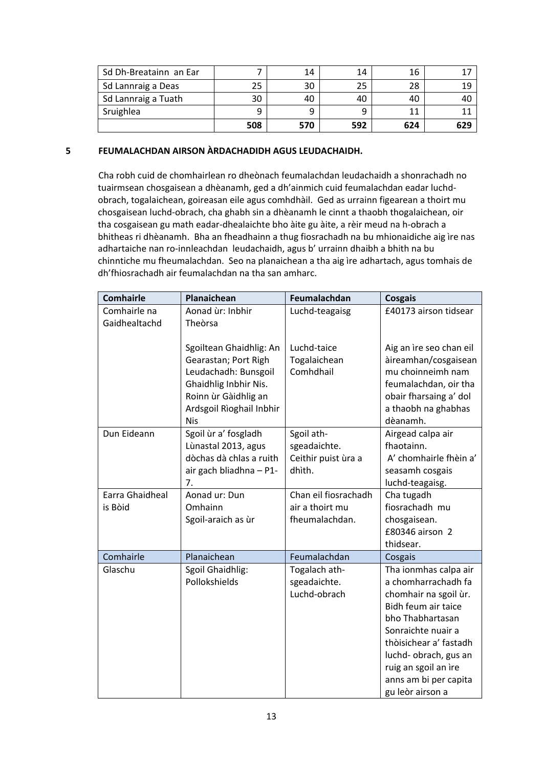| | | | | | |
|---|---|---|---|---|---|
| Sd Dh-Breatainn an Ear | 7 | 14 | 14 | 16 | 17 |
| Sd Lannraig a Deas | 25 | 30 | 25 | 28 | 19 |
| Sd Lannraig a Tuath | 30 | 40 | 40 | 40 | 40 |
| Sruighlea | 9 | 9 | 9 | 11 | 11 |
| | **508** | **570** | **592** | **624** | **629** |

## 5 FEUMALACHDAN AIRSON ÀRDACHADIDH AGUS LEUDACHAIDH.

Cha robh cuid de chomhairlean ro dheònach feumalachdan leudachaidh a shonrachadh no tuairmsean chosgaisean a dhèanamh, ged a dh'ainmich cuid feumalachdan eadar luchd-obrach, togalaichean, goireasan eile agus comhdhàil. Ged as urrainn figearean a thoirt mu chosgaisean luchd-obrach, cha ghabh sin a dhèanamh le cinnt a thaobh thogalaichean, oir tha cosgaisean gu math eadar-dhealaichte bho àite gu àite, a rèir meud na h-obrach a bhitheas ri dhèanamh. Bha an fheadhainn a thug fiosrachadh na bu mhionaidiche aig ìre nas adhartaiche nan ro-innleachdan leudachaidh, agus b' urrainn dhaibh a bhith na bu chinntiche mu fheumalachdan. Seo na planaichean a tha aig ìre adhartach, agus tomhais de dh'fhiosrachadh air feumalachdan na tha san amharc.

| Comhairle | Planaichean | Feumalachdan | Cosgais |
|---|---|---|---|
| Comhairle na Gaidhealtachd | Aonad ùr: Inbhir Theòrsa | Luchd-teagaisg | £40173 airson tidsear |
| | Sgoiltean Ghaidhlig: An Gearastan; Port Righ<br>Leudachadh: Bunsgoil Ghaidhlig Inbhir Nis.<br>Roinn ùr Gàidhlig an Ardsgoil Rìoghail Inbhir Nis | Luchd-taice<br>Togalaichean<br>Comhdhail | Aig an ìre seo chan eil àireamhan/cosgaisean mu choinneimh nam feumalachdan, oir tha obair fharsaing a' dol a thaobh na ghabhas dèanamh. |
| Dun Eideann | Sgoil ùr a' fosgladh Lùnastal 2013, agus dòchas dà chlas a ruith air gach bliadhna – P1-7. | Sgoil ath-sgeadaichte.<br>Ceithir puist ùra a dhìth. | Airgead calpa air fhaotainn.<br>A' chomhairle fhèin a' seasamh cosgais luchd-teagaisg. |
| Earra Ghaidheal is Bòid | Aonad ur: Dun Omhainn<br>Sgoil-araich as ùr | Chan eil fiosrachadh air a thoirt mu fheumalachdan. | Cha tugadh fiosrachadh mu chosgaisean.<br>£80346 airson 2 thidsear. |
| Comhairle | Planaichean | Feumalachdan | Cosgais |
| Glaschu | Sgoil Ghaidhlig: Pollokshields | Togalach ath-sgeadaichte.<br>Luchd-obrach | Tha ionmhas calpa air a chomharrachadh fa chomhair na sgoil ùr. Bidh feum air taice bho Thabhartasan Sonraichte nuair a thòisichear a' fastadh luchd- obrach, gus an ruig an sgoil an ìre anns am bi per capita gu leòr airson a |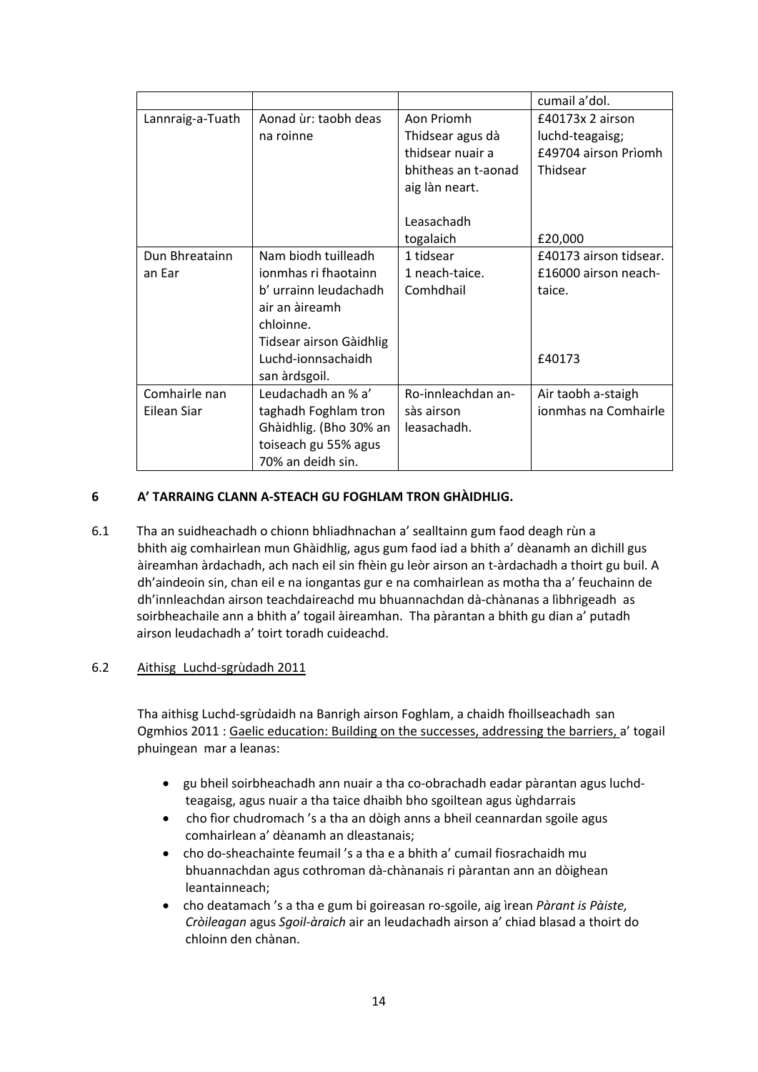| | | | cumail a'dol. |
|---|---|---|---|
| Lannraig-a-Tuath | Aonad ùr: taobh deas na roinne | Aon Priomh Thidsear agus dà thidsear nuair a bhitheas an t-aonad aig làn neart.<br><br>Leasachadh togalaich | £40173x 2 airson luchd-teagaisg; £49704 airson Prìomh Thidsear<br><br><br>£20,000 |
| Dun Bhreatainn an Ear | Nam biodh tuilleadh ionmhas ri fhaotainn b' urrainn leudachadh air an àireamh chloinne.<br>Tidsear airson Gàidhlig Luchd-ionnsachaidh san àrdsgoil. | 1 tidsear<br>1 neach-taice.<br>Comhdhail | £40173 airson tidsear.<br>£16000 airson neach-taice.<br><br><br>£40173 |
| Comhairle nan Eilean Siar | Leudachadh an % a' taghadh Foghlam tron Ghàidhlig. (Bho 30% an toiseach gu 55% agus 70% an deidh sin. | Ro-innleachdan an-sàs airson leasachadh. | Air taobh a-staigh ionmhas na Comhairle |

## 6 A' TARRAING CLANN A-STEACH GU FOGHLAM TRON GHÀIDHLIG.

6.1 Tha an suidheachadh o chionn bhliadhnachan a' sealltainn gum faod deagh rùn a bhith aig comhairlean mun Ghàidhlig, agus gum faod iad a bhith a' dèanamh an dìchill gus àireamhan àrdachadh, ach nach eil sin fhèin gu leòr airson an t-àrdachadh a thoirt gu buil. A dh'aindeoin sin, chan eil e na iongantas gur e na comhairlean as motha tha a' feuchainn de dh'innleachdan airson teachdaireachd mu bhuannachdan dà-chànanas a lìbhrigeadh as soirbheachaile ann a bhith a' togail àireamhan. Tha pàrantan a bhith gu dian a' putadh airson leudachadh a' toirt toradh cuideachd.

6.2 Aithisg Luchd-sgrùdadh 2011

Tha aithisg Luchd-sgrùdaidh na Banrigh airson Foghlam, a chaidh fhoillseachadh san Ogmhios 2011 : Gaelic education: Building on the successes, addressing the barriers, a' togail phuingean mar a leanas:

- gu bheil soirbheachadh ann nuair a tha co-obrachadh eadar pàrantan agus luchd-teagaisg, agus nuair a tha taice dhaibh bho sgoiltean agus ùghdarrais
- cho fìor chudromach 's a tha an dòigh anns a bheil ceannardan sgoile agus comhairlean a' dèanamh an dleastanais;
- cho do-sheachainte feumail 's a tha e a bhith a' cumail fiosrachaidh mu bhuannachdan agus cothroman dà-chànanais ri pàrantan ann an dòighean leantainneach;
- cho deatamach 's a tha e gum bi goireasan ro-sgoile, aig ìrean *Pàrant is Pàiste, Cròileagan* agus *Sgoil-àraich* air an leudachadh airson a' chiad blasad a thoirt do chloinn den chànan.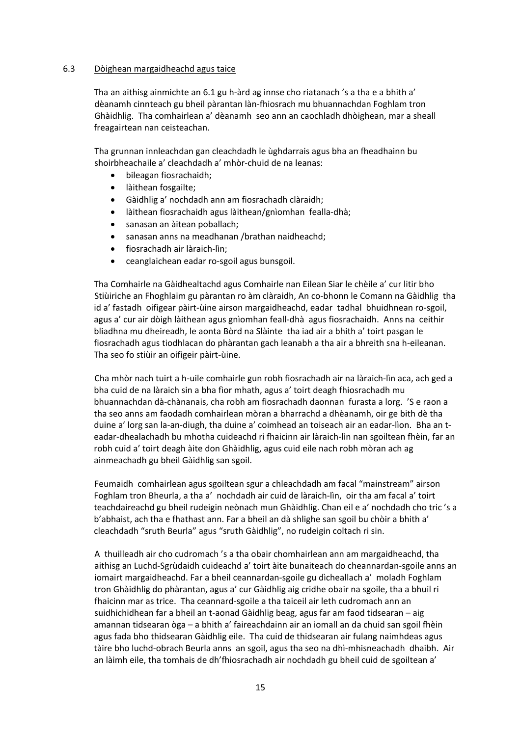## 6.3 Dòighean margaidheachd agus taice

Tha an aithisg ainmichte an 6.1 gu h-àrd ag innse cho riatanach 's a tha e a bhith a' dèanamh cinnteach gu bheil pàrantan làn-fhiosrach mu bhuannachdan Foghlam tron Ghàidhlig. Tha comhairlean a' dèanamh seo ann an caochladh dhòighean, mar a sheall freagairtean nan ceisteachan.

Tha grunnan innleachdan gan cleachdadh le ùghdarrais agus bha an fheadhainn bu shoirbheachaile a' cleachdadh a' mhòr-chuid de na leanas:

- bileagan fiosrachaidh;
- làithean fosgailte;
- Gàidhlig a' nochdadh ann am fiosrachadh clàraidh;
- làithean fiosrachaidh agus làithean/gnìomhan fealla-dhà;
- sanasan an àitean poballach;
- sanasan anns na meadhanan /brathan naidheachd;
- fiosrachadh air làraich-lìn;
- ceanglaichean eadar ro-sgoil agus bunsgoil.

Tha Comhairle na Gàidhealtachd agus Comhairle nan Eilean Siar le chèile a' cur litir bho Stiùiriche an Fhoghlaim gu pàrantan ro àm clàraidh, An co-bhonn le Comann na Gàidhlig tha id a' fastadh oifigear pàirt-ùine airson margaidheachd, eadar tadhal bhuidhnean ro-sgoil, agus a' cur air dòigh làithean agus gnìomhan feall-dhà agus fiosrachaidh. Anns na ceithir bliadhna mu dheireadh, le aonta Bòrd na Slàinte tha iad air a bhith a' toirt pasgan le fiosrachadh agus tiodhlacan do phàrantan gach leanabh a tha air a bhreith sna h-eileanan. Tha seo fo stiùir an oifigeir pàirt-ùine.

Cha mhòr nach tuirt a h-uile comhairle gun robh fiosrachadh air na làraich-lìn aca, ach ged a bha cuid de na làraich sin a bha fìor mhath, agus a' toirt deagh fhiosrachadh mu bhuannachdan dà-chànanais, cha robh am fiosrachadh daonnan furasta a lorg. 'S e raon a tha seo anns am faodadh comhairlean mòran a bharrachd a dhèanamh, oir ge bith dè tha duine a' lorg san la-an-diugh, tha duine a' coimhead an toiseach air an eadar-lìon. Bha an t-eadar-dhealachadh bu mhotha cuideachd ri fhaicinn air làraich-lìn nan sgoiltean fhèin, far an robh cuid a' toirt deagh àite don Ghàidhlig, agus cuid eile nach robh mòran ach ag ainmeachadh gu bheil Gàidhlig san sgoil.

Feumaidh comhairlean agus sgoiltean sgur a chleachdadh am facal "mainstream" airson Foghlam tron Bheurla, a tha a' nochdadh air cuid de làraich-lìn, oir tha am facal a' toirt teachdaireachd gu bheil rudeigin neònach mun Ghàidhlig. Chan eil e a' nochdadh cho tric 's a b'abhaist, ach tha e fhathast ann. Far a bheil an dà shlighe san sgoil bu chòir a bhith a' cleachdadh "sruth Beurla" agus "sruth Gàidhlig", no rudeigin coltach ri sin.

A thuilleadh air cho cudromach 's a tha obair chomhairlean ann am margaidheachd, tha aithisg an Luchd-Sgrùdaidh cuideachd a' toirt àite bunaiteach do cheannardan-sgoile anns an iomairt margaidheachd. Far a bheil ceannardan-sgoile gu dìcheallach a' moladh Foghlam tron Ghàidhlig do phàrantan, agus a' cur Gàidhlig aig cridhe obair na sgoile, tha a bhuil ri fhaicinn mar as trice. Tha ceannard-sgoile a tha taiceil air leth cudromach ann an suidhichidhean far a bheil an t-aonad Gàidhlig beag, agus far am faod tidsearan – aig amannan tidsearan òga – a bhith a' faireachdainn air an iomall an da chuid san sgoil fhèin agus fada bho thidsearan Gàidhlig eile. Tha cuid de thidsearan air fulang naimhdeas agus tàire bho luchd-obrach Beurla anns an sgoil, agus tha seo na dhì-mhisneachadh dhaibh. Air an làimh eile, tha tomhais de dh'fhiosrachadh air nochdadh gu bheil cuid de sgoiltean a'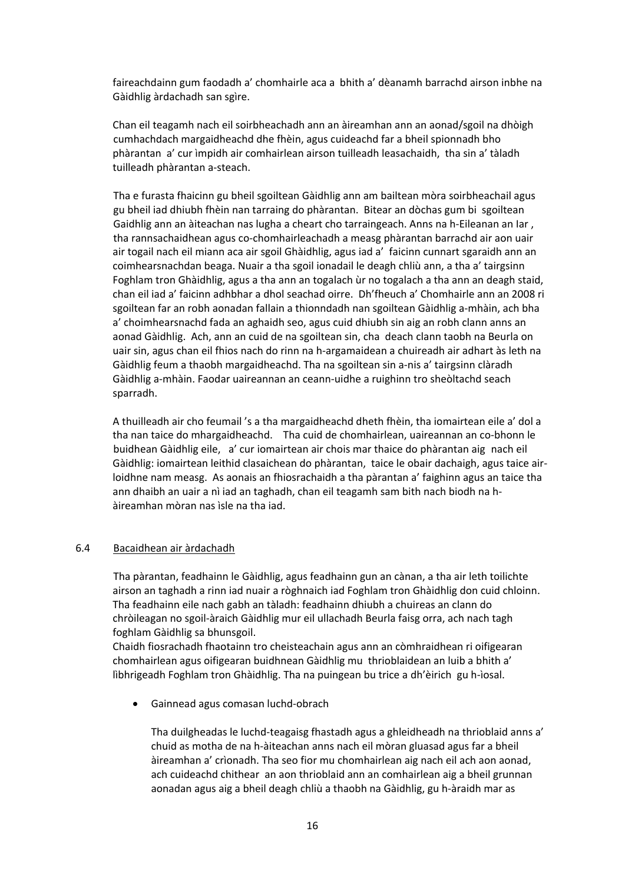faireachdainn gum faodadh a' chomhairle aca a bhith a' dèanamh barrachd airson inbhe na Gàidhlig àrdachadh san sgìre.

Chan eil teagamh nach eil soirbheachadh ann an àireamhan ann an aonad/sgoil na dhòigh cumhachdach margaidheachd dhe fhèin, agus cuideachd far a bheil spionnadh bho phàrantan a' cur ìmpidh air comhairlean airson tuilleadh leasachaidh, tha sin a' tàladh tuilleadh phàrantan a-steach.

Tha e furasta fhaicinn gu bheil sgoiltean Gàidhlig ann am bailtean mòra soirbheachail agus gu bheil iad dhiubh fhèin nan tarraing do phàrantan. Bitear an dòchas gum bi sgoiltean Gaidhlig ann an àiteachan nas lugha a cheart cho tarraingeach. Anns na h-Eileanan an Iar, tha rannsachaidhean agus co-chomhairleachadh a measg phàrantan barrachd air aon uair air togail nach eil miann aca air sgoil Ghàidhlig, agus iad a' faicinn cunnart sgaraidh ann an coimhearsnachdan beaga. Nuair a tha sgoil ionadail le deagh chliù ann, a tha a' tairgsinn Foghlam tron Ghàidhlig, agus a tha ann an togalach ùr no togalach a tha ann an deagh staid, chan eil iad a' faicinn adhbhar a dhol seachad oirre. Dh'fheuch a' Chomhairle ann an 2008 ri sgoiltean far an robh aonadan fallain a thionndadh nan sgoiltean Gàidhlig a-mhàin, ach bha a' choimhearsnachd fada an aghaidh seo, agus cuid dhiubh sin aig an robh clann anns an aonad Gàidhlig. Ach, ann an cuid de na sgoiltean sin, cha deach clann taobh na Beurla on uair sin, agus chan eil fhios nach do rinn na h-argamaidean a chuireadh air adhart às leth na Gàidhlig feum a thaobh margaidheachd. Tha na sgoiltean sin a-nis a' tairgsinn clàradh Gàidhlig a-mhàin. Faodar uaireannan an ceann-uidhe a ruighinn tro sheòltachd seach sparradh.

A thuilleadh air cho feumail 's a tha margaidheachd dheth fhèin, tha iomairtean eile a' dol a tha nan taice do mhargaidheachd. Tha cuid de chomhairlean, uaireannan an co-bhonn le buidhean Gàidhlig eile, a' cur iomairtean air chois mar thaice do phàrantan aig nach eil Gàidhlig: iomairtean leithid clasaichean do phàrantan, taice le obair dachaigh, agus taice air-loidhne nam measg. As aonais an fhiosrachaidh a tha pàrantan a' faighinn agus an taice tha ann dhaibh an uair a nì iad an taghadh, chan eil teagamh sam bith nach biodh na h-àireamhan mòran nas ìsle na tha iad.

## 6.4 Bacaidhean air àrdachadh

Tha pàrantan, feadhainn le Gàidhlig, agus feadhainn gun an cànan, a tha air leth toilichte airson an taghadh a rinn iad nuair a ròghnaich iad Foghlam tron Ghàidhlig don cuid chloinn. Tha feadhainn eile nach gabh an tàladh: feadhainn dhiubh a chuireas an clann do chròileagan no sgoil-àraich Gàidhlig mur eil ullachadh Beurla faisg orra, ach nach tagh foghlam Gàidhlig sa bhunsgoil.

Chaidh fiosrachadh fhaotainn tro cheisteachain agus ann an còmhraidhean ri oifigearan chomhairlean agus oifigearan buidhnean Gàidhlig mu thrioblaidean an luib a bhith a' lìbhrigeadh Foghlam tron Ghàidhlig. Tha na puingean bu trice a dh'èirich gu h-ìosal.

- Gainnead agus comasan luchd-obrach

  Tha duilgheadas le luchd-teagaisg fhastadh agus a ghleidheadh na thrioblaid anns a' chuid as motha de na h-àiteachan anns nach eil mòran gluasad agus far a bheil àireamhan a' crìonadh. Tha seo fìor mu chomhairlean aig nach eil ach aon aonad, ach cuideachd chithear an aon thrioblaid ann an comhairlean aig a bheil grunnan aonadan agus aig a bheil deagh chliù a thaobh na Gàidhlig, gu h-àraidh mar as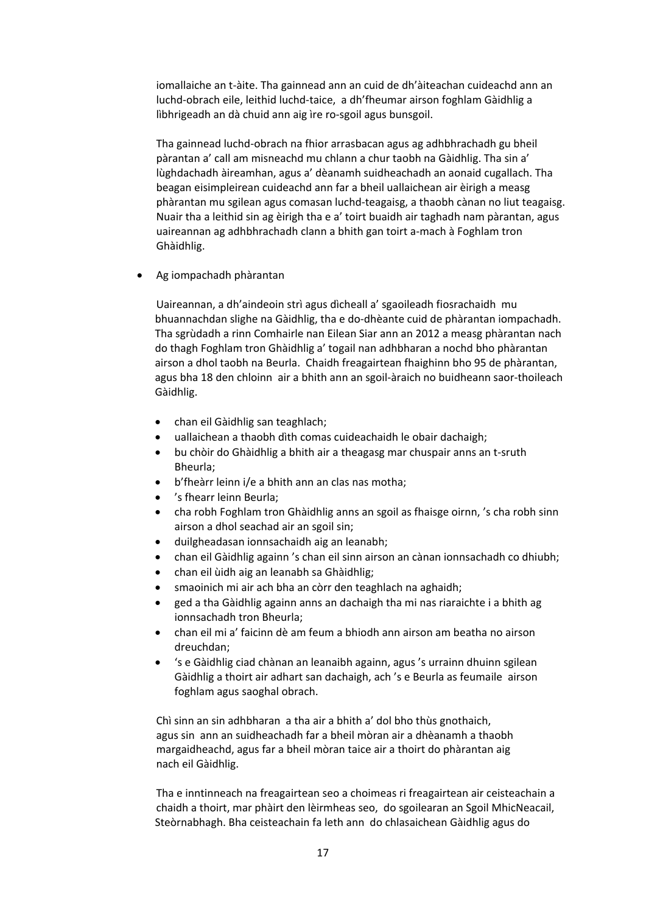iomallaiche an t-àite. Tha gainnead ann an cuid de dh'àiteachan cuideachd ann an luchd-obrach eile, leithid luchd-taice, a dh'fheumar airson foghlam Gàidhlig a lìbhrigeadh an dà chuid ann aig ìre ro-sgoil agus bunsgoil.

Tha gainnead luchd-obrach na fhior arrasbacan agus ag adhbhrachadh gu bheil pàrantan a' call am misneachd mu chlann a chur taobh na Gàidhlig. Tha sin a' lùghdachadh àireamhan, agus a' dèanamh suidheachadh an aonaid cugallach. Tha beagan eisimpleirean cuideachd ann far a bheil uallaichean air èirigh a measg phàrantan mu sgilean agus comasan luchd-teagaisg, a thaobh cànan no liut teagaisg. Nuair tha a leithid sin ag èirigh tha e a' toirt buaidh air taghadh nam pàrantan, agus uaireannan ag adhbhrachadh clann a bhith gan toirt a-mach à Foghlam tron Ghàidhlig.

- Ag iompachadh phàrantan

Uaireannan, a dh'aindeoin strì agus dìcheall a' sgaoileadh fiosrachaidh mu bhuannachdan slighe na Gàidhlig, tha e do-dhèante cuid de phàrantan iompachadh. Tha sgrùdadh a rinn Comhairle nan Eilean Siar ann an 2012 a measg phàrantan nach do thagh Foghlam tron Ghàidhlig a' togail nan adhbharan a nochd bho phàrantan airson a dhol taobh na Beurla. Chaidh freagairtean fhaighinn bho 95 de phàrantan, agus bha 18 den chloinn air a bhith ann an sgoil-àraich no buidheann saor-thoileach Gàidhlig.

- chan eil Gàidhlig san teaghlach;
- uallaichean a thaobh dìth comas cuideachaidh le obair dachaigh;
- bu chòir do Ghàidhlig a bhith air a theagasg mar chuspair anns an t-sruth Bheurla;
- b'fheàrr leinn i/e a bhith ann an clas nas motha;
- 's fhearr leinn Beurla;
- cha robh Foghlam tron Ghàidhlig anns an sgoil as fhaisge oirnn, 's cha robh sinn airson a dhol seachad air an sgoil sin;
- duilgheadasan ionnsachaidh aig an leanabh;
- chan eil Gàidhlig againn 's chan eil sinn airson an cànan ionnsachadh co dhiubh;
- chan eil ùidh aig an leanabh sa Ghàidhlig;
- smaoinich mi air ach bha an còrr den teaghlach na aghaidh;
- ged a tha Gàidhlig againn anns an dachaigh tha mi nas riaraichte i a bhith ag ionnsachadh tron Bheurla;
- chan eil mi a' faicinn dè am feum a bhiodh ann airson am beatha no airson dreuchdan;
- 's e Gàidhlig ciad chànan an leanaibh againn, agus 's urrainn dhuinn sgilean Gàidhlig a thoirt air adhart san dachaigh, ach 's e Beurla as feumaile airson foghlam agus saoghal obrach.

Chì sinn an sin adhbharan a tha air a bhith a' dol bho thùs gnothaich, agus sin ann an suidheachadh far a bheil mòran air a dhèanamh a thaobh margaidheachd, agus far a bheil mòran taice air a thoirt do phàrantan aig nach eil Gàidhlig.

Tha e inntinneach na freagairtean seo a choimeas ri freagairtean air ceisteachain a chaidh a thoirt, mar phàirt den lèirmheas seo, do sgoilearan an Sgoil MhicNeacail, Steòrnabhagh. Bha ceisteachain fa leth ann do chlasaichean Gàidhlig agus do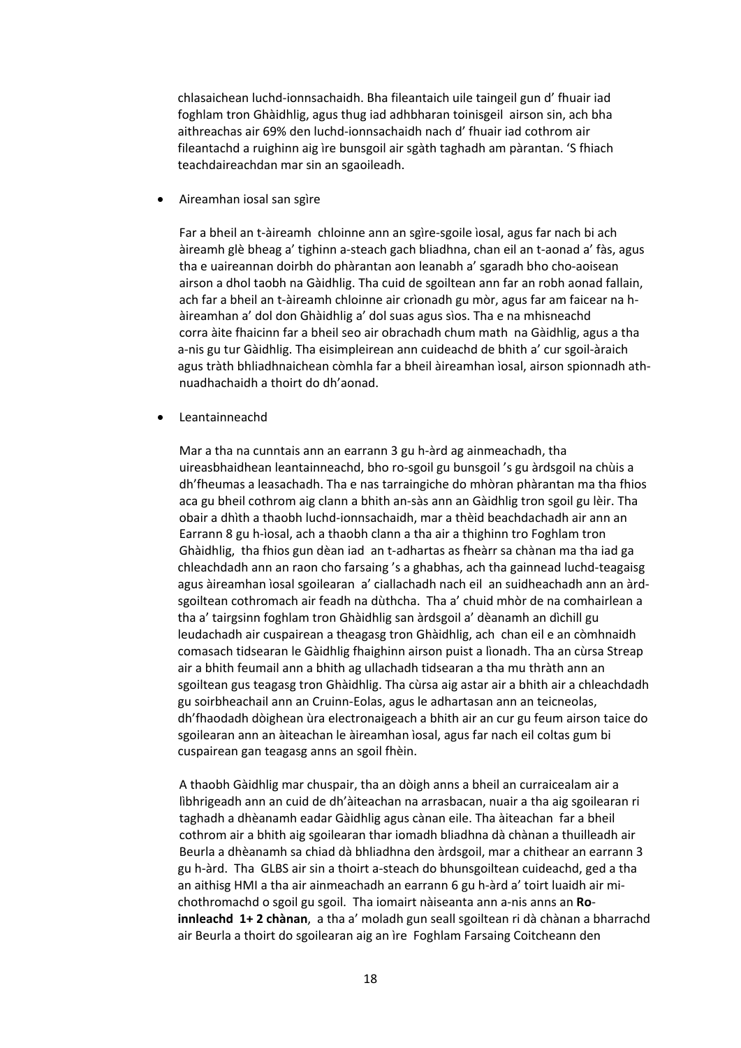chlasaichean luchd-ionnsachaidh. Bha fileantaich uile taingeil gun d' fhuair iad foghlam tron Ghàidhlig, agus thug iad adhbharan toinisgeil airson sin, ach bha aithreachas air 69% den luchd-ionnsachaidh nach d' fhuair iad cothrom air fileantachd a ruighinn aig ìre bunsgoil air sgàth taghadh am pàrantan. 'S fhiach teachdaireachdan mar sin an sgaoileadh.

- Aireamhan iosal san sgìre

  Far a bheil an t-àireamh chloinne ann an sgìre-sgoile ìosal, agus far nach bi ach àireamh glè bheag a' tighinn a-steach gach bliadhna, chan eil an t-aonad a' fàs, agus tha e uaireannan doirbh do phàrantan aon leanabh a' sgaradh bho cho-aoisean airson a dhol taobh na Gàidhlig. Tha cuid de sgoiltean ann far an robh aonad fallain, ach far a bheil an t-àireamh chloinne air crìonadh gu mòr, agus far am faicear na h-àireamhan a' dol don Ghàidhlig a' dol suas agus sìos. Tha e na mhisneachd corra àite fhaicinn far a bheil seo air obrachadh chum math na Gàidhlig, agus a tha a-nis gu tur Gàidhlig. Tha eisimpleirean ann cuideachd de bhith a' cur sgoil-àraich agus tràth bhliadhnaichean còmhla far a bheil àireamhan ìosal, airson spionnadh ath-nuadhachaidh a thoirt do dh'aonad.

- Leantainneachd

  Mar a tha na cunntais ann an earrann 3 gu h-àrd ag ainmeachadh, tha uireasbhaidhean leantainneachd, bho ro-sgoil gu bunsgoil 's gu àrdsgoil na chùis a dh'fheumas a leasachadh. Tha e nas tarraingiche do mhòran phàrantan ma tha fhios aca gu bheil cothrom aig clann a bhith an-sàs ann an Gàidhlig tron sgoil gu lèir. Tha obair a dhìth a thaobh luchd-ionnsachaidh, mar a thèid beachdachadh air ann an Earrann 8 gu h-ìosal, ach a thaobh clann a tha air a thighinn tro Fhoghlam tron Ghàidhlig, tha fhios gun dèan iad an t-adhartas as fheàrr sa chànan ma tha iad ga chleachdadh ann an raon cho farsaing 's a ghabhas, ach tha gainnead luchd-teagaisg agus àireamhan ìosal sgoilearan a' ciallachadh nach eil an suidheachadh ann an àrd-sgoiltean cothromach air feadh na dùthcha. Tha a' chuid mhòr de na comhairlean a tha a' tairgsinn foghlam tron Ghàidhlig san àrdsgoil a' dèanamh an dìchill gu leudachadh air cuspairean a theagasg tron Ghàidhlig, ach chan eil e an còmhnaidh comasach tidsearan le Gàidhlig fhaighinn airson puist a lìonadh. Tha an cùrsa Streap air a bhith feumail ann a bhith ag ullachadh tidsearan a tha mu thràth ann an sgoiltean gus teagasg tron Ghàidhlig. Tha cùrsa aig astar air a bhith air a chleachdadh gu soirbheachail ann an Cruinn-Eolas, agus le adhartasan ann an teicneolas, dh'fhaodadh dòighean ùra electronaigeach a bhith air an cur gu feum airson taice do sgoilearan ann an àiteachan le àireamhan ìosal, agus far nach eil coltas gum bi cuspairean gan teagasg anns an sgoil fhèin.

  A thaobh Gàidhlig mar chuspair, tha an dòigh anns a bheil an curraicealam air a lìbhrigeadh ann an cuid de dh'àiteachan na arrasbacan, nuair a tha aig sgoilearan ri taghadh a dhèanamh eadar Gàidhlig agus cànan eile. Tha àiteachan far a bheil cothrom air a bhith aig sgoilearan thar iomadh bliadhna dà chànan a thuilleadh air Beurla a dhèanamh sa chiad dà bhliadhna den àrdsgoil, mar a chithear an earrann 3 gu h-àrd. Tha GLBS air sin a thoirt a-steach do bhunsgoiltean cuideachd, ged a tha an aithisg HMI a tha air ainmeachadh an earrann 6 gu h-àrd a' toirt luaidh air mi-chothromachd o sgoil gu sgoil. Tha iomairt nàiseanta ann a-nis anns an **Ro-innleachd 1+ 2 chànan**, a tha a' moladh gun seall sgoiltean ri dà chànan a bharrachd air Beurla a thoirt do sgoilearan aig an ìre Foghlam Farsaing Coitcheann den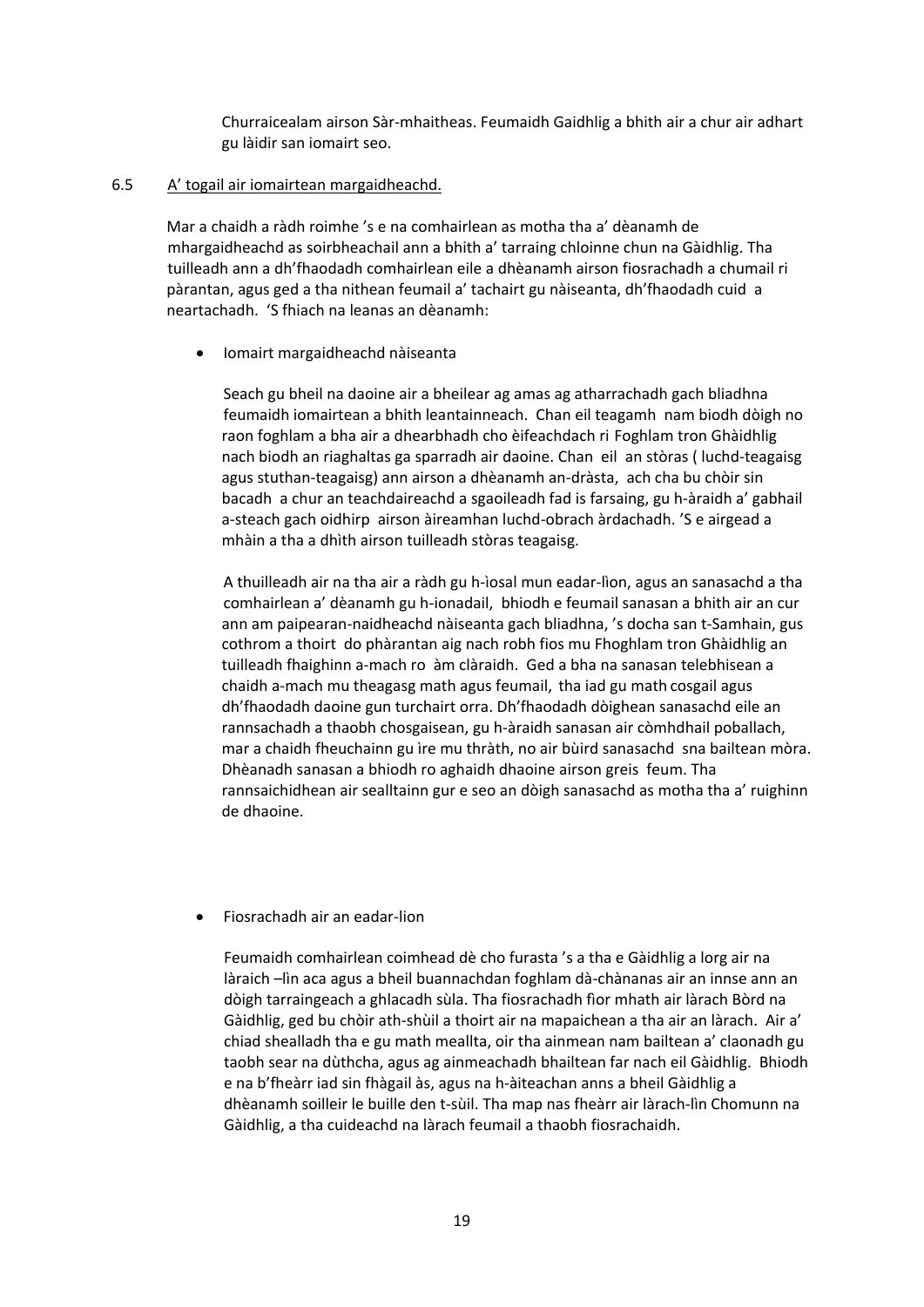Churraicealam airson Sàr-mhaitheas. Feumaidh Gaidhlig a bhith air a chur air adhart gu làidir san iomairt seo.

6.5 A' togail air iomairtean margaidheachd.

Mar a chaidh a ràdh roimhe 's e na comhairlean as motha tha a' dèanamh de mhargaidheachd as soirbheachail ann a bhith a' tarraing chloinne chun na Gàidhlig. Tha tuilleadh ann a dh'fhaodadh comhairlean eile a dhèanamh airson fiosrachadh a chumail ri pàrantan, agus ged a tha nithean feumail a' tachairt gu nàiseanta, dh'fhaodadh cuid a neartachadh. 'S fhiach na leanas an dèanamh:

- Iomairt margaidheachd nàiseanta

  Seach gu bheil na daoine air a bheilear ag amas ag atharrachadh gach bliadhna feumaidh iomairtean a bhith leantainneach. Chan eil teagamh nam biodh dòigh no raon foghlam a bha air a dhearbhadh cho èifeachdach ri Foghlam tron Ghàidhlig nach biodh an riaghaltas ga sparradh air daoine. Chan eil an stòras ( luchd-teagaisg agus stuthan-teagaisg) ann airson a dhèanamh an-dràsta, ach cha bu chòir sin bacadh a chur an teachdaireachd a sgaoileadh fad is farsaing, gu h-àraidh a' gabhail a-steach gach oidhirp airson àireamhan luchd-obrach àrdachadh. 'S e airgead a mhàin a tha a dhìth airson tuilleadh stòras teagaisg.

  A thuilleadh air na tha air a ràdh gu h-ìosal mun eadar-lìon, agus an sanasachd a tha comhairlean a' dèanamh gu h-ionadail, bhiodh e feumail sanasan a bhith air an cur ann am paipearan-naidheachd nàiseanta gach bliadhna, 's docha san t-Samhain, gus cothrom a thoirt do phàrantan aig nach robh fios mu Fhoghlam tron Ghàidhlig an tuilleadh fhaighinn a-mach ro àm clàraidh. Ged a bha na sanasan telebhisean a chaidh a-mach mu theagasg math agus feumail, tha iad gu math cosgail agus dh'fhaodadh daoine gun turchairt orra. Dh'fhaodadh dòighean sanasachd eile an rannsachadh a thaobh chosgaisean, gu h-àraidh sanasan air còmhdhail poballach, mar a chaidh fheuchainn gu ìre mu thràth, no air bùird sanasachd sna bailtean mòra. Dhèanadh sanasan a bhiodh ro aghaidh dhaoine airson greis feum. Tha rannsaichidhean air sealltainn gur e seo an dòigh sanasachd as motha tha a' ruighinn de dhaoine.

- Fiosrachadh air an eadar-lion

  Feumaidh comhairlean coimhead dè cho furasta 's a tha e Gàidhlig a lorg air na làraich –lìn aca agus a bheil buannachdan foghlam dà-chànanas air an innse ann an dòigh tarraingeach a ghlacadh sùla. Tha fiosrachadh fìor mhath air làrach Bòrd na Gàidhlig, ged bu chòir ath-shùil a thoirt air na mapaichean a tha air an làrach. Air a' chiad shealladh tha e gu math meallta, oir tha ainmean nam bailtean a' claonadh gu taobh sear na dùthcha, agus ag ainmeachadh bhailtean far nach eil Gàidhlig. Bhiodh e na b'fheàrr iad sin fhàgail às, agus na h-àiteachan anns a bheil Gàidhlig a dhèanamh soilleir le buille den t-sùil. Tha map nas fheàrr air làrach-lìn Chomunn na Gàidhlig, a tha cuideachd na làrach feumail a thaobh fiosrachaidh.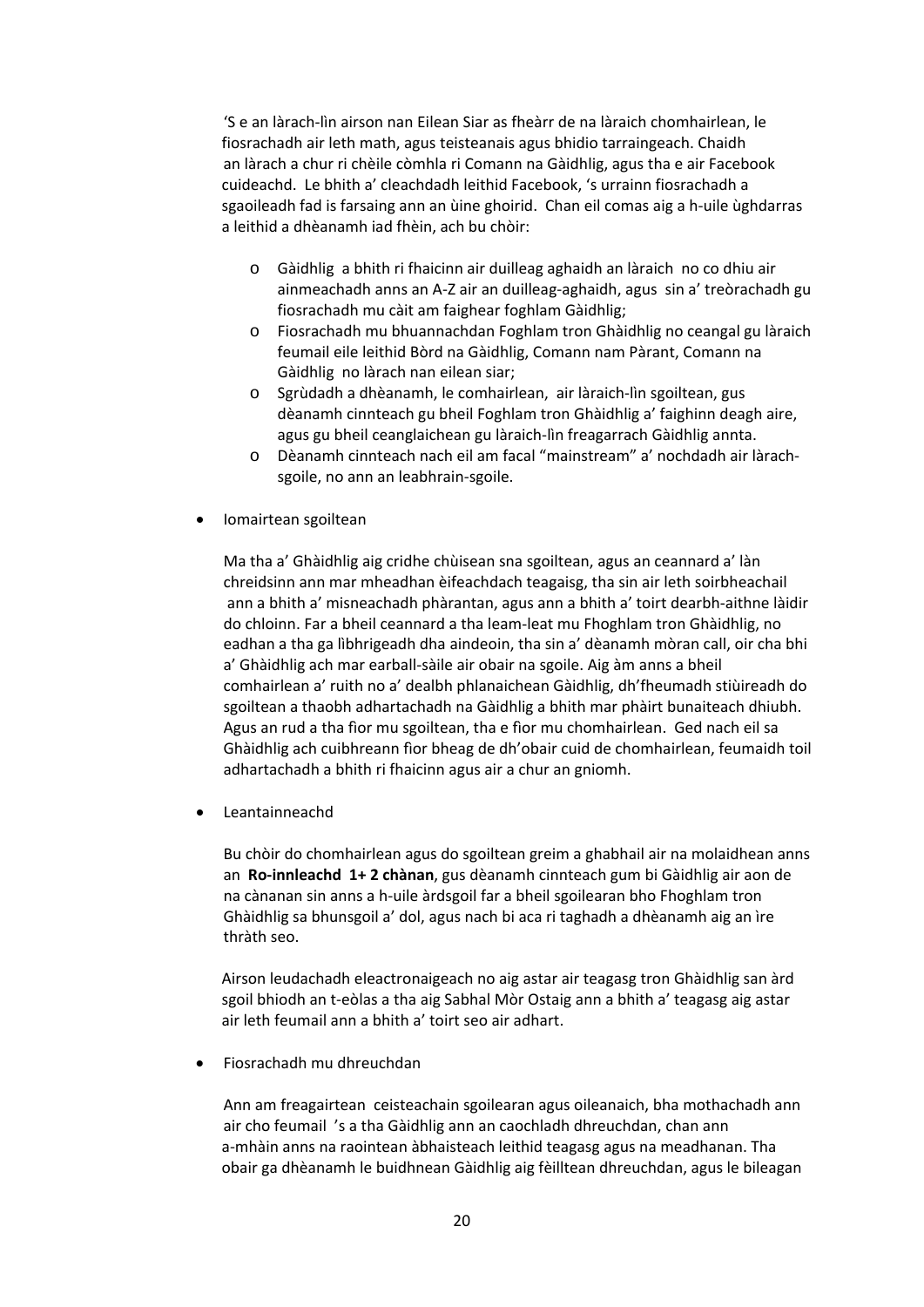'S e an làrach-lìn airson nan Eilean Siar as fheàrr de na làraich chomhairlean, le fiosrachadh air leth math, agus teisteanais agus bhidio tarraingeach. Chaidh an làrach a chur ri chèile còmhla ri Comann na Gàidhlig, agus tha e air Facebook cuideachd. Le bhith a' cleachdadh leithid Facebook, 's urrainn fiosrachadh a sgaoileadh fad is farsaing ann an ùine ghoirid. Chan eil comas aig a h-uile ùghdarras a leithid a dhèanamh iad fhèin, ach bu chòir:

- Gàidhlig a bhith ri fhaicinn air duilleag aghaidh an làraich no co dhiu air ainmeachadh anns an A-Z air an duilleag-aghaidh, agus sin a' treòrachadh gu fiosrachadh mu càit am faighear foghlam Gàidhlig;
- Fiosrachadh mu bhuannachdan Foghlam tron Ghàidhlig no ceangal gu làraich feumail eile leithid Bòrd na Gàidhlig, Comann nam Pàrant, Comann na Gàidhlig no làrach nan eilean siar;
- Sgrùdadh a dhèanamh, le comhairlean, air làraich-lìn sgoiltean, gus dèanamh cinnteach gu bheil Foghlam tron Ghàidhlig a' faighinn deagh aire, agus gu bheil ceanglaichean gu làraich-lìn freagarrach Gàidhlig annta.
- Dèanamh cinnteach nach eil am facal "mainstream" a' nochdadh air làrach-sgoile, no ann an leabhrain-sgoile.

- Iomairtean sgoiltean

Ma tha a' Ghàidhlig aig cridhe chùisean sna sgoiltean, agus an ceannard a' làn chreidsinn ann mar mheadhan èifeachdach teagaisg, tha sin air leth soirbheachail ann a bhith a' misneachadh phàrantan, agus ann a bhith a' toirt dearbh-aithne làidir do chloinn. Far a bheil ceannard a tha leam-leat mu Fhoghlam tron Ghàidhlig, no eadhan a tha ga lìbhrigeadh dha aindeoin, tha sin a' dèanamh mòran call, oir cha bhi a' Ghàidhlig ach mar earball-sàile air obair na sgoile. Aig àm anns a bheil comhairlean a' ruith no a' dealbh phlanaichean Gàidhlig, dh'fheumadh stiùireadh do sgoiltean a thaobh adhartachadh na Gàidhlig a bhith mar phàirt bunaiteach dhiubh. Agus an rud a tha fìor mu sgoiltean, tha e fìor mu chomhairlean. Ged nach eil sa Ghàidhlig ach cuibhreann fìor bheag de dh'obair cuid de chomhairlean, feumaidh toil adhartachadh a bhith ri fhaicinn agus air a chur an gniomh.

- Leantainneachd

Bu chòir do chomhairlean agus do sgoiltean greim a ghabhail air na molaidhean anns an **Ro-innleachd 1+ 2 chànan**, gus dèanamh cinnteach gum bi Gàidhlig air aon de na cànanan sin anns a h-uile àrdsgoil far a bheil sgoilearan bho Fhoghlam tron Ghàidhlig sa bhunsgoil a' dol, agus nach bi aca ri taghadh a dhèanamh aig an ìre thràth seo.

Airson leudachadh eleactronaigeach no aig astar air teagasg tron Ghàidhlig san àrd sgoil bhiodh an t-eòlas a tha aig Sabhal Mòr Ostaig ann a bhith a' teagasg aig astar air leth feumail ann a bhith a' toirt seo air adhart.

- Fiosrachadh mu dhreuchdan

Ann am freagairtean ceisteachain sgoilearan agus oileanaich, bha mothachadh ann air cho feumail 's a tha Gàidhlig ann an caochladh dhreuchdan, chan ann a-mhàin anns na raointean àbhaisteach leithid teagasg agus na meadhanan. Tha obair ga dhèanamh le buidhnean Gàidhlig aig fèilltean dhreuchdan, agus le bileagan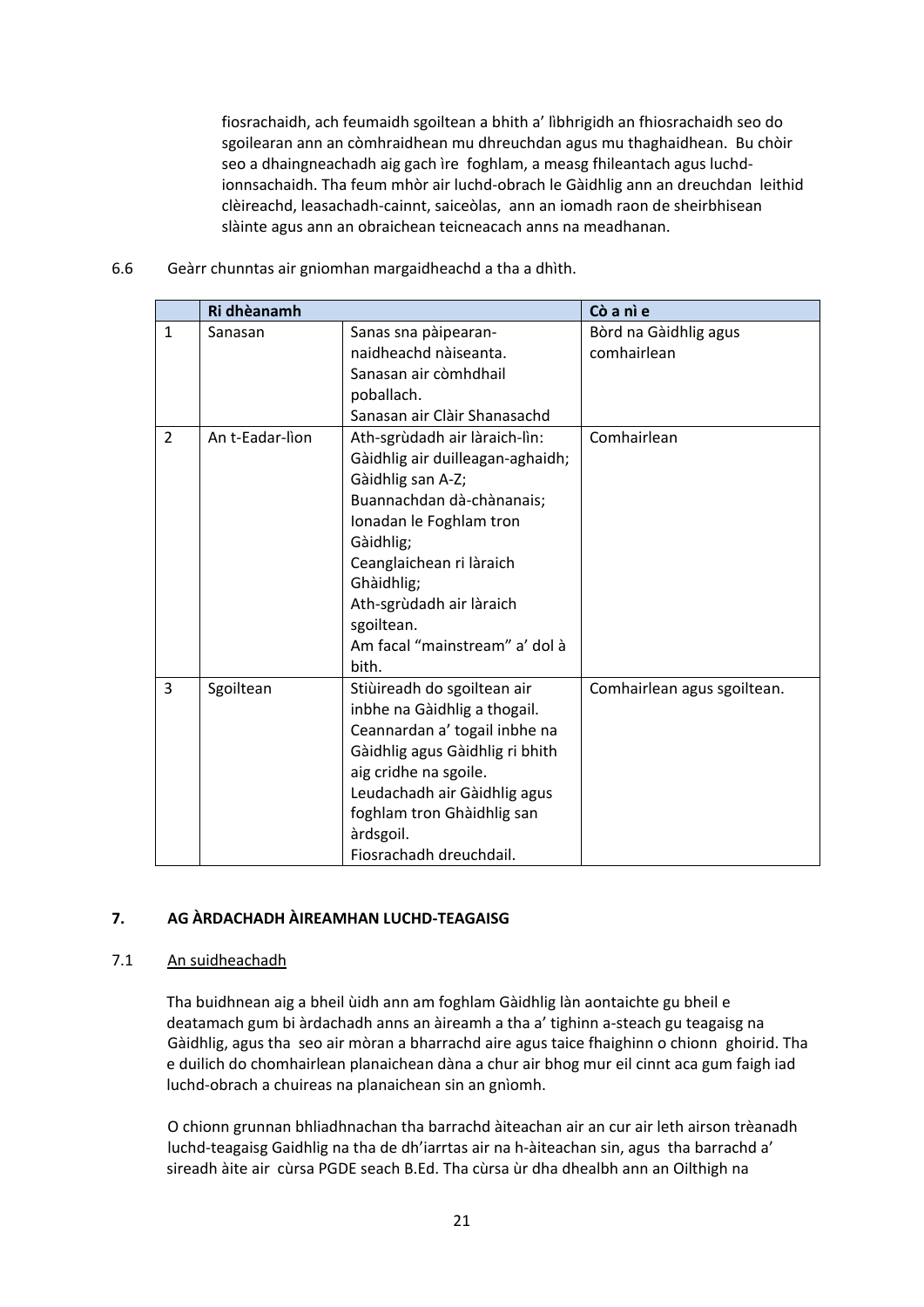fiosrachaidh, ach feumaidh sgoiltean a bhith a' lìbhrigidh an fhiosrachaidh seo do sgoilearan ann an còmhraidhean mu dhreuchdan agus mu thaghaidhean. Bu chòir seo a dhaingneachadh aig gach ìre foghlam, a measg fhileantach agus luchd-ionnsachaidh. Tha feum mhòr air luchd-obrach le Gàidhlig ann an dreuchdan leithid clèireachd, leasachadh-cainnt, saiceòlas, ann an iomadh raon de sheirbhisean slàinte agus ann an obraichean teicneacach anns na meadhanan.

6.6 Geàrr chunntas air gniomhan margaidheachd a tha a dhìth.

| | Ri dhèanamh | | Cò a nì e |
|---|---|---|---|
| 1 | Sanasan | Sanas sna pàipearan-naidheachd nàiseanta.<br>Sanasan air còmhdhail poballach.<br>Sanasan air Clàir Shanasachd | Bòrd na Gàidhlig agus comhairlean |
| 2 | An t-Eadar-lìon | Ath-sgrùdadh air làraich-lìn:<br>Gàidhlig air duilleagan-aghaidh;<br>Gàidhlig san A-Z;<br>Buannachdan dà-chànanais;<br>Ionadan le Foghlam tron Gàidhlig;<br>Ceanglaichean ri làraich Ghàidhlig;<br>Ath-sgrùdadh air làraich sgoiltean.<br>Am facal "mainstream" a' dol à bith. | Comhairlean |
| 3 | Sgoiltean | Stiùireadh do sgoiltean air inbhe na Gàidhlig a thogail.<br>Ceannardan a' togail inbhe na Gàidhlig agus Gàidhlig ri bhith aig cridhe na sgoile.<br>Leudachadh air Gàidhlig agus foghlam tron Ghàidhlig san àrdsgoil.<br>Fiosrachadh dreuchdail. | Comhairlean agus sgoiltean. |

## 7. AG ÀRDACHADH ÀIREAMHAN LUCHD-TEAGAISG

### 7.1 An suidheachadh

Tha buidhnean aig a bheil ùidh ann am foghlam Gàidhlig làn aontaichte gu bheil e deatamach gum bi àrdachadh anns an àireamh a tha a' tighinn a-steach gu teagaisg na Gàidhlig, agus tha seo air mòran a bharrachd aire agus taice fhaighinn o chionn ghoirid. Tha e duilich do chomhairlean planaichean dàna a chur air bhog mur eil cinnt aca gum faigh iad luchd-obrach a chuireas na planaichean sin an gnìomh.

O chionn grunnan bhliadhnachan tha barrachd àiteachan air an cur air leth airson trèanadh luchd-teagaisg Gaidhlig na tha de dh'iarrtas air na h-àiteachan sin, agus tha barrachd a' sireadh àite air cùrsa PGDE seach B.Ed. Tha cùrsa ùr dha dhealbh ann an Oilthigh na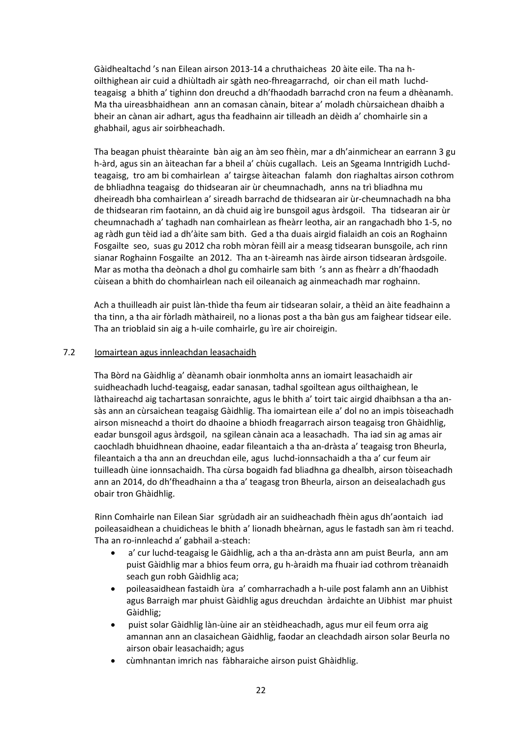Gàidhealtachd 's nan Eilean airson 2013-14 a chruthaicheas 20 àite eile. Tha na h-oilthighean air cuid a dhiùltadh air sgàth neo-fhreagarrachd, oir chan eil math luchd-teagaisg a bhith a' tighinn don dreuchd a dh'fhaodadh barrachd cron na feum a dhèanamh. Ma tha uireasbhaidhean ann an comasan cànain, bitear a' moladh chùrsaichean dhaibh a bheir an cànan air adhart, agus tha feadhainn air tilleadh an dèidh a' chomhairle sin a ghabhail, agus air soirbheachadh.

Tha beagan phuist thèarainte bàn aig an àm seo fhèin, mar a dh'ainmichear an earrann 3 gu h-àrd, agus sin an àiteachan far a bheil a' chùis cugallach. Leis an Sgeama Inntrigidh Luchd-teagaisg, tro am bi comhairlean a' tairgse àiteachan falamh don riaghaltas airson cothrom de bhliadhna teagaisg do thidsearan air ùr cheumnachadh, anns na trì bliadhna mu dheireadh bha comhairlean a' sireadh barrachd de thidsearan air ùr-cheumnachadh na bha de thidsearan rim faotainn, an dà chuid aig ìre bunsgoil agus àrdsgoil. Tha tidsearan air ùr cheumnachadh a' taghadh nan comhairlean as fheàrr leotha, air an rangachadh bho 1-5, no ag ràdh gun tèid iad a dh'àite sam bith. Ged a tha duais airgid fialaidh an cois an Roghainn Fosgailte seo, suas gu 2012 cha robh mòran fèill air a measg tidsearan bunsgoile, ach rinn sianar Roghainn Fosgailte an 2012. Tha an t-àireamh nas àirde airson tidsearan àrdsgoile. Mar as motha tha deònach a dhol gu comhairle sam bith 's ann as fheàrr a dh'fhaodadh cùisean a bhith do chomhairlean nach eil oileanaich ag ainmeachadh mar roghainn.

Ach a thuilleadh air puist làn-thìde tha feum air tidsearan solair, a thèid an àite feadhainn a tha tinn, a tha air fòrladh màthaireil, no a lionas post a tha bàn gus am faighear tidsear eile. Tha an trioblaid sin aig a h-uile comhairle, gu ìre air choireigin.

7.2 Iomairtean agus innleachdan leasachaidh

Tha Bòrd na Gàidhlig a' dèanamh obair ionmholta anns an iomairt leasachaidh air suidheachadh luchd-teagaisg, eadar sanasan, tadhal sgoiltean agus oilthaighean, le làthaireachd aig tachartasan sonraichte, agus le bhith a' toirt taic airgid dhaibhsan a tha an-sàs ann an cùrsaichean teagaisg Gàidhlig. Tha iomairtean eile a' dol no an impis tòiseachadh airson misneachd a thoirt do dhaoine a bhiodh freagarrach airson teagaisg tron Ghàidhlig, eadar bunsgoil agus àrdsgoil, na sgilean cànain aca a leasachadh. Tha iad sin ag amas air caochladh bhuidhnean dhaoine, eadar fileantaich a tha an-dràsta a' teagaisg tron Bheurla, fileantaich a tha ann an dreuchdan eile, agus luchd-ionnsachaidh a tha a' cur feum air tuilleadh ùine ionnsachaidh. Tha cùrsa bogaidh fad bliadhna ga dhealbh, airson tòiseachadh ann an 2014, do dh'fheadhainn a tha a' teagasg tron Bheurla, airson an deisealachadh gus obair tron Ghàidhlig.

Rinn Comhairle nan Eilean Siar sgrùdadh air an suidheachadh fhèin agus dh'aontaich iad poileasaidhean a chuidicheas le bhith a' lionadh bheàrnan, agus le fastadh san àm ri teachd. Tha an ro-innleachd a' gabhail a-steach:

- a' cur luchd-teagaisg le Gàidhlig, ach a tha an-dràsta ann am puist Beurla, ann am puist Gàidhlig mar a bhios feum orra, gu h-àraidh ma fhuair iad cothrom trèanaidh seach gun robh Gàidhlig aca;
- poileasaidhean fastaidh ùra a' comharrachadh a h-uile post falamh ann an Uibhist agus Barraigh mar phuist Gàidhlig agus dreuchdan àrdaichte an Uibhist mar phuist Gàidhlig;
- puist solar Gàidhlig làn-ùine air an stèidheachadh, agus mur eil feum orra aig amannan ann an clasaichean Gàidhlig, faodar an cleachdadh airson solar Beurla no airson obair leasachaidh; agus
- cùmhnantan imrich nas fàbharaiche airson puist Ghàidhlig.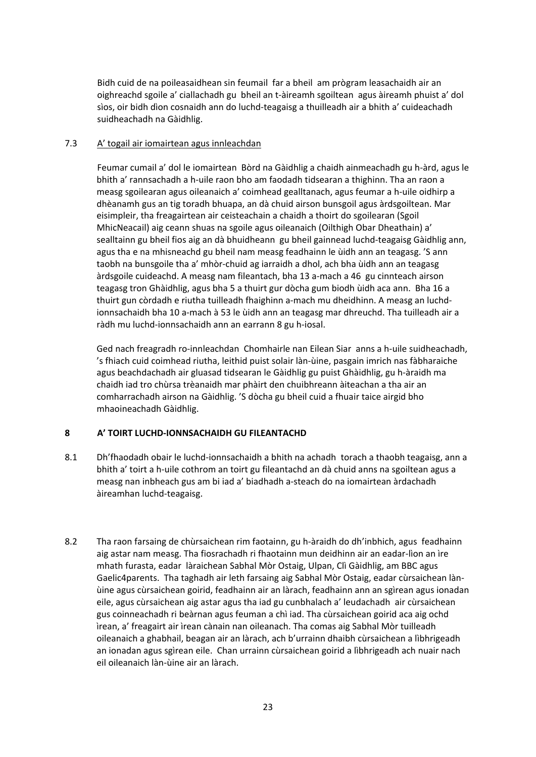Bidh cuid de na poileasaidhean sin feumail far a bheil am prògram leasachaidh air an oighreachd sgoile a' ciallachadh gu bheil an t-àireamh sgoiltean agus àireamh phuist a' dol sìos, oir bidh dìon cosnaidh ann do luchd-teagaisg a thuilleadh air a bhith a' cuideachadh suidheachadh na Gàidhlig.

### 7.3 A' togail air iomairtean agus innleachdan

Feumar cumail a' dol le iomairtean Bòrd na Gàidhlig a chaidh ainmeachadh gu h-àrd, agus le bhith a' rannsachadh a h-uile raon bho am faodadh tidsearan a thighinn. Tha an raon a measg sgoilearan agus oileanaich a' coimhead gealltanach, agus feumar a h-uile oidhirp a dhèanamh gus an tig toradh bhuapa, an dà chuid airson bunsgoil agus àrdsgoiltean. Mar eisimpleir, tha freagairtean air ceisteachain a chaidh a thoirt do sgoilearan (Sgoil MhicNeacail) aig ceann shuas na sgoile agus oileanaich (Oilthigh Obar Dheathain) a' sealltainn gu bheil fios aig an dà bhuidheann gu bheil gainnead luchd-teagaisg Gàidhlig ann, agus tha e na mhisneachd gu bheil nam measg feadhainn le ùidh ann an teagasg. 'S ann taobh na bunsgoile tha a' mhòr-chuid ag iarraidh a dhol, ach bha ùidh ann an teagasg àrdsgoile cuideachd. A measg nam fileantach, bha 13 a-mach a 46 gu cinnteach airson teagasg tron Ghàidhlig, agus bha 5 a thuirt gur dòcha gum biodh ùidh aca ann. Bha 16 a thuirt gun còrdadh e riutha tuilleadh fhaighinn a-mach mu dheidhinn. A measg an luchd-ionnsachaidh bha 10 a-mach à 53 le ùidh ann an teagasg mar dhreuchd. Tha tuilleadh air a ràdh mu luchd-ionnsachaidh ann an earrann 8 gu h-iosal.

Ged nach freagradh ro-innleachdan Chomhairle nan Eilean Siar anns a h-uile suidheachadh, 's fhiach cuid coimhead riutha, leithid puist solair làn-ùine, pasgain imrich nas fàbharaiche agus beachdachadh air gluasad tidsearan le Gàidhlig gu puist Ghàidhlig, gu h-àraidh ma chaidh iad tro chùrsa trèanaidh mar phàirt den chuibhreann àiteachan a tha air an comharrachadh airson na Gàidhlig. 'S dòcha gu bheil cuid a fhuair taice airgid bho mhaoineachadh Gàidhlig.

## 8 A' TOIRT LUCHD-IONNSACHAIDH GU FILEANTACHD

8.1 Dh'fhaodadh obair le luchd-ionnsachaidh a bhith na achadh torach a thaobh teagaisg, ann a bhith a' toirt a h-uile cothrom an toirt gu fileantachd an dà chuid anns na sgoiltean agus a measg nan inbheach gus am bi iad a' biadhadh a-steach do na iomairtean àrdachadh àireamhan luchd-teagaisg.

8.2 Tha raon farsaing de chùrsaichean rim faotainn, gu h-àraidh do dh'inbhich, agus feadhainn aig astar nam measg. Tha fiosrachadh ri fhaotainn mun deidhinn air an eadar-lìon an ìre mhath furasta, eadar làraichean Sabhal Mòr Ostaig, Ulpan, Clì Gàidhlig, am BBC agus Gaelic4parents. Tha taghadh air leth farsaing aig Sabhal Mòr Ostaig, eadar cùrsaichean làn-ùine agus cùrsaichean goirid, feadhainn air an làrach, feadhainn ann an sgìrean agus ionadan eile, agus cùrsaichean aig astar agus tha iad gu cunbhalach a' leudachadh air cùrsaichean gus coinneachadh ri beàrnan agus feuman a chì iad. Tha cùrsaichean goirid aca aig ochd ìrean, a' freagairt air ìrean cànain nan oileanach. Tha comas aig Sabhal Mòr tuilleadh oileanaich a ghabhail, beagan air an làrach, ach b'urrainn dhaibh cùrsaichean a lìbhrigeadh an ionadan agus sgìrean eile. Chan urrainn cùrsaichean goirid a lìbhrigeadh ach nuair nach eil oileanaich làn-ùine air an làrach.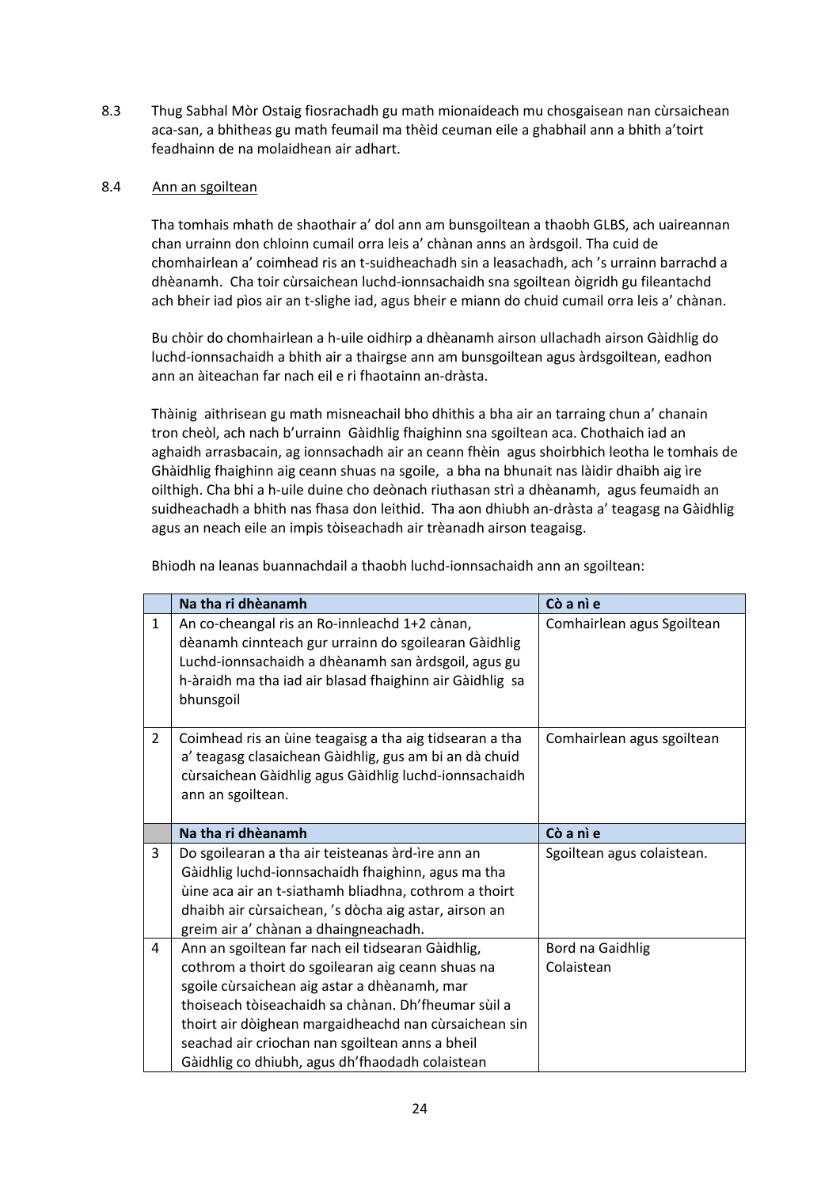8.3 Thug Sabhal Mòr Ostaig fiosrachadh gu math mionaideach mu chosgaisean nan cùrsaichean aca-san, a bhitheas gu math feumail ma thèid ceuman eile a ghabhail ann a bhith a'toirt feadhainn de na molaidhean air adhart.

8.4 Ann an sgoiltean

Tha tomhais mhath de shaothair a' dol ann am bunsgoiltean a thaobh GLBS, ach uaireannan chan urrainn don chloinn cumail orra leis a' chànan anns an àrdsgoil. Tha cuid de chomhairlean a' coimhead ris an t-suidheachadh sin a leasachadh, ach 's urrainn barrachd a dhèanamh. Cha toir cùrsaichean luchd-ionnsachaidh sna sgoiltean òigridh gu fileantachd ach bheir iad pìos air an t-slighe iad, agus bheir e miann do chuid cumail orra leis a' chànan.

Bu chòir do chomhairlean a h-uile oidhirp a dhèanamh airson ullachadh airson Gàidhlig do luchd-ionnsachaidh a bhith air a thairgse ann am bunsgoiltean agus àrdsgoiltean, eadhon ann an àiteachan far nach eil e ri fhaotainn an-dràsta.

Thàinig aithrisean gu math misneachail bho dhithis a bha air an tarraing chun a' chanain tron cheòl, ach nach b'urrainn Gàidhlig fhaighinn sna sgoiltean aca. Chothaich iad an aghaidh arrasbacain, ag ionnsachadh air an ceann fhèin agus shoirbhich leotha le tomhais de Ghàidhlig fhaighinn aig ceann shuas na sgoile, a bha na bhunait nas làidir dhaibh aig ìre oilthigh. Cha bhi a h-uile duine cho deònach riuthasan strì a dhèanamh, agus feumaidh an suidheachadh a bhith nas fhasa don leithid. Tha aon dhiubh an-dràsta a' teagasg na Gàidhlig agus an neach eile an impis tòiseachadh air trèanadh airson teagaisg.

Bhiodh na leanas buannachdail a thaobh luchd-ionnsachaidh ann an sgoiltean:

| | Na tha ri dhèanamh | Cò a nì e |
|---|---|---|
| 1 | An co-cheangal ris an Ro-innleachd 1+2 cànan, dèanamh cinnteach gur urrainn do sgoilearan Gàidhlig Luchd-ionnsachaidh a dhèanamh san àrdsgoil, agus gu h-àraidh ma tha iad air blasad fhaighinn air Gàidhlig sa bhunsgoil | Comhairlean agus Sgoiltean |
| 2 | Coimhead ris an ùine teagaisg a tha aig tidsearan a tha a' teagasg clasaichean Gàidhlig, gus am bi an dà chuid cùrsaichean Gàidhlig agus Gàidhlig luchd-ionnsachaidh ann an sgoiltean. | Comhairlean agus sgoiltean |
| | **Na tha ri dhèanamh** | **Cò a nì e** |
| 3 | Do sgoilearan a tha air teisteanas àrd-ìre ann an Gàidhlig luchd-ionnsachaidh fhaighinn, agus ma tha ùine aca air an t-siathamh bliadhna, cothrom a thoirt dhaibh air cùrsaichean, 's dòcha aig astar, airson an greim air a' chànan a dhaingneachadh. | Sgoiltean agus colaistean. |
| 4 | Ann an sgoiltean far nach eil tidsearan Gàidhlig, cothrom a thoirt do sgoilearan aig ceann shuas na sgoile cùrsaichean aig astar a dhèanamh, mar thoiseach tòiseachaidh sa chànan. Dh'fheumar sùil a thoirt air dòighean margaidheachd nan cùrsaichean sin seachad air criochan nan sgoiltean anns a bheil Gàidhlig co dhiubh, agus dh'fhaodadh colaistean | Bord na Gaidhlig<br>Colaistean |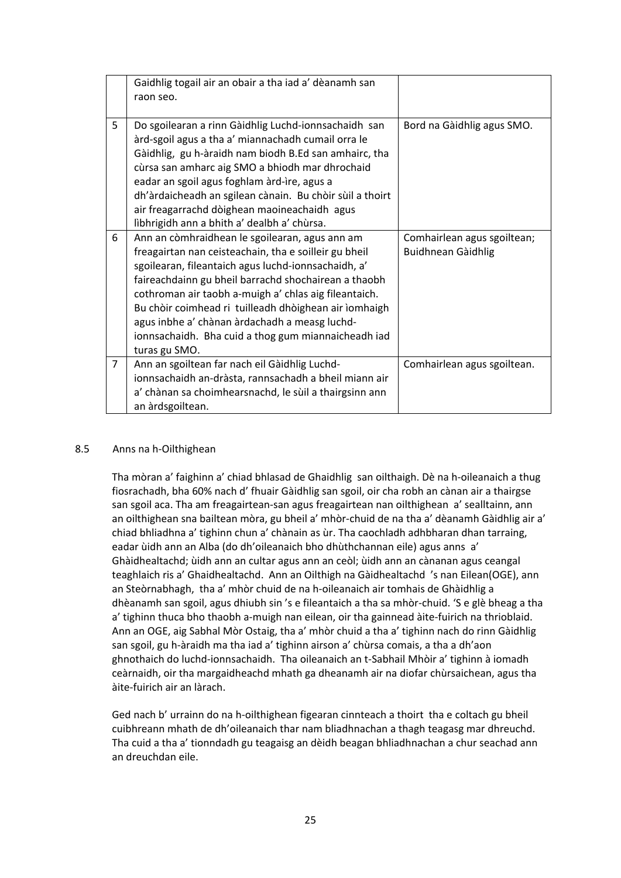| | | |
|---|---|---|
| | Gaidhlig togail air an obair a tha iad a' dèanamh san raon seo. | |
| 5 | Do sgoilearan a rinn Gàidhlig Luchd-ionnsachaidh san àrd-sgoil agus a tha a' miannachadh cumail orra le Gàidhlig, gu h-àraidh nam biodh B.Ed san amhairc, tha cùrsa san amharc aig SMO a bhiodh mar dhrochaid eadar an sgoil agus foghlam àrd-ìre, agus a dh'àrdaicheadh an sgilean cànain. Bu chòir sùil a thoirt air freagarrachd dòighean maoineachaidh agus lìbhrigidh ann a bhith a' dealbh a' chùrsa. | Bord na Gàidhlig agus SMO. |
| 6 | Ann an còmhraidhean le sgoilearan, agus ann am freagairtan nan ceisteachain, tha e soilleir gu bheil sgoilearan, fileantaich agus luchd-ionnsachaidh, a' faireachdainn gu bheil barrachd shochairean a thaobh cothroman air taobh a-muigh a' chlas aig fileantaich. Bu chòir coimhead ri tuilleadh dhòighean air ìomhaigh agus inbhe a' chànan àrdachadh a measg luchd-ionnsachaidh. Bha cuid a thog gum miannaicheadh iad turas gu SMO. | Comhairlean agus sgoiltean; Buidhnean Gàidhlig |
| 7 | Ann an sgoiltean far nach eil Gàidhlig Luchd-ionnsachaidh an-dràsta, rannsachadh a bheil miann air a' chànan sa choimhearsnachd, le sùil a thairgsinn ann an àrdsgoiltean. | Comhairlean agus sgoiltean. |

## 8.5 Anns na h-Oilthighean

Tha mòran a' faighinn a' chiad bhlasad de Ghaidhlig san oilthaigh. Dè na h-oileanaich a thug fiosrachadh, bha 60% nach d' fhuair Gàidhlig san sgoil, oir cha robh an cànan air a thairgse san sgoil aca. Tha am freagairtean-san agus freagairtean nan oilthighean a' sealltainn, ann an oilthighean sna bailtean mòra, gu bheil a' mhòr-chuid de na tha a' dèanamh Gàidhlig air a' chiad bhliadhna a' tighinn chun a' chànain as ùr. Tha caochladh adhbharan dhan tarraing, eadar ùidh ann an Alba (do dh'oileanaich bho dhùthchannan eile) agus anns a' Ghàidhealtachd; ùidh ann an cultar agus ann an ceòl; ùidh ann an cànanan agus ceangal teaghlaich ris a' Ghaidhealtachd. Ann an Oilthigh na Gàidhealtachd 's nan Eilean(OGE), ann an Steòrnabhagh, tha a' mhòr chuid de na h-oileanaich air tomhais de Ghàidhlig a dhèanamh san sgoil, agus dhiubh sin 's e fileantaich a tha sa mhòr-chuid. 'S e glè bheag a tha a' tighinn thuca bho thaobh a-muigh nan eilean, oir tha gainnead àite-fuirich na thrioblaid. Ann an OGE, aig Sabhal Mòr Ostaig, tha a' mhòr chuid a tha a' tighinn nach do rinn Gàidhlig san sgoil, gu h-àraidh ma tha iad a' tighinn airson a' chùrsa comais, a tha a dh'aon ghnothaich do luchd-ionnsachaidh. Tha oileanaich an t-Sabhail Mhòir a' tighinn à iomadh ceàrnaidh, oir tha margaidheachd mhath ga dheanamh air na diofar chùrsaichean, agus tha àite-fuirich air an làrach.

Ged nach b' urrainn do na h-oilthighean figearan cinnteach a thoirt tha e coltach gu bheil cuibhreann mhath de dh'oileanaich thar nam bliadhnachan a thagh teagasg mar dhreuchd. Tha cuid a tha a' tionndadh gu teagaisg an dèidh beagan bhliadhnachan a chur seachad ann an dreuchdan eile.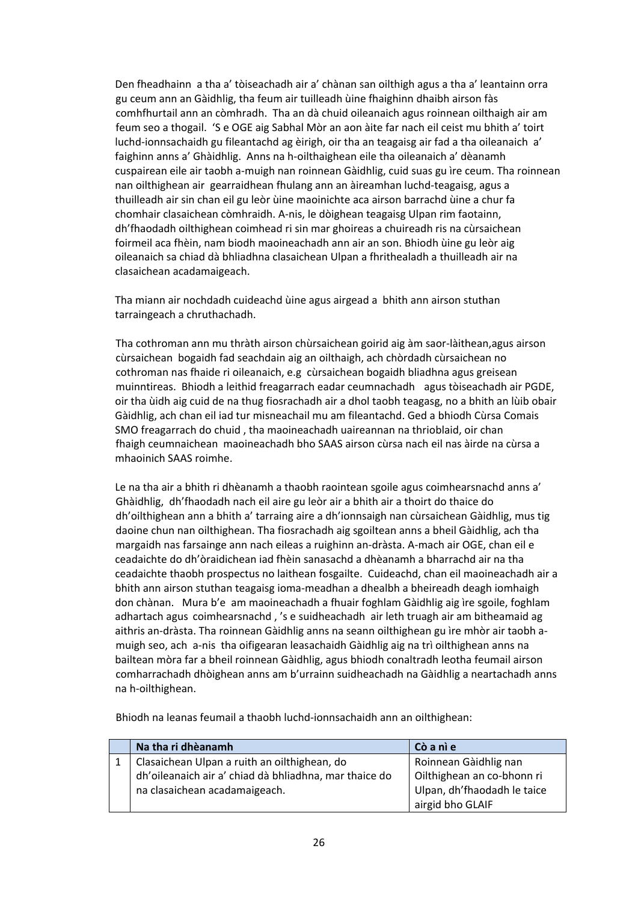Den fheadhainn  a tha a' tòiseachadh air a' chànan san oilthigh agus a tha a' leantainn orra gu ceum ann an Gàidhlig, tha feum air tuilleadh ùine fhaighinn dhaibh airson fàs comhfhurtail ann an còmhradh.  Tha an dà chuid oileanaich agus roinnean oilthaigh air am feum seo a thogail.  'S e OGE aig Sabhal Mòr an aon àite far nach eil ceist mu bhith a' toirt luchd-ionnsachaidh gu fileantachd ag èirigh, oir tha an teagaisg air fad a tha oileanaich  a' faighinn anns a' Ghàidhlig.  Anns na h-oilthaighean eile tha oileanaich a' dèanamh cuspairean eile air taobh a-muigh nan roinnean Gàidhlig, cuid suas gu ìre ceum. Tha roinnean nan oilthighean air  gearraidhean fhulang ann an àireamhan luchd-teagaisg, agus a thuilleadh air sin chan eil gu leòr ùine maoinichte aca airson barrachd ùine a chur fa chomhair clasaichean còmhraidh. A-nis, le dòighean teagaisg Ulpan rim faotainn, dh'fhaodadh oilthighean coimhead ri sin mar ghoireas a chuireadh ris na cùrsaichean foirmeil aca fhèin, nam biodh maoineachadh ann air an son. Bhiodh ùine gu leòr aig oileanaich sa chiad dà bhliadhna clasaichean Ulpan a fhrithealadh a thuilleadh air na clasaichean acadamaigeach.

Tha miann air nochdadh cuideachd ùine agus airgead a  bhith ann airson stuthan tarraingeach a chruthachadh.

Tha cothroman ann mu thràth airson chùrsaichean goirid aig àm saor-làithean,agus airson cùrsaichean  bogaidh fad seachdain aig an oilthaigh, ach chòrdadh cùrsaichean no cothroman nas fhaide ri oileanaich, e.g  cùrsaichean bogaidh bliadhna agus greisean muinntireas.  Bhiodh a leithid freagarrach eadar ceumnachadh   agus tòiseachadh air PGDE, oir tha ùidh aig cuid de na thug fiosrachadh air a dhol taobh teagasg, no a bhith an lùib obair Gàidhlig, ach chan eil iad tur misneachail mu am fileantachd. Ged a bhiodh Cùrsa Comais SMO freagarrach do chuid , tha maoineachadh uaireannan na thrioblaid, oir chan fhaigh ceumnaichean  maoineachadh bho SAAS airson cùrsa nach eil nas àirde na cùrsa a mhaoinich SAAS roimhe.

Le na tha air a bhith ri dhèanamh a thaobh raointean sgoile agus coimhearsnachd anns a' Ghàidhlig,  dh'fhaodadh nach eil aire gu leòr air a bhith air a thoirt do thaice do dh'oilthighean ann a bhith a' tarraing aire a dh'ionnsaigh nan cùrsaichean Gàidhlig, mus tig daoine chun nan oilthighean. Tha fiosrachadh aig sgoiltean anns a bheil Gàidhlig, ach tha margaidh nas farsainge ann nach eileas a ruighinn an-dràsta. A-mach air OGE, chan eil e ceadaichte do dh'òraidichean iad fhèin sanasachd a dhèanamh a bharrachd air na tha ceadaichte thaobh prospectus no laithean fosgailte.  Cuideachd, chan eil maoineachadh air a bhith ann airson stuthan teagaisg ioma-meadhan a dhealbh a bheireadh deagh iomhaigh don chànan.   Mura b'e  am maoineachadh a fhuair foghlam Gàidhlig aig ìre sgoile, foghlam adhartach agus  coimhearsnachd , 's e suidheachadh  air leth truagh air am bitheamaid ag aithris an-dràsta. Tha roinnean Gàidhlig anns na seann oilthighean gu ìre mhòr air taobh a-muigh seo, ach  a-nis  tha oifigearan leasachaidh Gàidhlig aig na trì oilthighean anns na bailtean mòra far a bheil roinnean Gàidhlig, agus bhiodh conaltradh leotha feumail airson comharrachadh dhòighean anns am b'urrainn suidheachadh na Gàidhlig a neartachadh anns na h-oilthighean.

Bhiodh na leanas feumail a thaobh luchd-ionnsachaidh ann an oilthighean:

| | Na tha ri dhèanamh | Cò a nì e |
|---|---|---|
| 1 | Clasaichean Ulpan a ruith an oilthighean, do dh'oileanaich air a' chiad dà bhliadhna, mar thaice do na clasaichean acadamaigeach. | Roinnean Gàidhlig nan Oilthighean an co-bhonn ri Ulpan, dh'fhaodadh le taice airgid bho GLAIF |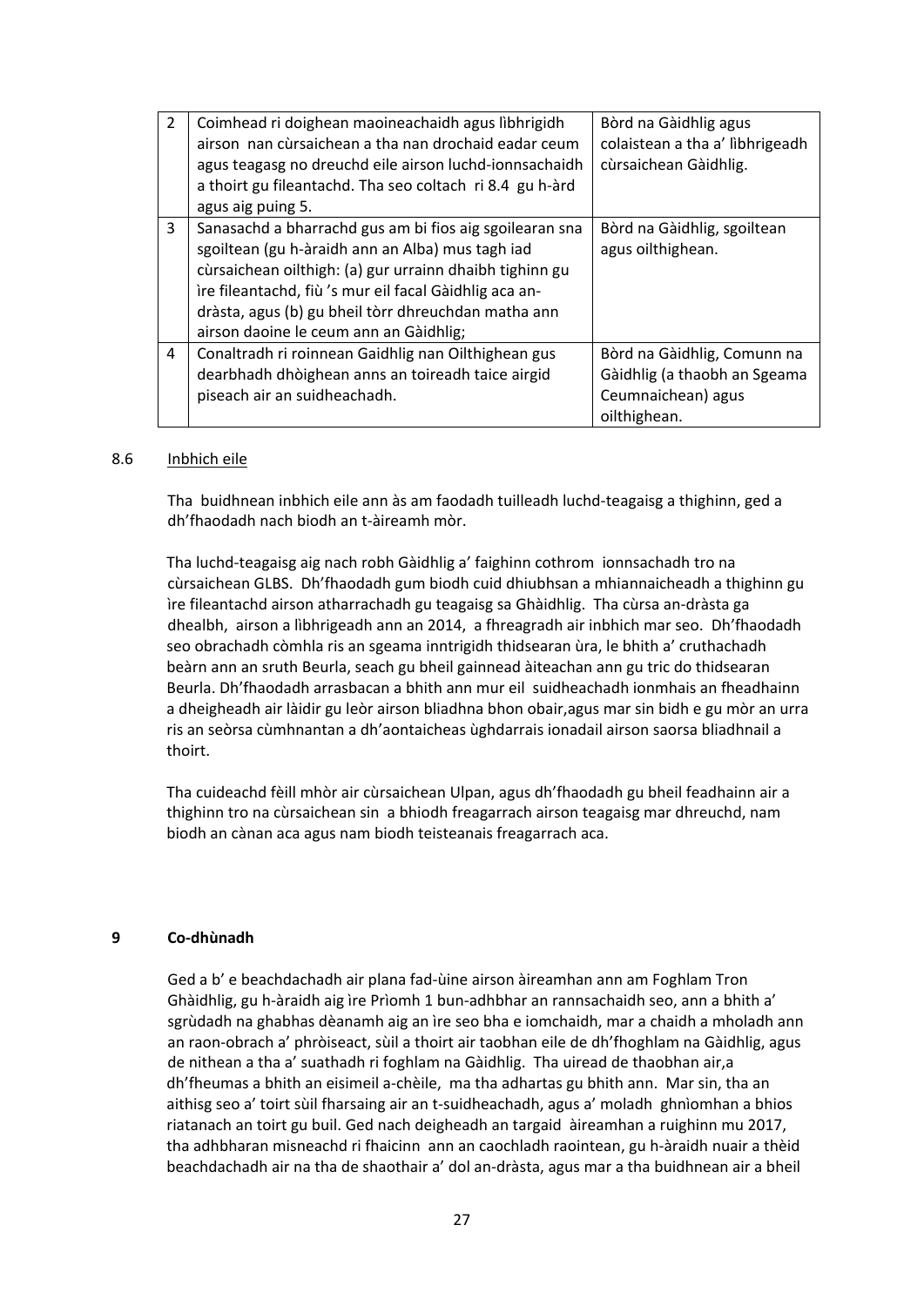| 2 | Coimhead ri doighean maoineachaidh agus lìbhrigidh airson nan cùrsaichean a tha nan drochaid eadar ceum agus teagasg no dreuchd eile airson luchd-ionnsachaidh a thoirt gu fileantachd. Tha seo coltach ri 8.4 gu h-àrd agus aig puing 5. | Bòrd na Gàidhlig agus colaistean a tha a' lìbhrigeadh cùrsaichean Gàidhlig. |
|---|---|---|
| 3 | Sanasachd a bharrachd gus am bi fios aig sgoilearan sna sgoiltean (gu h-àraidh ann an Alba) mus tagh iad cùrsaichean oilthigh: (a) gur urrainn dhaibh tighinn gu ìre fileantachd, fiù 's mur eil facal Gàidhlig aca an-dràsta, agus (b) gu bheil tòrr dhreuchdan matha ann airson daoine le ceum ann an Gàidhlig; | Bòrd na Gàidhlig, sgoiltean agus oilthighean. |
| 4 | Conaltradh ri roinnean Gaidhlig nan Oilthighean gus dearbhadh dhòighean anns an toireadh taice airgid piseach air an suidheachadh. | Bòrd na Gàidhlig, Comunn na Gàidhlig (a thaobh an Sgeama Ceumnaichean) agus oilthighean. |

8.6 Inbhich eile

Tha buidhnean inbhich eile ann às am faodadh tuilleadh luchd-teagaisg a thighinn, ged a dh'fhaodadh nach biodh an t-àireamh mòr.

Tha luchd-teagaisg aig nach robh Gàidhlig a' faighinn cothrom ionnsachadh tro na cùrsaichean GLBS. Dh'fhaodadh gum biodh cuid dhiubhsan a mhiannaicheadh a thighinn gu ìre fileantachd airson atharrachadh gu teagaisg sa Ghàidhlig. Tha cùrsa an-dràsta ga dhealbh, airson a lìbhrigeadh ann an 2014, a fhreagradh air inbhich mar seo. Dh'fhaodadh seo obrachadh còmhla ris an sgeama inntrigidh thidsearan ùra, le bhith a' cruthachadh beàrn ann an sruth Beurla, seach gu bheil gainnead àiteachan ann gu tric do thidsearan Beurla. Dh'fhaodadh arrasbacan a bhith ann mur eil suidheachadh ionmhais an fheadhainn a dheigheadh air làidir gu leòr airson bliadhna bhon obair,agus mar sin bidh e gu mòr an urra ris an seòrsa cùmhnantan a dh'aontaicheas ùghdarrais ionadail airson saorsa bliadhnail a thoirt.

Tha cuideachd fèill mhòr air cùrsaichean Ulpan, agus dh'fhaodadh gu bheil feadhainn air a thighinn tro na cùrsaichean sin a bhiodh freagarrach airson teagaisg mar dhreuchd, nam biodh an cànan aca agus nam biodh teisteanais freagarrach aca.

## 9 Co-dhùnadh

Ged a b' e beachdachadh air plana fad-ùine airson àireamhan ann am Foghlam Tron Ghàidhlig, gu h-àraidh aig ìre Prìomh 1 bun-adhbhar an rannsachaidh seo, ann a bhith a' sgrùdadh na ghabhas dèanamh aig an ìre seo bha e iomchaidh, mar a chaidh a mholadh ann an raon-obrach a' phròiseact, sùil a thoirt air taobhan eile de dh'fhoghlam na Gàidhlig, agus de nithean a tha a' suathadh ri foghlam na Gàidhlig. Tha uiread de thaobhan air,a dh'fheumas a bhith an eisimeil a-chèile, ma tha adhartas gu bhith ann. Mar sin, tha an aithisg seo a' toirt sùil fharsaing air an t-suidheachadh, agus a' moladh ghnìomhan a bhios riatanach an toirt gu buil. Ged nach deigheadh an targaid àireamhan a ruighinn mu 2017, tha adhbharan misneachd ri fhaicinn ann an caochladh raointean, gu h-àraidh nuair a thèid beachdachadh air na tha de shaothair a' dol an-dràsta, agus mar a tha buidhnean air a bheil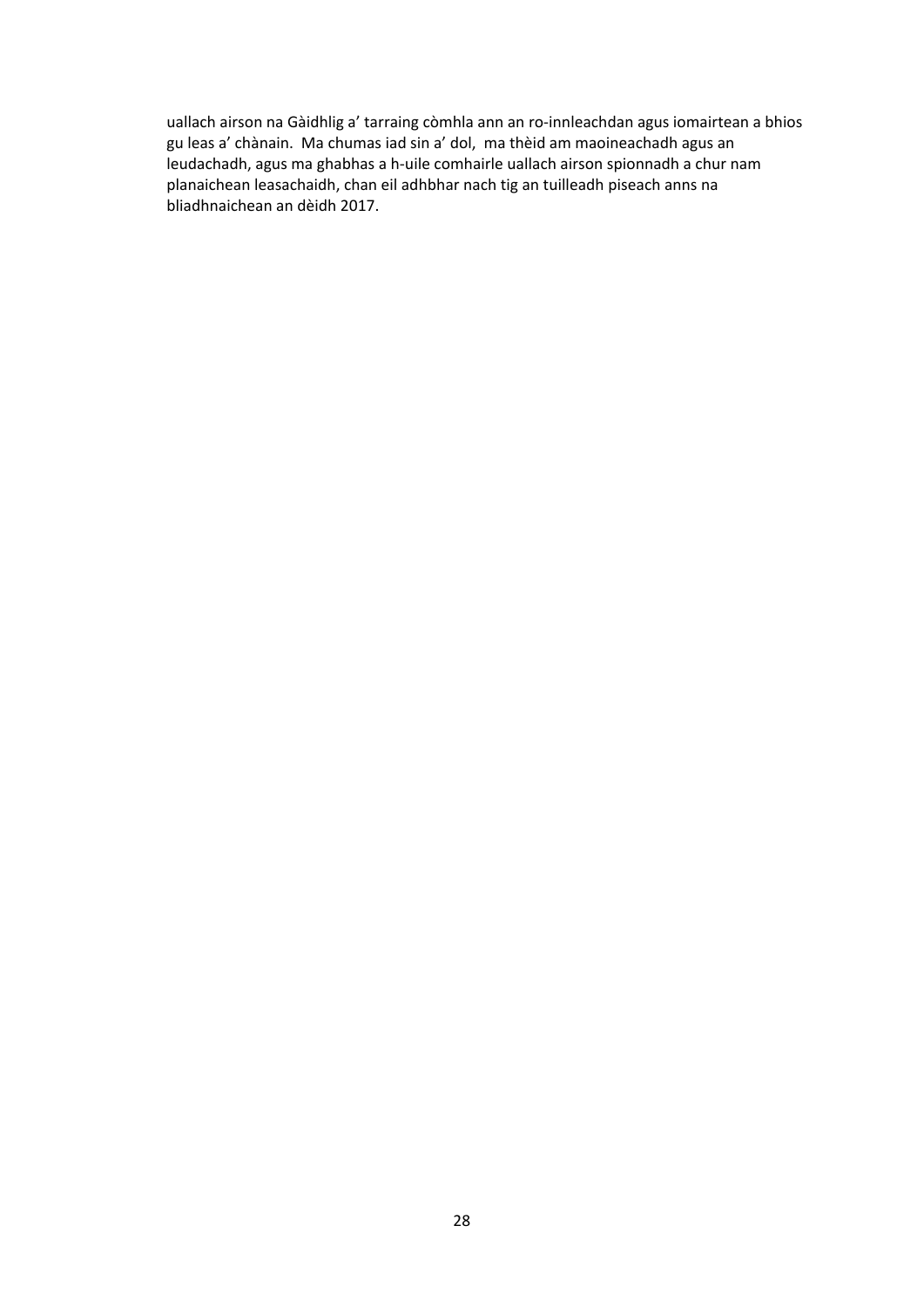uallach airson na Gàidhlig a' tarraing còmhla ann an ro-innleachdan agus iomairtean a bhios gu leas a' chànain. Ma chumas iad sin a' dol, ma thèid am maoineachadh agus an leudachadh, agus ma ghabhas a h-uile comhairle uallach airson spionnadh a chur nam planaichean leasachaidh, chan eil adhbhar nach tig an tuilleadh piseach anns na bliadhnaichean an dèidh 2017.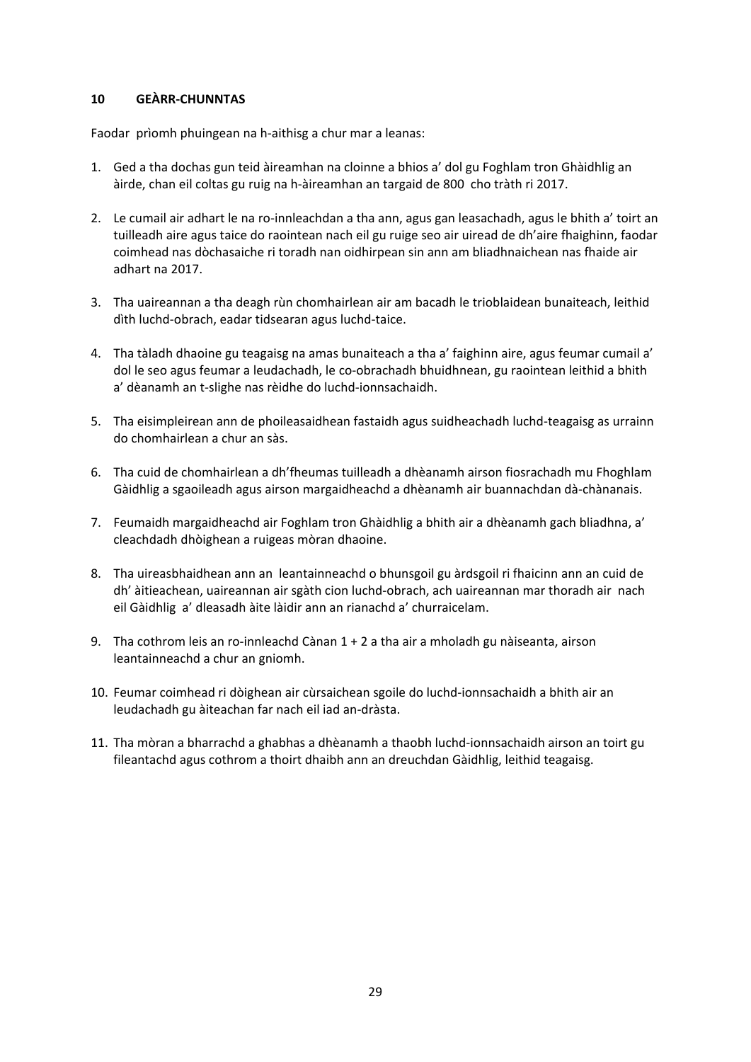## 10 GEÀRR-CHUNNTAS

Faodar prìomh phuingean na h-aithisg a chur mar a leanas:

1. Ged a tha dochas gun teid àireamhan na cloinne a bhios a' dol gu Foghlam tron Ghàidhlig an àirde, chan eil coltas gu ruig na h-àireamhan an targaid de 800 cho tràth ri 2017.

2. Le cumail air adhart le na ro-innleachdan a tha ann, agus gan leasachadh, agus le bhith a' toirt an tuilleadh aire agus taice do raointean nach eil gu ruige seo air uiread de dh'aire fhaighinn, faodar coimhead nas dòchasaiche ri toradh nan oidhirpean sin ann am bliadhnaichean nas fhaide air adhart na 2017.

3. Tha uaireannan a tha deagh rùn chomhairlean air am bacadh le trioblaidean bunaiteach, leithid dìth luchd-obrach, eadar tidsearan agus luchd-taice.

4. Tha tàladh dhaoine gu teagaisg na amas bunaiteach a tha a' faighinn aire, agus feumar cumail a' dol le seo agus feumar a leudachadh, le co-obrachadh bhuidhnean, gu raointean leithid a bhith a' dèanamh an t-slighe nas rèidhe do luchd-ionnsachaidh.

5. Tha eisimpleirean ann de phoileasaidhean fastaidh agus suidheachadh luchd-teagaisg as urrainn do chomhairlean a chur an sàs.

6. Tha cuid de chomhairlean a dh'fheumas tuilleadh a dhèanamh airson fiosrachadh mu Fhoghlam Gàidhlig a sgaoileadh agus airson margaidheachd a dhèanamh air buannachdan dà-chànanais.

7. Feumaidh margaidheachd air Foghlam tron Ghàidhlig a bhith air a dhèanamh gach bliadhna, a' cleachdadh dhòighean a ruigeas mòran dhaoine.

8. Tha uireasbhaidhean ann an leantainneachd o bhunsgoil gu àrdsgoil ri fhaicinn ann an cuid de dh' àitieachean, uaireannan air sgàth cion luchd-obrach, ach uaireannan mar thoradh air nach eil Gàidhlig a' dleasadh àite làidir ann an rianachd a' churraicelam.

9. Tha cothrom leis an ro-innleachd Cànan 1 + 2 a tha air a mholadh gu nàiseanta, airson leantainneachd a chur an gniomh.

10. Feumar coimhead ri dòighean air cùrsaichean sgoile do luchd-ionnsachaidh a bhith air an leudachadh gu àiteachan far nach eil iad an-dràsta.

11. Tha mòran a bharrachd a ghabhas a dhèanamh a thaobh luchd-ionnsachaidh airson an toirt gu fileantachd agus cothrom a thoirt dhaibh ann an dreuchdan Gàidhlig, leithid teagaisg.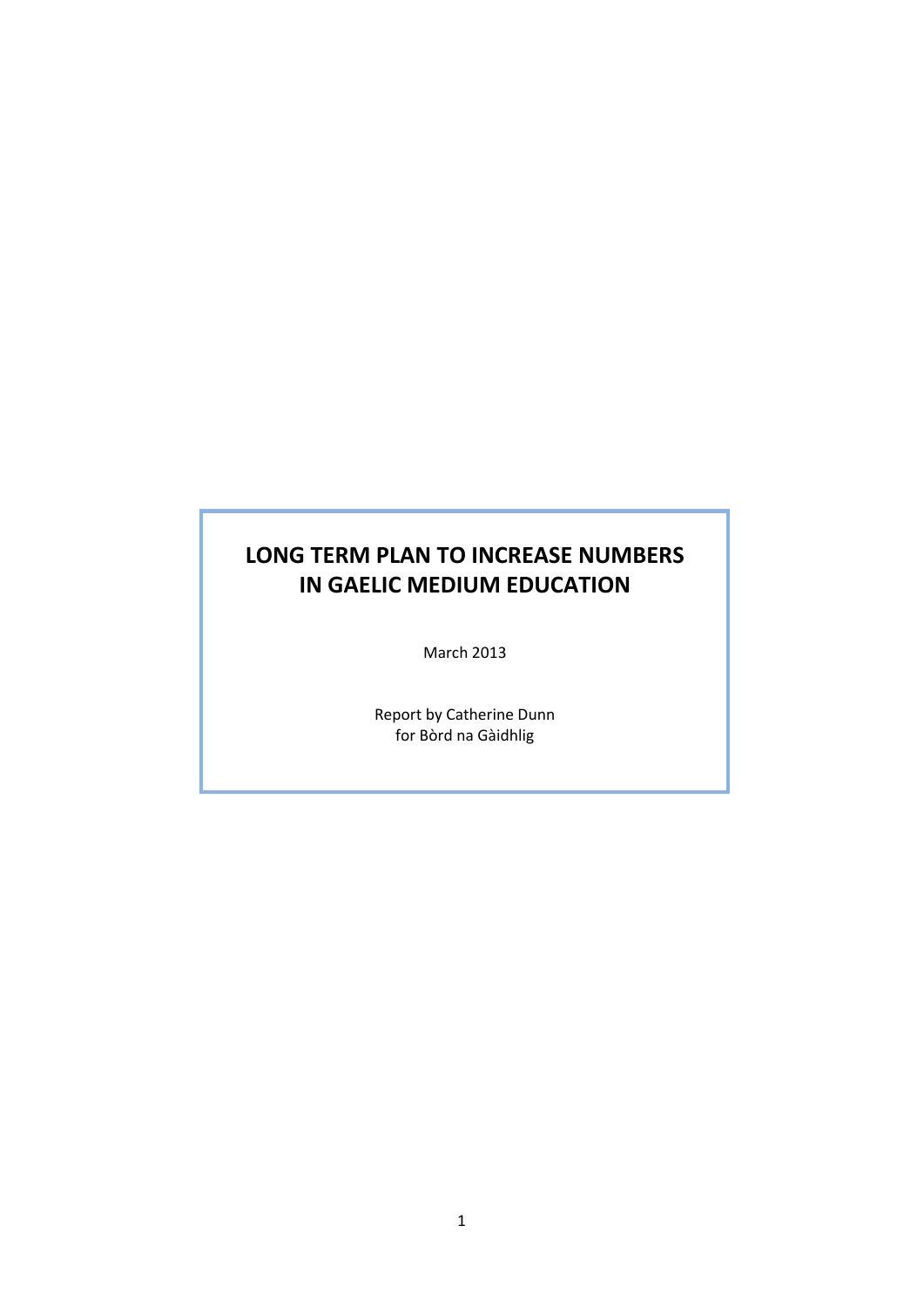# LONG TERM PLAN TO INCREASE NUMBERS IN GAELIC MEDIUM EDUCATION

March 2013

Report by Catherine Dunn
for Bòrd na Gàidhlig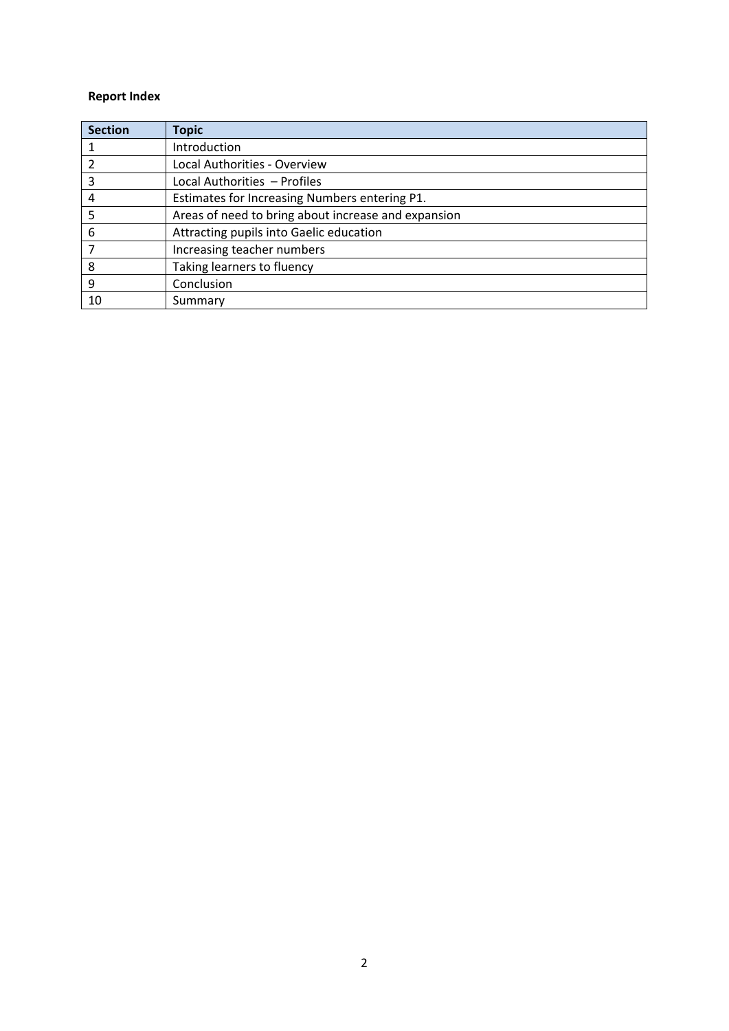**Report Index**

| Section | Topic |
|---|---|
| 1 | Introduction |
| 2 | Local Authorities - Overview |
| 3 | Local Authorities – Profiles |
| 4 | Estimates for Increasing Numbers entering P1. |
| 5 | Areas of need to bring about increase and expansion |
| 6 | Attracting pupils into Gaelic education |
| 7 | Increasing teacher numbers |
| 8 | Taking learners to fluency |
| 9 | Conclusion |
| 10 | Summary |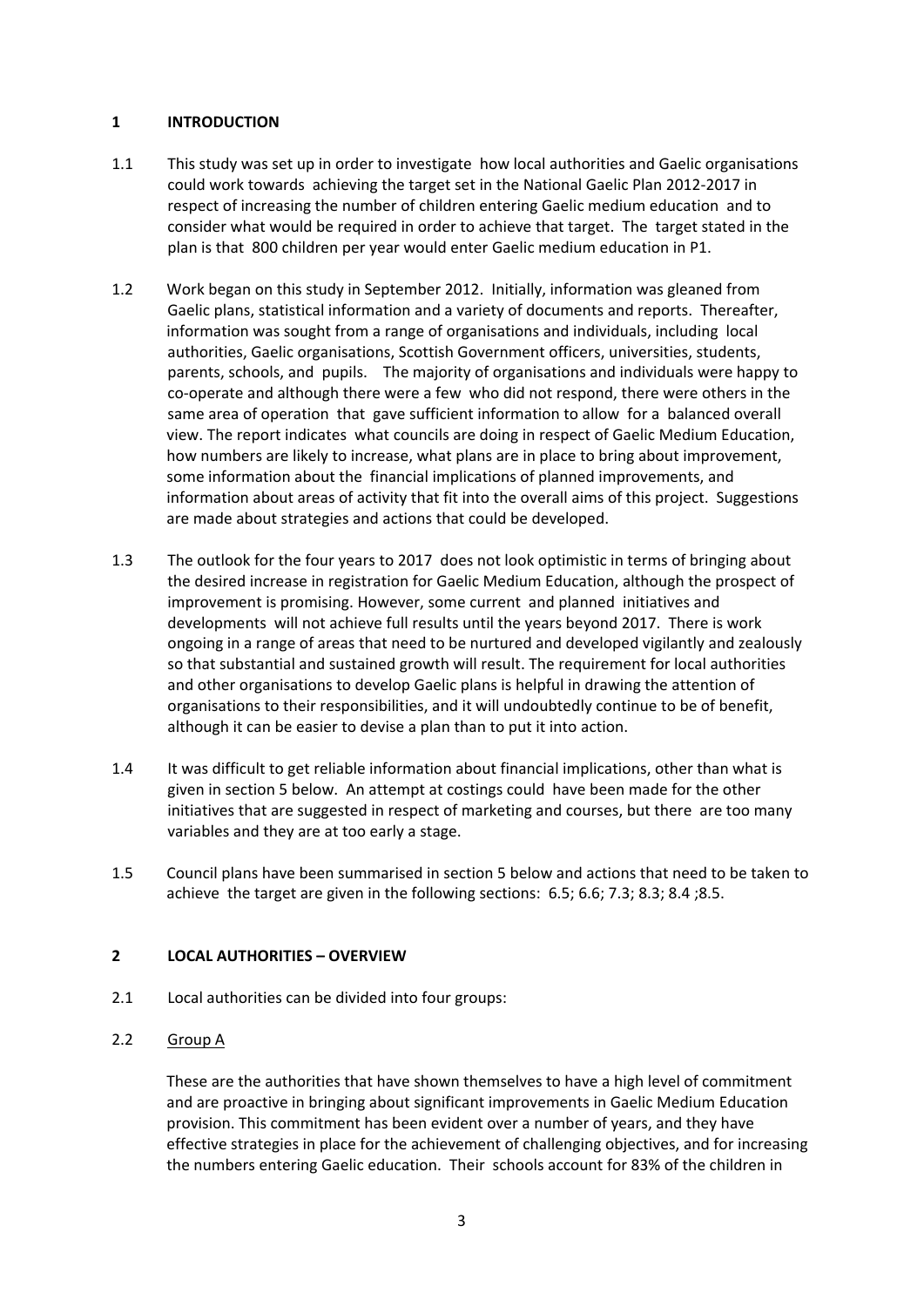## 1 INTRODUCTION

1.1 This study was set up in order to investigate how local authorities and Gaelic organisations could work towards achieving the target set in the National Gaelic Plan 2012-2017 in respect of increasing the number of children entering Gaelic medium education and to consider what would be required in order to achieve that target. The target stated in the plan is that 800 children per year would enter Gaelic medium education in P1.

1.2 Work began on this study in September 2012. Initially, information was gleaned from Gaelic plans, statistical information and a variety of documents and reports. Thereafter, information was sought from a range of organisations and individuals, including local authorities, Gaelic organisations, Scottish Government officers, universities, students, parents, schools, and pupils. The majority of organisations and individuals were happy to co-operate and although there were a few who did not respond, there were others in the same area of operation that gave sufficient information to allow for a balanced overall view. The report indicates what councils are doing in respect of Gaelic Medium Education, how numbers are likely to increase, what plans are in place to bring about improvement, some information about the financial implications of planned improvements, and information about areas of activity that fit into the overall aims of this project. Suggestions are made about strategies and actions that could be developed.

1.3 The outlook for the four years to 2017 does not look optimistic in terms of bringing about the desired increase in registration for Gaelic Medium Education, although the prospect of improvement is promising. However, some current and planned initiatives and developments will not achieve full results until the years beyond 2017. There is work ongoing in a range of areas that need to be nurtured and developed vigilantly and zealously so that substantial and sustained growth will result. The requirement for local authorities and other organisations to develop Gaelic plans is helpful in drawing the attention of organisations to their responsibilities, and it will undoubtedly continue to be of benefit, although it can be easier to devise a plan than to put it into action.

1.4 It was difficult to get reliable information about financial implications, other than what is given in section 5 below. An attempt at costings could have been made for the other initiatives that are suggested in respect of marketing and courses, but there are too many variables and they are at too early a stage.

1.5 Council plans have been summarised in section 5 below and actions that need to be taken to achieve the target are given in the following sections: 6.5; 6.6; 7.3; 8.3; 8.4 ;8.5.

## 2 LOCAL AUTHORITIES – OVERVIEW

2.1 Local authorities can be divided into four groups:

2.2 Group A

These are the authorities that have shown themselves to have a high level of commitment and are proactive in bringing about significant improvements in Gaelic Medium Education provision. This commitment has been evident over a number of years, and they have effective strategies in place for the achievement of challenging objectives, and for increasing the numbers entering Gaelic education. Their schools account for 83% of the children in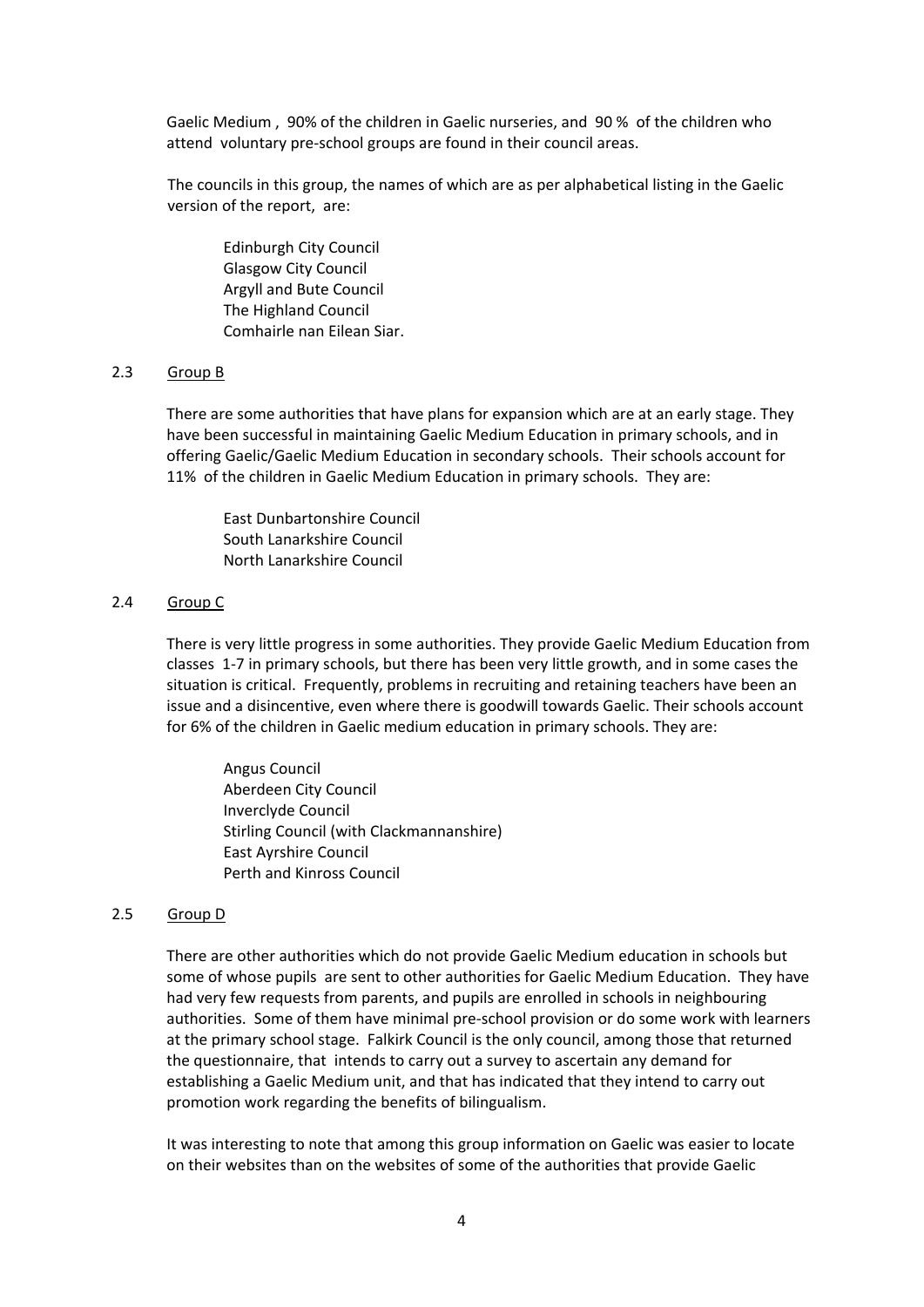Gaelic Medium , 90% of the children in Gaelic nurseries, and 90 % of the children who attend voluntary pre-school groups are found in their council areas.

The councils in this group, the names of which are as per alphabetical listing in the Gaelic version of the report, are:

Edinburgh City Council
Glasgow City Council
Argyll and Bute Council
The Highland Council
Comhairle nan Eilean Siar.

## 2.3 Group B

There are some authorities that have plans for expansion which are at an early stage. They have been successful in maintaining Gaelic Medium Education in primary schools, and in offering Gaelic/Gaelic Medium Education in secondary schools. Their schools account for 11% of the children in Gaelic Medium Education in primary schools. They are:

East Dunbartonshire Council
South Lanarkshire Council
North Lanarkshire Council

## 2.4 Group C

There is very little progress in some authorities. They provide Gaelic Medium Education from classes 1-7 in primary schools, but there has been very little growth, and in some cases the situation is critical. Frequently, problems in recruiting and retaining teachers have been an issue and a disincentive, even where there is goodwill towards Gaelic. Their schools account for 6% of the children in Gaelic medium education in primary schools. They are:

Angus Council
Aberdeen City Council
Inverclyde Council
Stirling Council (with Clackmannanshire)
East Ayrshire Council
Perth and Kinross Council

## 2.5 Group D

There are other authorities which do not provide Gaelic Medium education in schools but some of whose pupils are sent to other authorities for Gaelic Medium Education. They have had very few requests from parents, and pupils are enrolled in schools in neighbouring authorities. Some of them have minimal pre-school provision or do some work with learners at the primary school stage. Falkirk Council is the only council, among those that returned the questionnaire, that intends to carry out a survey to ascertain any demand for establishing a Gaelic Medium unit, and that has indicated that they intend to carry out promotion work regarding the benefits of bilingualism.

It was interesting to note that among this group information on Gaelic was easier to locate on their websites than on the websites of some of the authorities that provide Gaelic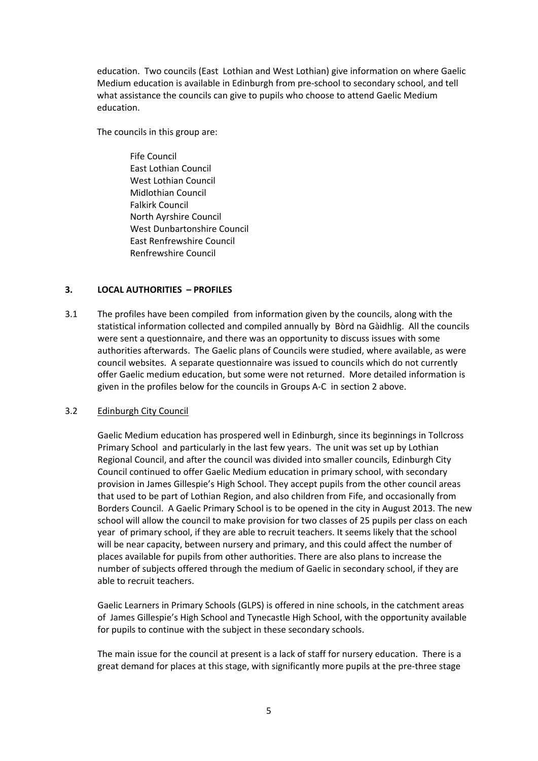education. Two councils (East Lothian and West Lothian) give information on where Gaelic Medium education is available in Edinburgh from pre-school to secondary school, and tell what assistance the councils can give to pupils who choose to attend Gaelic Medium education.

The councils in this group are:

Fife Council
East Lothian Council
West Lothian Council
Midlothian Council
Falkirk Council
North Ayrshire Council
West Dunbartonshire Council
East Renfrewshire Council
Renfrewshire Council

## 3. LOCAL AUTHORITIES – PROFILES

3.1 The profiles have been compiled from information given by the councils, along with the statistical information collected and compiled annually by Bòrd na Gàidhlig. All the councils were sent a questionnaire, and there was an opportunity to discuss issues with some authorities afterwards. The Gaelic plans of Councils were studied, where available, as were council websites. A separate questionnaire was issued to councils which do not currently offer Gaelic medium education, but some were not returned. More detailed information is given in the profiles below for the councils in Groups A-C in section 2 above.

3.2 Edinburgh City Council

Gaelic Medium education has prospered well in Edinburgh, since its beginnings in Tollcross Primary School and particularly in the last few years. The unit was set up by Lothian Regional Council, and after the council was divided into smaller councils, Edinburgh City Council continued to offer Gaelic Medium education in primary school, with secondary provision in James Gillespie's High School. They accept pupils from the other council areas that used to be part of Lothian Region, and also children from Fife, and occasionally from Borders Council. A Gaelic Primary School is to be opened in the city in August 2013. The new school will allow the council to make provision for two classes of 25 pupils per class on each year of primary school, if they are able to recruit teachers. It seems likely that the school will be near capacity, between nursery and primary, and this could affect the number of places available for pupils from other authorities. There are also plans to increase the number of subjects offered through the medium of Gaelic in secondary school, if they are able to recruit teachers.

Gaelic Learners in Primary Schools (GLPS) is offered in nine schools, in the catchment areas of James Gillespie's High School and Tynecastle High School, with the opportunity available for pupils to continue with the subject in these secondary schools.

The main issue for the council at present is a lack of staff for nursery education. There is a great demand for places at this stage, with significantly more pupils at the pre-three stage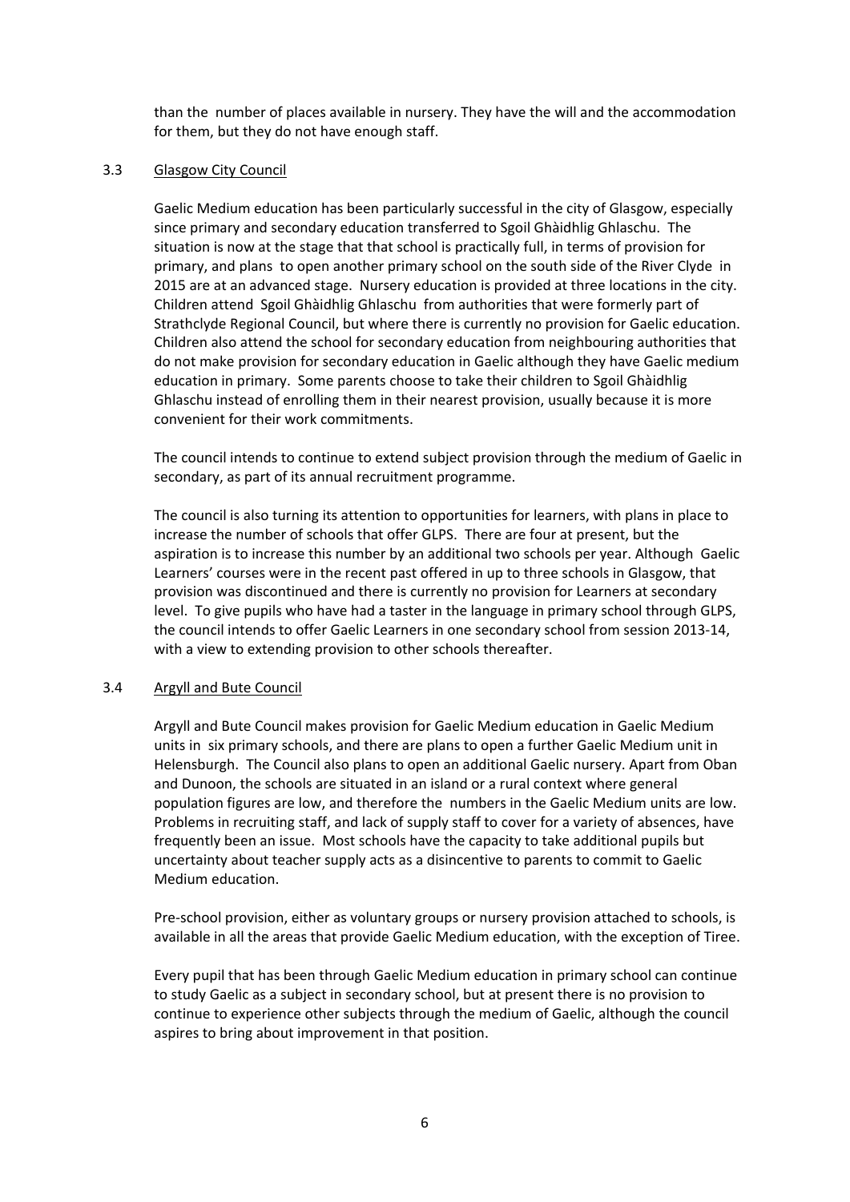than the number of places available in nursery. They have the will and the accommodation for them, but they do not have enough staff.

### 3.3 Glasgow City Council

Gaelic Medium education has been particularly successful in the city of Glasgow, especially since primary and secondary education transferred to Sgoil Ghàidhlig Ghlaschu. The situation is now at the stage that that school is practically full, in terms of provision for primary, and plans to open another primary school on the south side of the River Clyde in 2015 are at an advanced stage. Nursery education is provided at three locations in the city. Children attend Sgoil Ghàidhlig Ghlaschu from authorities that were formerly part of Strathclyde Regional Council, but where there is currently no provision for Gaelic education. Children also attend the school for secondary education from neighbouring authorities that do not make provision for secondary education in Gaelic although they have Gaelic medium education in primary. Some parents choose to take their children to Sgoil Ghàidhlig Ghlaschu instead of enrolling them in their nearest provision, usually because it is more convenient for their work commitments.

The council intends to continue to extend subject provision through the medium of Gaelic in secondary, as part of its annual recruitment programme.

The council is also turning its attention to opportunities for learners, with plans in place to increase the number of schools that offer GLPS. There are four at present, but the aspiration is to increase this number by an additional two schools per year. Although Gaelic Learners' courses were in the recent past offered in up to three schools in Glasgow, that provision was discontinued and there is currently no provision for Learners at secondary level. To give pupils who have had a taster in the language in primary school through GLPS, the council intends to offer Gaelic Learners in one secondary school from session 2013-14, with a view to extending provision to other schools thereafter.

### 3.4 Argyll and Bute Council

Argyll and Bute Council makes provision for Gaelic Medium education in Gaelic Medium units in six primary schools, and there are plans to open a further Gaelic Medium unit in Helensburgh. The Council also plans to open an additional Gaelic nursery. Apart from Oban and Dunoon, the schools are situated in an island or a rural context where general population figures are low, and therefore the numbers in the Gaelic Medium units are low. Problems in recruiting staff, and lack of supply staff to cover for a variety of absences, have frequently been an issue. Most schools have the capacity to take additional pupils but uncertainty about teacher supply acts as a disincentive to parents to commit to Gaelic Medium education.

Pre-school provision, either as voluntary groups or nursery provision attached to schools, is available in all the areas that provide Gaelic Medium education, with the exception of Tiree.

Every pupil that has been through Gaelic Medium education in primary school can continue to study Gaelic as a subject in secondary school, but at present there is no provision to continue to experience other subjects through the medium of Gaelic, although the council aspires to bring about improvement in that position.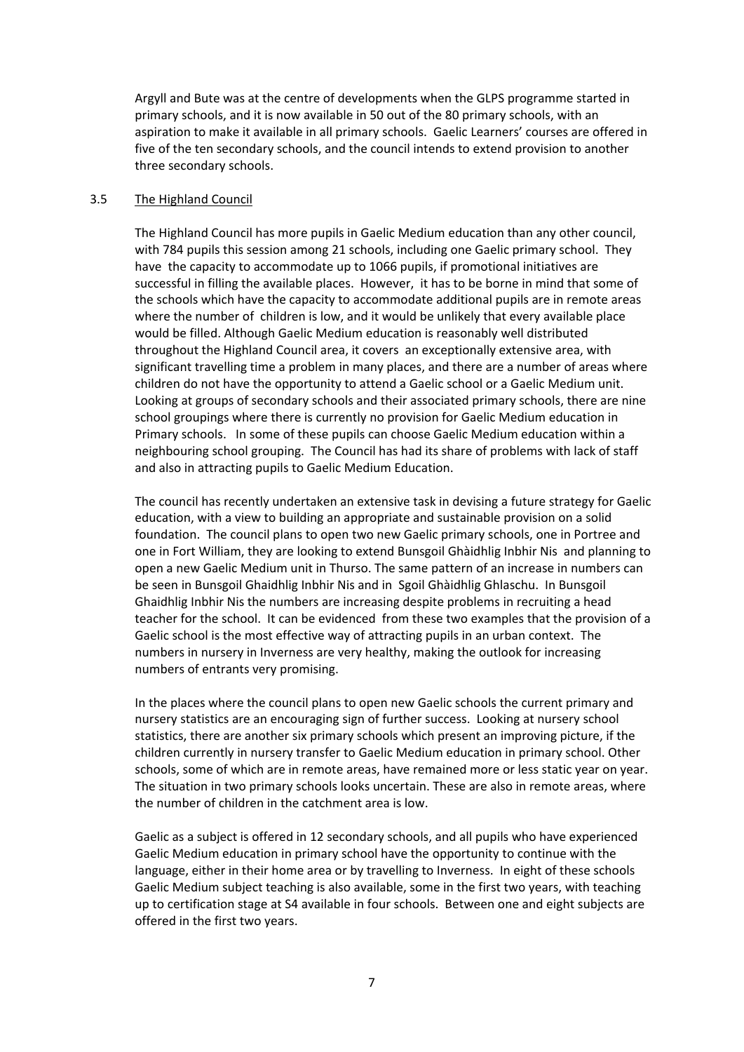Argyll and Bute was at the centre of developments when the GLPS programme started in primary schools, and it is now available in 50 out of the 80 primary schools, with an aspiration to make it available in all primary schools. Gaelic Learners' courses are offered in five of the ten secondary schools, and the council intends to extend provision to another three secondary schools.

### 3.5 The Highland Council

The Highland Council has more pupils in Gaelic Medium education than any other council, with 784 pupils this session among 21 schools, including one Gaelic primary school. They have the capacity to accommodate up to 1066 pupils, if promotional initiatives are successful in filling the available places. However, it has to be borne in mind that some of the schools which have the capacity to accommodate additional pupils are in remote areas where the number of children is low, and it would be unlikely that every available place would be filled. Although Gaelic Medium education is reasonably well distributed throughout the Highland Council area, it covers an exceptionally extensive area, with significant travelling time a problem in many places, and there are a number of areas where children do not have the opportunity to attend a Gaelic school or a Gaelic Medium unit. Looking at groups of secondary schools and their associated primary schools, there are nine school groupings where there is currently no provision for Gaelic Medium education in Primary schools. In some of these pupils can choose Gaelic Medium education within a neighbouring school grouping. The Council has had its share of problems with lack of staff and also in attracting pupils to Gaelic Medium Education.

The council has recently undertaken an extensive task in devising a future strategy for Gaelic education, with a view to building an appropriate and sustainable provision on a solid foundation. The council plans to open two new Gaelic primary schools, one in Portree and one in Fort William, they are looking to extend Bunsgoil Ghàidhlig Inbhir Nis and planning to open a new Gaelic Medium unit in Thurso. The same pattern of an increase in numbers can be seen in Bunsgoil Ghaidhlig Inbhir Nis and in Sgoil Ghàidhlig Ghlaschu. In Bunsgoil Ghaidhlig Inbhir Nis the numbers are increasing despite problems in recruiting a head teacher for the school. It can be evidenced from these two examples that the provision of a Gaelic school is the most effective way of attracting pupils in an urban context. The numbers in nursery in Inverness are very healthy, making the outlook for increasing numbers of entrants very promising.

In the places where the council plans to open new Gaelic schools the current primary and nursery statistics are an encouraging sign of further success. Looking at nursery school statistics, there are another six primary schools which present an improving picture, if the children currently in nursery transfer to Gaelic Medium education in primary school. Other schools, some of which are in remote areas, have remained more or less static year on year. The situation in two primary schools looks uncertain. These are also in remote areas, where the number of children in the catchment area is low.

Gaelic as a subject is offered in 12 secondary schools, and all pupils who have experienced Gaelic Medium education in primary school have the opportunity to continue with the language, either in their home area or by travelling to Inverness. In eight of these schools Gaelic Medium subject teaching is also available, some in the first two years, with teaching up to certification stage at S4 available in four schools. Between one and eight subjects are offered in the first two years.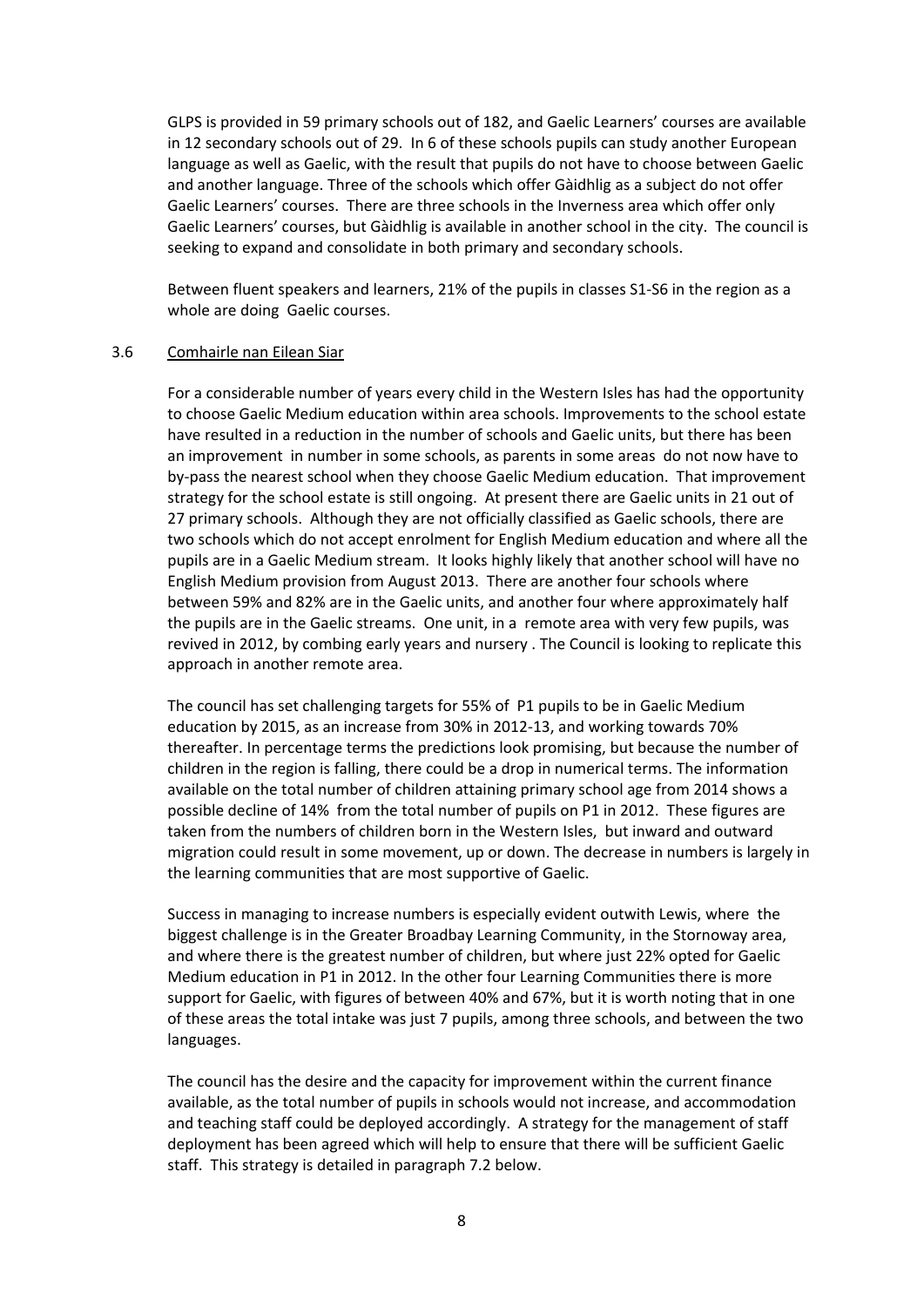GLPS is provided in 59 primary schools out of 182, and Gaelic Learners' courses are available in 12 secondary schools out of 29. In 6 of these schools pupils can study another European language as well as Gaelic, with the result that pupils do not have to choose between Gaelic and another language. Three of the schools which offer Gàidhlig as a subject do not offer Gaelic Learners' courses. There are three schools in the Inverness area which offer only Gaelic Learners' courses, but Gàidhlig is available in another school in the city. The council is seeking to expand and consolidate in both primary and secondary schools.

Between fluent speakers and learners, 21% of the pupils in classes S1-S6 in the region as a whole are doing Gaelic courses.

### 3.6 Comhairle nan Eilean Siar

For a considerable number of years every child in the Western Isles has had the opportunity to choose Gaelic Medium education within area schools. Improvements to the school estate have resulted in a reduction in the number of schools and Gaelic units, but there has been an improvement in number in some schools, as parents in some areas do not now have to by-pass the nearest school when they choose Gaelic Medium education. That improvement strategy for the school estate is still ongoing. At present there are Gaelic units in 21 out of 27 primary schools. Although they are not officially classified as Gaelic schools, there are two schools which do not accept enrolment for English Medium education and where all the pupils are in a Gaelic Medium stream. It looks highly likely that another school will have no English Medium provision from August 2013. There are another four schools where between 59% and 82% are in the Gaelic units, and another four where approximately half the pupils are in the Gaelic streams. One unit, in a remote area with very few pupils, was revived in 2012, by combing early years and nursery . The Council is looking to replicate this approach in another remote area.

The council has set challenging targets for 55% of P1 pupils to be in Gaelic Medium education by 2015, as an increase from 30% in 2012-13, and working towards 70% thereafter. In percentage terms the predictions look promising, but because the number of children in the region is falling, there could be a drop in numerical terms. The information available on the total number of children attaining primary school age from 2014 shows a possible decline of 14% from the total number of pupils on P1 in 2012. These figures are taken from the numbers of children born in the Western Isles, but inward and outward migration could result in some movement, up or down. The decrease in numbers is largely in the learning communities that are most supportive of Gaelic.

Success in managing to increase numbers is especially evident outwith Lewis, where the biggest challenge is in the Greater Broadbay Learning Community, in the Stornoway area, and where there is the greatest number of children, but where just 22% opted for Gaelic Medium education in P1 in 2012. In the other four Learning Communities there is more support for Gaelic, with figures of between 40% and 67%, but it is worth noting that in one of these areas the total intake was just 7 pupils, among three schools, and between the two languages.

The council has the desire and the capacity for improvement within the current finance available, as the total number of pupils in schools would not increase, and accommodation and teaching staff could be deployed accordingly. A strategy for the management of staff deployment has been agreed which will help to ensure that there will be sufficient Gaelic staff. This strategy is detailed in paragraph 7.2 below.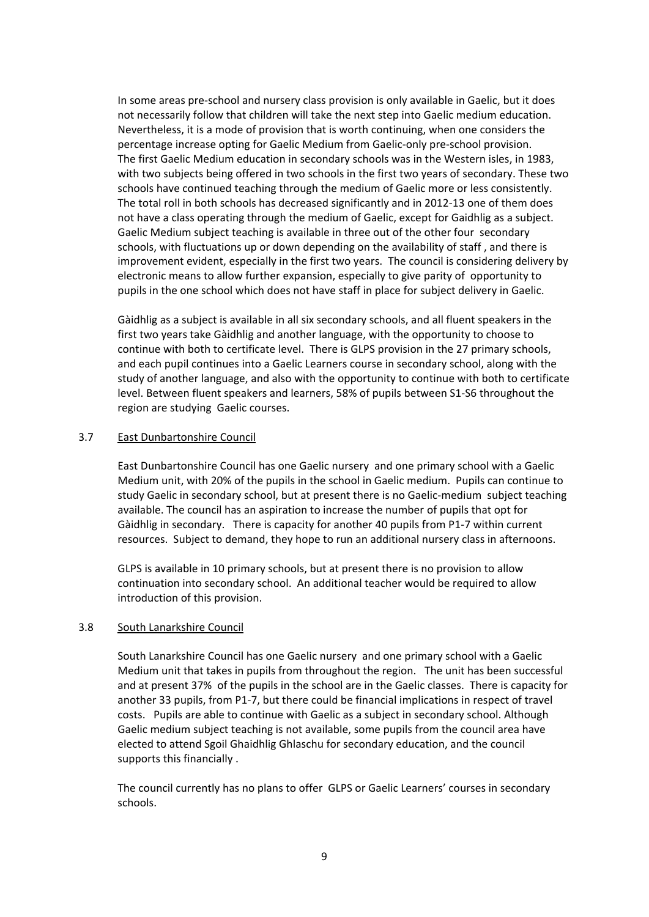In some areas pre-school and nursery class provision is only available in Gaelic, but it does not necessarily follow that children will take the next step into Gaelic medium education. Nevertheless, it is a mode of provision that is worth continuing, when one considers the percentage increase opting for Gaelic Medium from Gaelic-only pre-school provision. The first Gaelic Medium education in secondary schools was in the Western isles, in 1983, with two subjects being offered in two schools in the first two years of secondary. These two schools have continued teaching through the medium of Gaelic more or less consistently. The total roll in both schools has decreased significantly and in 2012-13 one of them does not have a class operating through the medium of Gaelic, except for Gaidhlig as a subject. Gaelic Medium subject teaching is available in three out of the other four secondary schools, with fluctuations up or down depending on the availability of staff , and there is improvement evident, especially in the first two years. The council is considering delivery by electronic means to allow further expansion, especially to give parity of opportunity to pupils in the one school which does not have staff in place for subject delivery in Gaelic.

Gàidhlig as a subject is available in all six secondary schools, and all fluent speakers in the first two years take Gàidhlig and another language, with the opportunity to choose to continue with both to certificate level. There is GLPS provision in the 27 primary schools, and each pupil continues into a Gaelic Learners course in secondary school, along with the study of another language, and also with the opportunity to continue with both to certificate level. Between fluent speakers and learners, 58% of pupils between S1-S6 throughout the region are studying Gaelic courses.

### 3.7 East Dunbartonshire Council

East Dunbartonshire Council has one Gaelic nursery and one primary school with a Gaelic Medium unit, with 20% of the pupils in the school in Gaelic medium. Pupils can continue to study Gaelic in secondary school, but at present there is no Gaelic-medium subject teaching available. The council has an aspiration to increase the number of pupils that opt for Gàidhlig in secondary. There is capacity for another 40 pupils from P1-7 within current resources. Subject to demand, they hope to run an additional nursery class in afternoons.

GLPS is available in 10 primary schools, but at present there is no provision to allow continuation into secondary school. An additional teacher would be required to allow introduction of this provision.

### 3.8 South Lanarkshire Council

South Lanarkshire Council has one Gaelic nursery and one primary school with a Gaelic Medium unit that takes in pupils from throughout the region. The unit has been successful and at present 37% of the pupils in the school are in the Gaelic classes. There is capacity for another 33 pupils, from P1-7, but there could be financial implications in respect of travel costs. Pupils are able to continue with Gaelic as a subject in secondary school. Although Gaelic medium subject teaching is not available, some pupils from the council area have elected to attend Sgoil Ghaidhlig Ghlaschu for secondary education, and the council supports this financially .

The council currently has no plans to offer GLPS or Gaelic Learners' courses in secondary schools.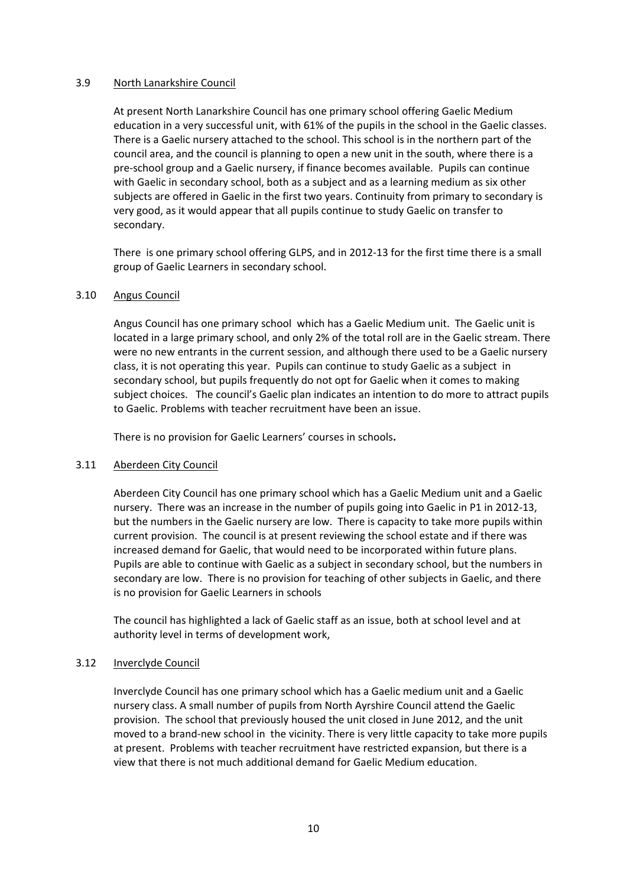### 3.9 North Lanarkshire Council

At present North Lanarkshire Council has one primary school offering Gaelic Medium education in a very successful unit, with 61% of the pupils in the school in the Gaelic classes. There is a Gaelic nursery attached to the school. This school is in the northern part of the council area, and the council is planning to open a new unit in the south, where there is a pre-school group and a Gaelic nursery, if finance becomes available. Pupils can continue with Gaelic in secondary school, both as a subject and as a learning medium as six other subjects are offered in Gaelic in the first two years. Continuity from primary to secondary is very good, as it would appear that all pupils continue to study Gaelic on transfer to secondary.

There is one primary school offering GLPS, and in 2012-13 for the first time there is a small group of Gaelic Learners in secondary school.

### 3.10 Angus Council

Angus Council has one primary school which has a Gaelic Medium unit. The Gaelic unit is located in a large primary school, and only 2% of the total roll are in the Gaelic stream. There were no new entrants in the current session, and although there used to be a Gaelic nursery class, it is not operating this year. Pupils can continue to study Gaelic as a subject in secondary school, but pupils frequently do not opt for Gaelic when it comes to making subject choices. The council's Gaelic plan indicates an intention to do more to attract pupils to Gaelic. Problems with teacher recruitment have been an issue.

There is no provision for Gaelic Learners' courses in schools**.**

### 3.11 Aberdeen City Council

Aberdeen City Council has one primary school which has a Gaelic Medium unit and a Gaelic nursery. There was an increase in the number of pupils going into Gaelic in P1 in 2012-13, but the numbers in the Gaelic nursery are low. There is capacity to take more pupils within current provision. The council is at present reviewing the school estate and if there was increased demand for Gaelic, that would need to be incorporated within future plans. Pupils are able to continue with Gaelic as a subject in secondary school, but the numbers in secondary are low. There is no provision for teaching of other subjects in Gaelic, and there is no provision for Gaelic Learners in schools

The council has highlighted a lack of Gaelic staff as an issue, both at school level and at authority level in terms of development work,

### 3.12 Inverclyde Council

Inverclyde Council has one primary school which has a Gaelic medium unit and a Gaelic nursery class. A small number of pupils from North Ayrshire Council attend the Gaelic provision. The school that previously housed the unit closed in June 2012, and the unit moved to a brand-new school in the vicinity. There is very little capacity to take more pupils at present. Problems with teacher recruitment have restricted expansion, but there is a view that there is not much additional demand for Gaelic Medium education.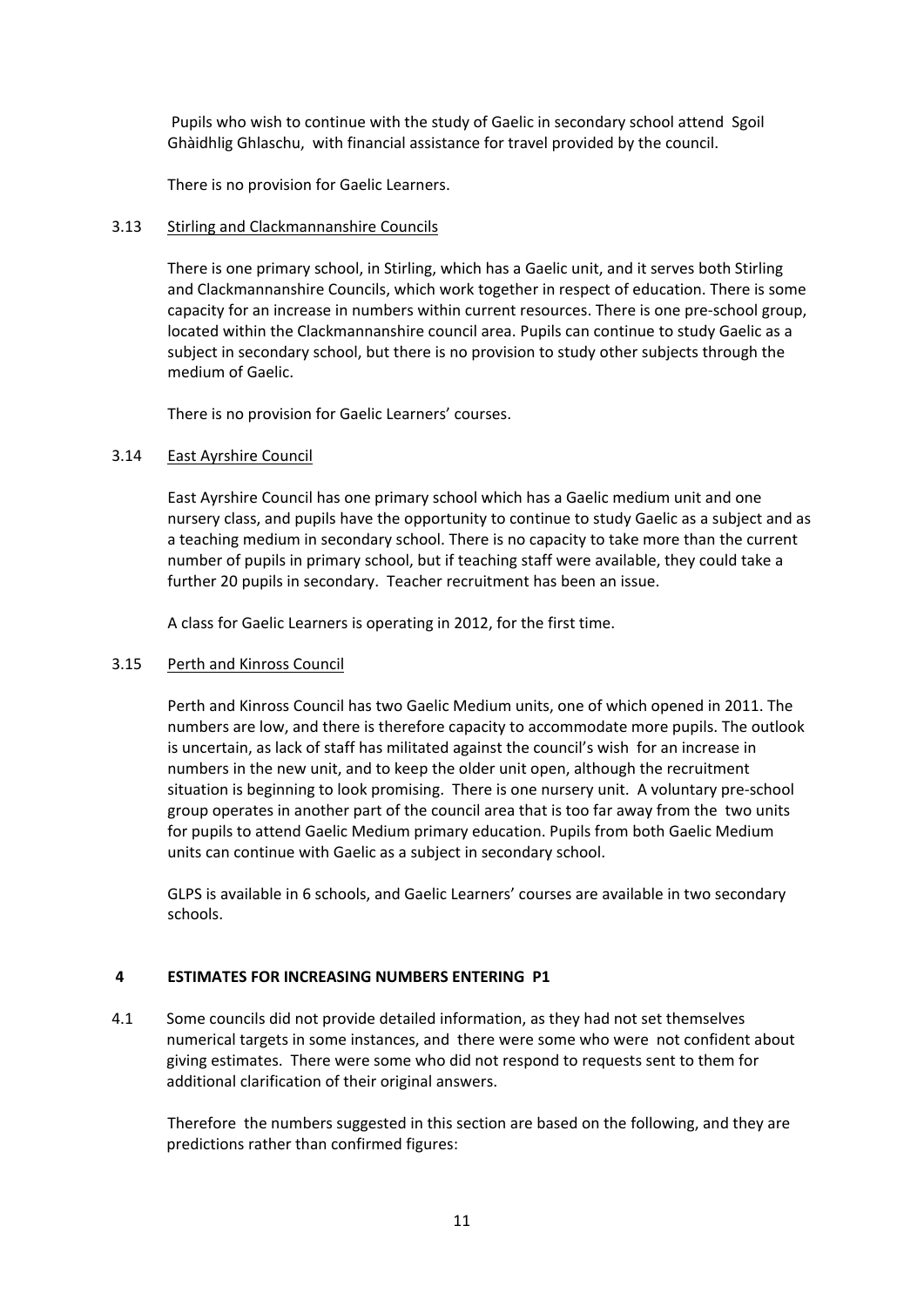Pupils who wish to continue with the study of Gaelic in secondary school attend Sgoil Ghàidhlig Ghlaschu, with financial assistance for travel provided by the council.

There is no provision for Gaelic Learners.

3.13 Stirling and Clackmannanshire Councils

There is one primary school, in Stirling, which has a Gaelic unit, and it serves both Stirling and Clackmannanshire Councils, which work together in respect of education. There is some capacity for an increase in numbers within current resources. There is one pre-school group, located within the Clackmannanshire council area. Pupils can continue to study Gaelic as a subject in secondary school, but there is no provision to study other subjects through the medium of Gaelic.

There is no provision for Gaelic Learners' courses.

3.14 East Ayrshire Council

East Ayrshire Council has one primary school which has a Gaelic medium unit and one nursery class, and pupils have the opportunity to continue to study Gaelic as a subject and as a teaching medium in secondary school. There is no capacity to take more than the current number of pupils in primary school, but if teaching staff were available, they could take a further 20 pupils in secondary. Teacher recruitment has been an issue.

A class for Gaelic Learners is operating in 2012, for the first time.

3.15 Perth and Kinross Council

Perth and Kinross Council has two Gaelic Medium units, one of which opened in 2011. The numbers are low, and there is therefore capacity to accommodate more pupils. The outlook is uncertain, as lack of staff has militated against the council's wish for an increase in numbers in the new unit, and to keep the older unit open, although the recruitment situation is beginning to look promising. There is one nursery unit. A voluntary pre-school group operates in another part of the council area that is too far away from the two units for pupils to attend Gaelic Medium primary education. Pupils from both Gaelic Medium units can continue with Gaelic as a subject in secondary school.

GLPS is available in 6 schools, and Gaelic Learners' courses are available in two secondary schools.

## 4 ESTIMATES FOR INCREASING NUMBERS ENTERING P1

4.1 Some councils did not provide detailed information, as they had not set themselves numerical targets in some instances, and there were some who were not confident about giving estimates. There were some who did not respond to requests sent to them for additional clarification of their original answers.

Therefore the numbers suggested in this section are based on the following, and they are predictions rather than confirmed figures: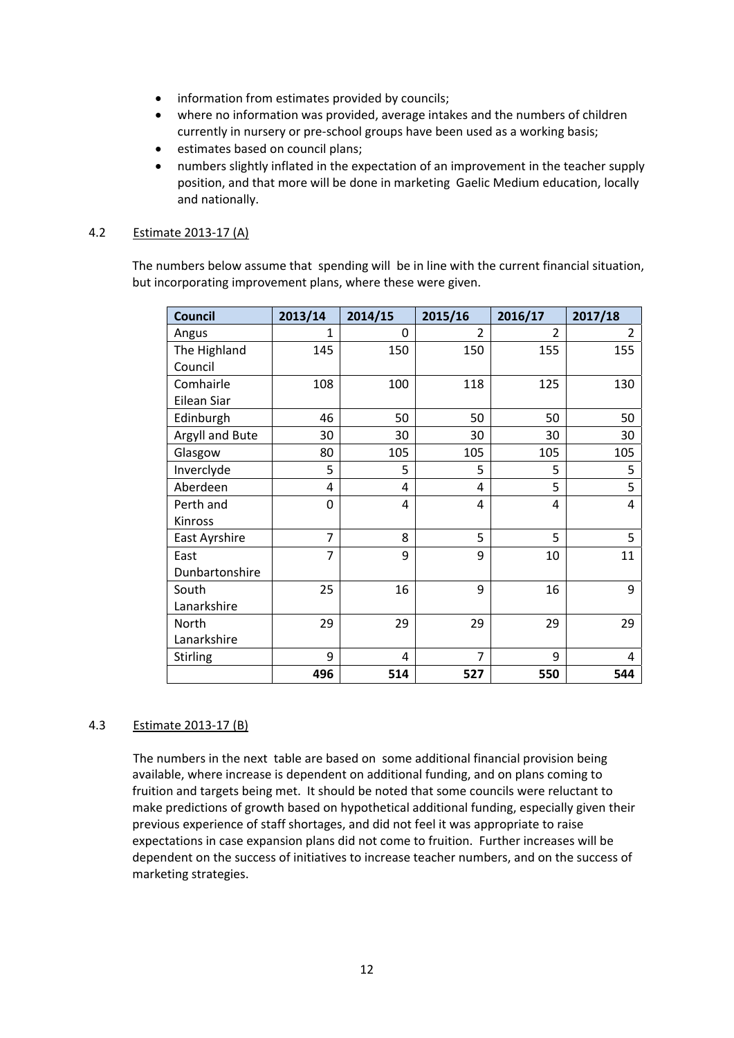- information from estimates provided by councils;
- where no information was provided, average intakes and the numbers of children currently in nursery or pre-school groups have been used as a working basis;
- estimates based on council plans;
- numbers slightly inflated in the expectation of an improvement in the teacher supply position, and that more will be done in marketing Gaelic Medium education, locally and nationally.

4.2 Estimate 2013-17 (A)

The numbers below assume that spending will be in line with the current financial situation, but incorporating improvement plans, where these were given.

| Council | 2013/14 | 2014/15 | 2015/16 | 2016/17 | 2017/18 |
|---|---|---|---|---|---|
| Angus | 1 | 0 | 2 | 2 | 2 |
| The Highland Council | 145 | 150 | 150 | 155 | 155 |
| Comhairle Eilean Siar | 108 | 100 | 118 | 125 | 130 |
| Edinburgh | 46 | 50 | 50 | 50 | 50 |
| Argyll and Bute | 30 | 30 | 30 | 30 | 30 |
| Glasgow | 80 | 105 | 105 | 105 | 105 |
| Inverclyde | 5 | 5 | 5 | 5 | 5 |
| Aberdeen | 4 | 4 | 4 | 5 | 5 |
| Perth and Kinross | 0 | 4 | 4 | 4 | 4 |
| East Ayrshire | 7 | 8 | 5 | 5 | 5 |
| East Dunbartonshire | 7 | 9 | 9 | 10 | 11 |
| South Lanarkshire | 25 | 16 | 9 | 16 | 9 |
| North Lanarkshire | 29 | 29 | 29 | 29 | 29 |
| Stirling | 9 | 4 | 7 | 9 | 4 |
| | **496** | **514** | **527** | **550** | **544** |

4.3 Estimate 2013-17 (B)

The numbers in the next table are based on some additional financial provision being available, where increase is dependent on additional funding, and on plans coming to fruition and targets being met. It should be noted that some councils were reluctant to make predictions of growth based on hypothetical additional funding, especially given their previous experience of staff shortages, and did not feel it was appropriate to raise expectations in case expansion plans did not come to fruition. Further increases will be dependent on the success of initiatives to increase teacher numbers, and on the success of marketing strategies.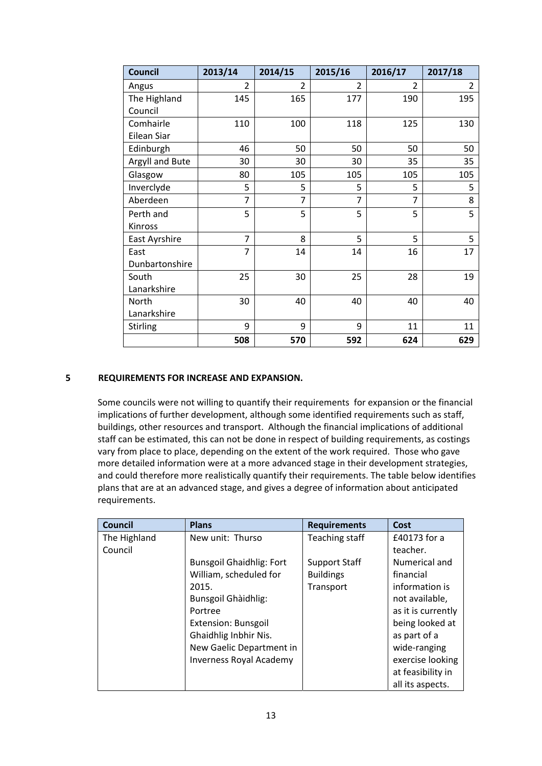| Council | 2013/14 | 2014/15 | 2015/16 | 2016/17 | 2017/18 |
|---|---|---|---|---|---|
| Angus | 2 | 2 | 2 | 2 | 2 |
| The Highland Council | 145 | 165 | 177 | 190 | 195 |
| Comhairle Eilean Siar | 110 | 100 | 118 | 125 | 130 |
| Edinburgh | 46 | 50 | 50 | 50 | 50 |
| Argyll and Bute | 30 | 30 | 30 | 35 | 35 |
| Glasgow | 80 | 105 | 105 | 105 | 105 |
| Inverclyde | 5 | 5 | 5 | 5 | 5 |
| Aberdeen | 7 | 7 | 7 | 7 | 8 |
| Perth and Kinross | 5 | 5 | 5 | 5 | 5 |
| East Ayrshire | 7 | 8 | 5 | 5 | 5 |
| East Dunbartonshire | 7 | 14 | 14 | 16 | 17 |
| South Lanarkshire | 25 | 30 | 25 | 28 | 19 |
| North Lanarkshire | 30 | 40 | 40 | 40 | 40 |
| Stirling | 9 | 9 | 9 | 11 | 11 |
| | **508** | **570** | **592** | **624** | **629** |

## 5 REQUIREMENTS FOR INCREASE AND EXPANSION.

Some councils were not willing to quantify their requirements for expansion or the financial implications of further development, although some identified requirements such as staff, buildings, other resources and transport. Although the financial implications of additional staff can be estimated, this can not be done in respect of building requirements, as costings vary from place to place, depending on the extent of the work required. Those who gave more detailed information were at a more advanced stage in their development strategies, and could therefore more realistically quantify their requirements. The table below identifies plans that are at an advanced stage, and gives a degree of information about anticipated requirements.

| Council | Plans | Requirements | Cost |
|---|---|---|---|
| The Highland Council | New unit: Thurso<br><br>Bunsgoil Ghaidhlig: Fort William, scheduled for 2015.<br>Bunsgoil Ghàidhlig: Portree<br>Extension: Bunsgoil Ghaidhlig Inbhir Nis.<br>New Gaelic Department in Inverness Royal Academy | Teaching staff<br><br>Support Staff<br>Buildings<br>Transport | £40173 for a teacher.<br>Numerical and financial information is not available, as it is currently being looked at as part of a wide-ranging exercise looking at feasibility in all its aspects. |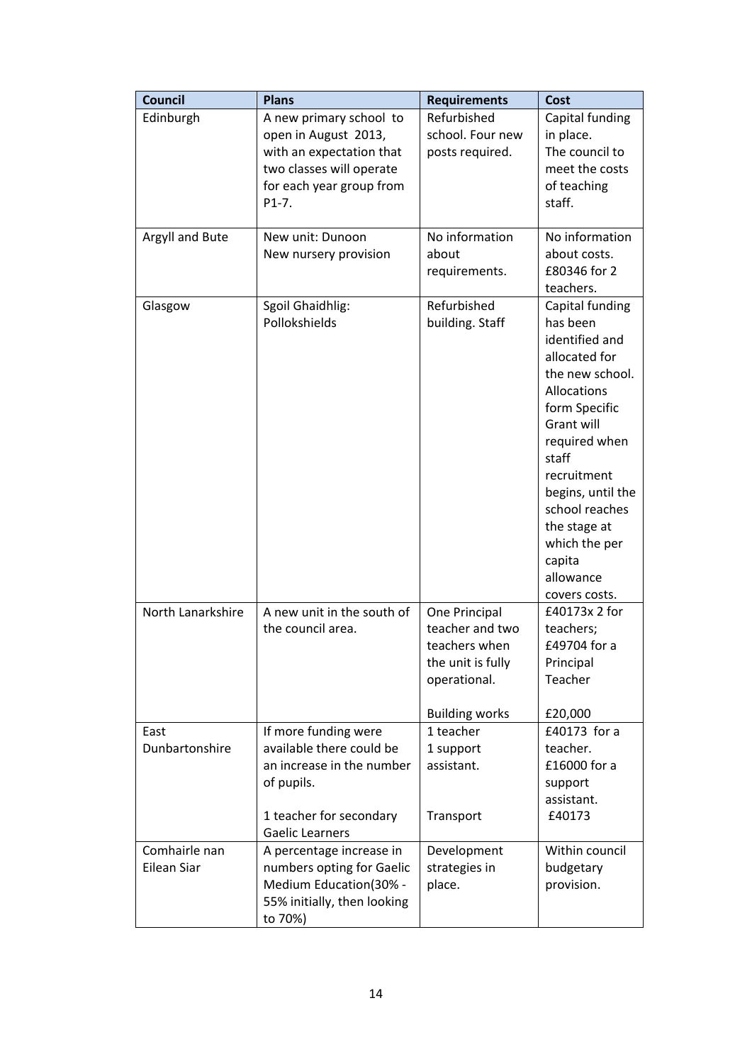| Council | Plans | Requirements | Cost |
|---|---|---|---|
| Edinburgh | A new primary school to open in August 2013, with an expectation that two classes will operate for each year group from P1-7. | Refurbished school. Four new posts required. | Capital funding in place. The council to meet the costs of teaching staff. |
| Argyll and Bute | New unit: Dunoon<br>New nursery provision | No information about requirements. | No information about costs.<br>£80346 for 2 teachers. |
| Glasgow | Sgoil Ghaidhlig: Pollokshields | Refurbished building. Staff | Capital funding has been identified and allocated for the new school. Allocations form Specific Grant will required when staff recruitment begins, until the school reaches the stage at which the per capita allowance covers costs. |
| North Lanarkshire | A new unit in the south of the council area. | One Principal teacher and two teachers when the unit is fully operational.<br><br>Building works | £40173x 2 for teachers; £49704 for a Principal Teacher<br><br>£20,000 |
| East Dunbartonshire | If more funding were available there could be an increase in the number of pupils.<br><br>1 teacher for secondary Gaelic Learners | 1 teacher<br>1 support assistant.<br><br>Transport | £40173 for a teacher.<br>£16000 for a support assistant.<br>£40173 |
| Comhairle nan Eilean Siar | A percentage increase in numbers opting for Gaelic Medium Education(30% - 55% initially, then looking to 70%) | Development strategies in place. | Within council budgetary provision. |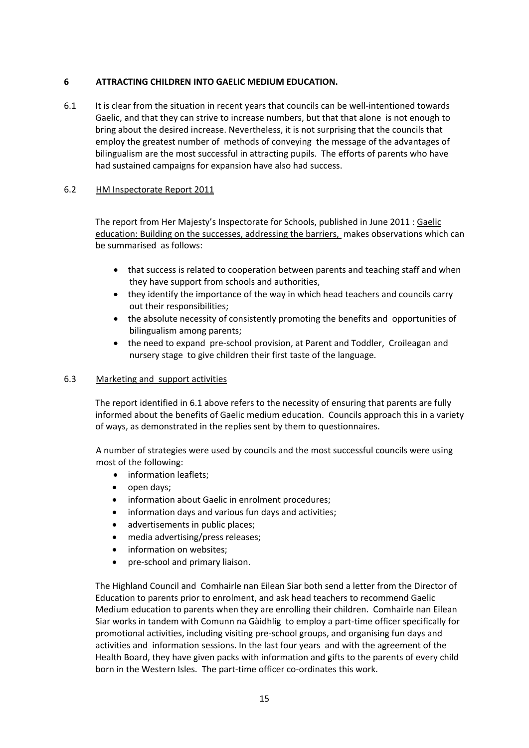## 6 ATTRACTING CHILDREN INTO GAELIC MEDIUM EDUCATION.

6.1 It is clear from the situation in recent years that councils can be well-intentioned towards Gaelic, and that they can strive to increase numbers, but that that alone is not enough to bring about the desired increase. Nevertheless, it is not surprising that the councils that employ the greatest number of methods of conveying the message of the advantages of bilingualism are the most successful in attracting pupils. The efforts of parents who have had sustained campaigns for expansion have also had success.

### 6.2 HM Inspectorate Report 2011

The report from Her Majesty's Inspectorate for Schools, published in June 2011 : Gaelic education: Building on the successes, addressing the barriers, makes observations which can be summarised as follows:

- that success is related to cooperation between parents and teaching staff and when they have support from schools and authorities,
- they identify the importance of the way in which head teachers and councils carry out their responsibilities;
- the absolute necessity of consistently promoting the benefits and opportunities of bilingualism among parents;
- the need to expand pre-school provision, at Parent and Toddler, Croileagan and nursery stage to give children their first taste of the language.

### 6.3 Marketing and support activities

The report identified in 6.1 above refers to the necessity of ensuring that parents are fully informed about the benefits of Gaelic medium education. Councils approach this in a variety of ways, as demonstrated in the replies sent by them to questionnaires.

A number of strategies were used by councils and the most successful councils were using most of the following:

- information leaflets;
- open days;
- information about Gaelic in enrolment procedures;
- information days and various fun days and activities;
- advertisements in public places;
- media advertising/press releases;
- information on websites;
- pre-school and primary liaison.

The Highland Council and Comhairle nan Eilean Siar both send a letter from the Director of Education to parents prior to enrolment, and ask head teachers to recommend Gaelic Medium education to parents when they are enrolling their children. Comhairle nan Eilean Siar works in tandem with Comunn na Gàidhlig to employ a part-time officer specifically for promotional activities, including visiting pre-school groups, and organising fun days and activities and information sessions. In the last four years and with the agreement of the Health Board, they have given packs with information and gifts to the parents of every child born in the Western Isles. The part-time officer co-ordinates this work.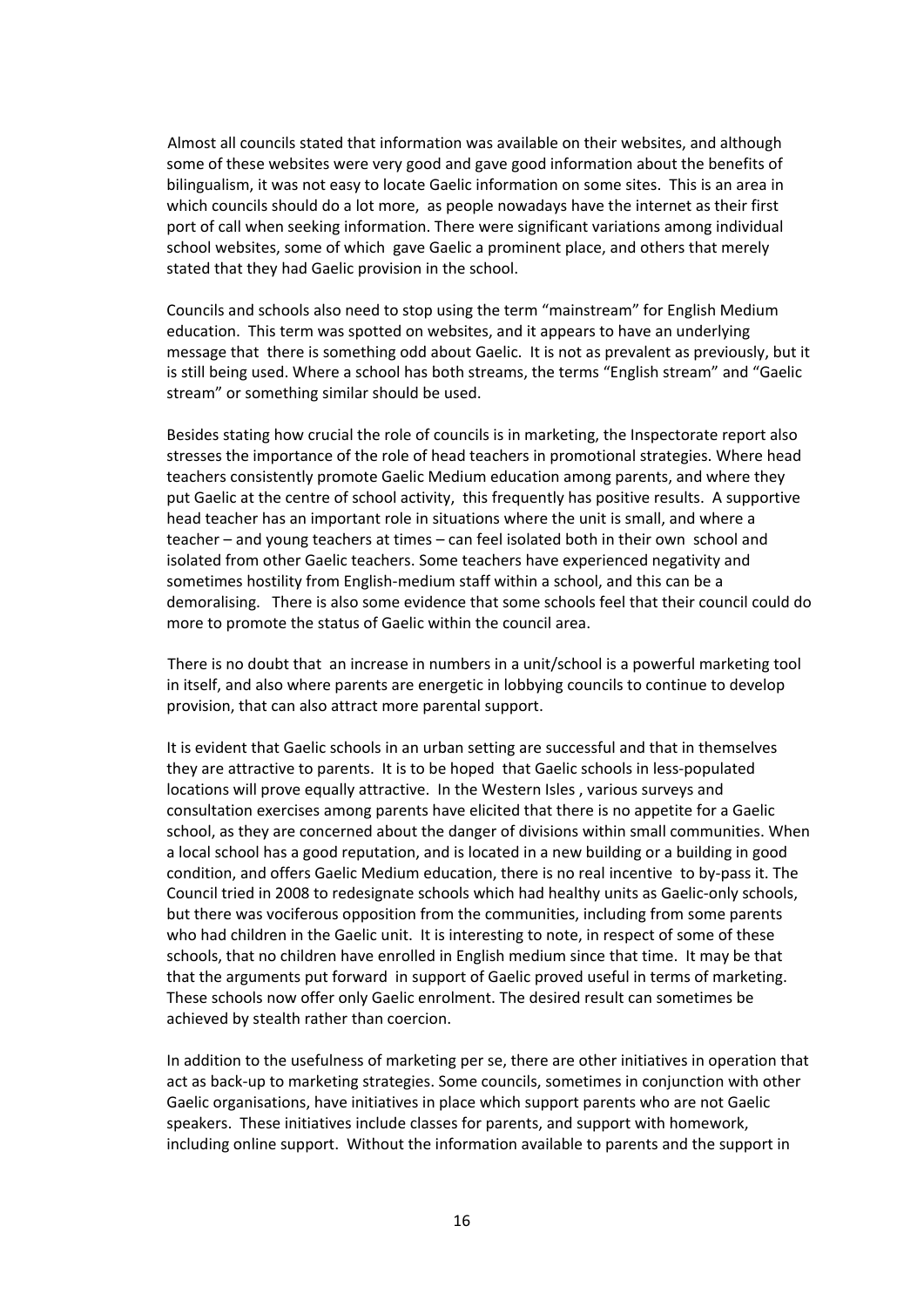Almost all councils stated that information was available on their websites, and although some of these websites were very good and gave good information about the benefits of bilingualism, it was not easy to locate Gaelic information on some sites. This is an area in which councils should do a lot more, as people nowadays have the internet as their first port of call when seeking information. There were significant variations among individual school websites, some of which gave Gaelic a prominent place, and others that merely stated that they had Gaelic provision in the school.

Councils and schools also need to stop using the term "mainstream" for English Medium education. This term was spotted on websites, and it appears to have an underlying message that there is something odd about Gaelic. It is not as prevalent as previously, but it is still being used. Where a school has both streams, the terms "English stream" and "Gaelic stream" or something similar should be used.

Besides stating how crucial the role of councils is in marketing, the Inspectorate report also stresses the importance of the role of head teachers in promotional strategies. Where head teachers consistently promote Gaelic Medium education among parents, and where they put Gaelic at the centre of school activity, this frequently has positive results. A supportive head teacher has an important role in situations where the unit is small, and where a teacher – and young teachers at times – can feel isolated both in their own school and isolated from other Gaelic teachers. Some teachers have experienced negativity and sometimes hostility from English-medium staff within a school, and this can be a demoralising. There is also some evidence that some schools feel that their council could do more to promote the status of Gaelic within the council area.

There is no doubt that an increase in numbers in a unit/school is a powerful marketing tool in itself, and also where parents are energetic in lobbying councils to continue to develop provision, that can also attract more parental support.

It is evident that Gaelic schools in an urban setting are successful and that in themselves they are attractive to parents. It is to be hoped that Gaelic schools in less-populated locations will prove equally attractive. In the Western Isles , various surveys and consultation exercises among parents have elicited that there is no appetite for a Gaelic school, as they are concerned about the danger of divisions within small communities. When a local school has a good reputation, and is located in a new building or a building in good condition, and offers Gaelic Medium education, there is no real incentive to by-pass it. The Council tried in 2008 to redesignate schools which had healthy units as Gaelic-only schools, but there was vociferous opposition from the communities, including from some parents who had children in the Gaelic unit. It is interesting to note, in respect of some of these schools, that no children have enrolled in English medium since that time. It may be that that the arguments put forward in support of Gaelic proved useful in terms of marketing. These schools now offer only Gaelic enrolment. The desired result can sometimes be achieved by stealth rather than coercion.

In addition to the usefulness of marketing per se, there are other initiatives in operation that act as back-up to marketing strategies. Some councils, sometimes in conjunction with other Gaelic organisations, have initiatives in place which support parents who are not Gaelic speakers. These initiatives include classes for parents, and support with homework, including online support. Without the information available to parents and the support in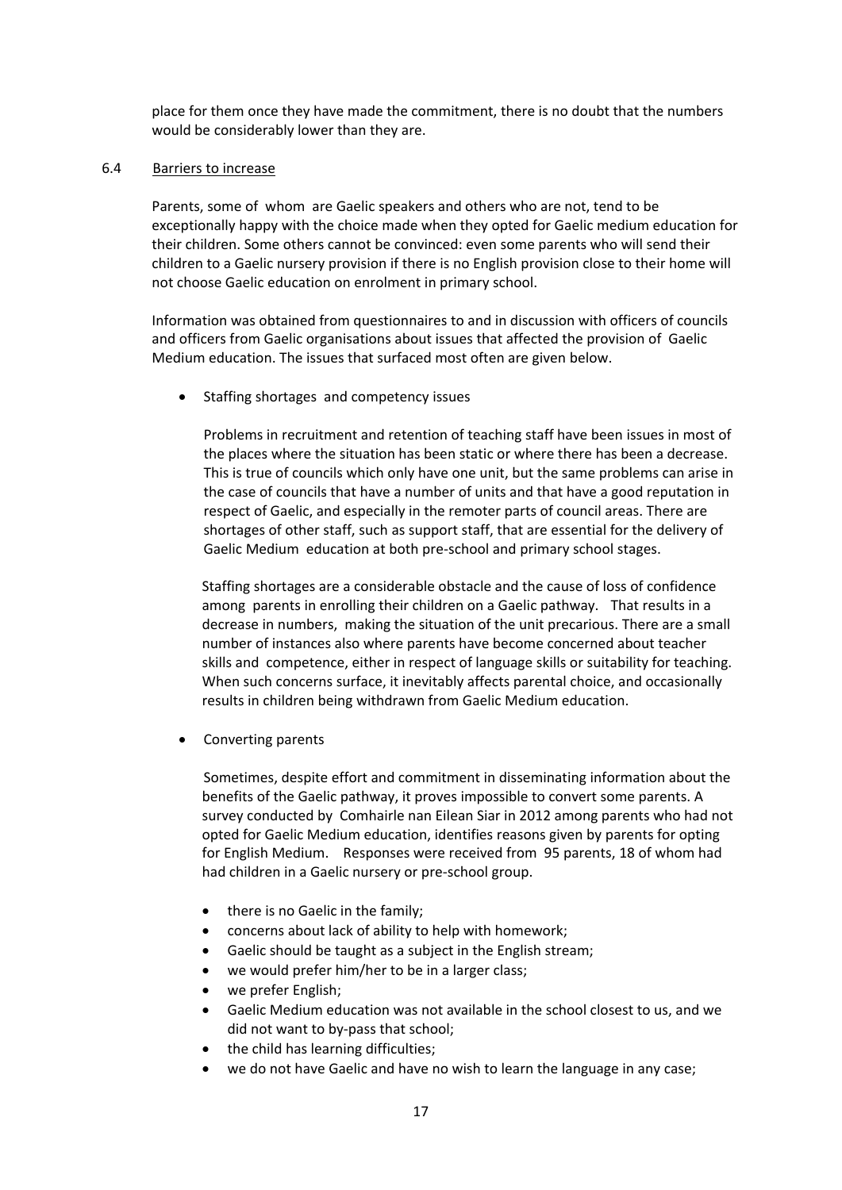place for them once they have made the commitment, there is no doubt that the numbers would be considerably lower than they are.

### 6.4 Barriers to increase

Parents, some of whom are Gaelic speakers and others who are not, tend to be exceptionally happy with the choice made when they opted for Gaelic medium education for their children. Some others cannot be convinced: even some parents who will send their children to a Gaelic nursery provision if there is no English provision close to their home will not choose Gaelic education on enrolment in primary school.

Information was obtained from questionnaires to and in discussion with officers of councils and officers from Gaelic organisations about issues that affected the provision of Gaelic Medium education. The issues that surfaced most often are given below.

- Staffing shortages and competency issues

  Problems in recruitment and retention of teaching staff have been issues in most of the places where the situation has been static or where there has been a decrease. This is true of councils which only have one unit, but the same problems can arise in the case of councils that have a number of units and that have a good reputation in respect of Gaelic, and especially in the remoter parts of council areas. There are shortages of other staff, such as support staff, that are essential for the delivery of Gaelic Medium education at both pre-school and primary school stages.

  Staffing shortages are a considerable obstacle and the cause of loss of confidence among parents in enrolling their children on a Gaelic pathway. That results in a decrease in numbers, making the situation of the unit precarious. There are a small number of instances also where parents have become concerned about teacher skills and competence, either in respect of language skills or suitability for teaching. When such concerns surface, it inevitably affects parental choice, and occasionally results in children being withdrawn from Gaelic Medium education.

- Converting parents

  Sometimes, despite effort and commitment in disseminating information about the benefits of the Gaelic pathway, it proves impossible to convert some parents. A survey conducted by Comhairle nan Eilean Siar in 2012 among parents who had not opted for Gaelic Medium education, identifies reasons given by parents for opting for English Medium. Responses were received from 95 parents, 18 of whom had had children in a Gaelic nursery or pre-school group.

  - there is no Gaelic in the family;
  - concerns about lack of ability to help with homework;
  - Gaelic should be taught as a subject in the English stream;
  - we would prefer him/her to be in a larger class;
  - we prefer English;
  - Gaelic Medium education was not available in the school closest to us, and we did not want to by-pass that school;
  - the child has learning difficulties;
  - we do not have Gaelic and have no wish to learn the language in any case;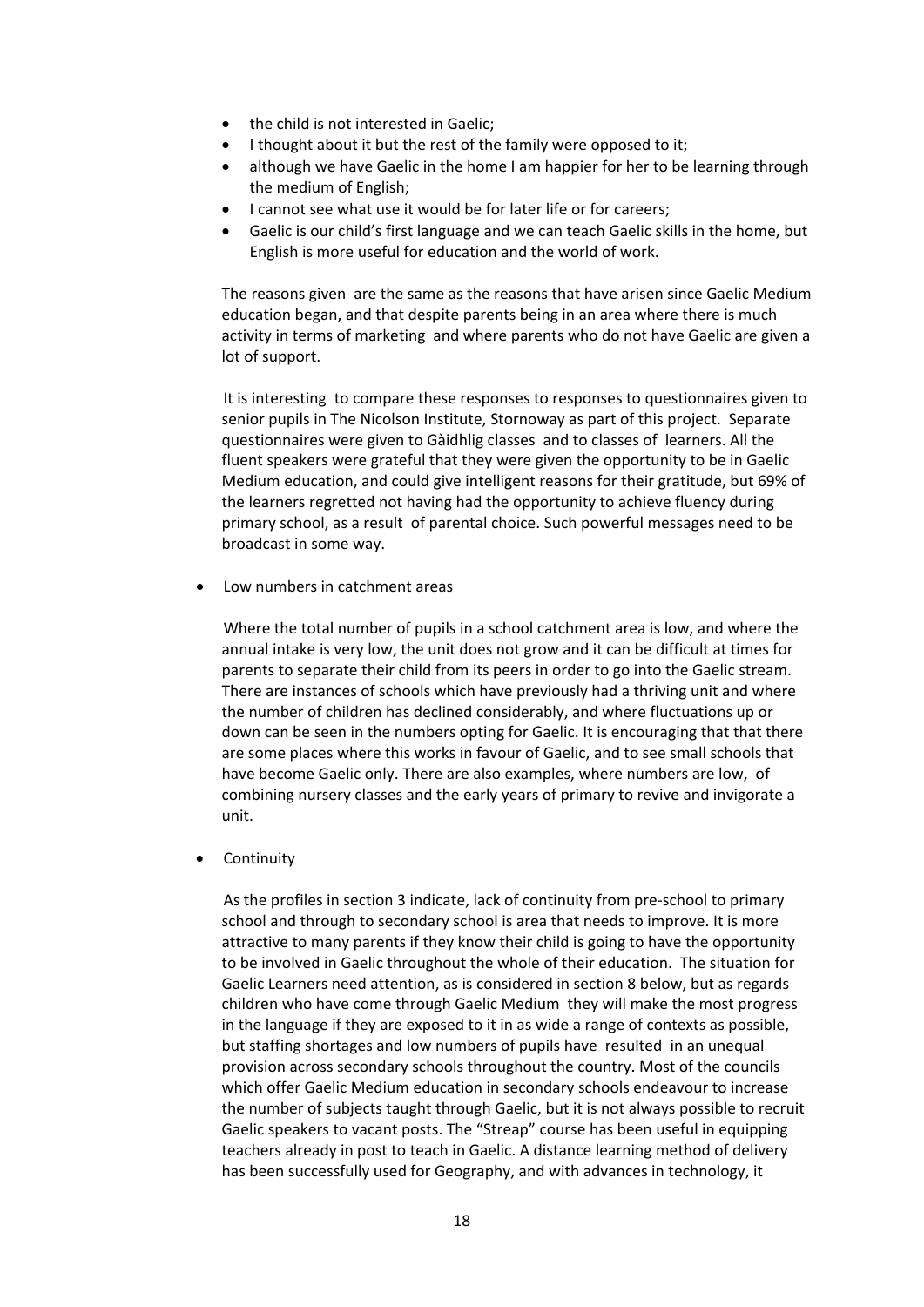- the child is not interested in Gaelic;
- I thought about it but the rest of the family were opposed to it;
- although we have Gaelic in the home I am happier for her to be learning through the medium of English;
- I cannot see what use it would be for later life or for careers;
- Gaelic is our child's first language and we can teach Gaelic skills in the home, but English is more useful for education and the world of work.

The reasons given are the same as the reasons that have arisen since Gaelic Medium education began, and that despite parents being in an area where there is much activity in terms of marketing and where parents who do not have Gaelic are given a lot of support.

It is interesting to compare these responses to responses to questionnaires given to senior pupils in The Nicolson Institute, Stornoway as part of this project. Separate questionnaires were given to Gàidhlig classes and to classes of learners. All the fluent speakers were grateful that they were given the opportunity to be in Gaelic Medium education, and could give intelligent reasons for their gratitude, but 69% of the learners regretted not having had the opportunity to achieve fluency during primary school, as a result of parental choice. Such powerful messages need to be broadcast in some way.

- Low numbers in catchment areas

Where the total number of pupils in a school catchment area is low, and where the annual intake is very low, the unit does not grow and it can be difficult at times for parents to separate their child from its peers in order to go into the Gaelic stream. There are instances of schools which have previously had a thriving unit and where the number of children has declined considerably, and where fluctuations up or down can be seen in the numbers opting for Gaelic. It is encouraging that that there are some places where this works in favour of Gaelic, and to see small schools that have become Gaelic only. There are also examples, where numbers are low, of combining nursery classes and the early years of primary to revive and invigorate a unit.

- Continuity

As the profiles in section 3 indicate, lack of continuity from pre-school to primary school and through to secondary school is area that needs to improve. It is more attractive to many parents if they know their child is going to have the opportunity to be involved in Gaelic throughout the whole of their education. The situation for Gaelic Learners need attention, as is considered in section 8 below, but as regards children who have come through Gaelic Medium they will make the most progress in the language if they are exposed to it in as wide a range of contexts as possible, but staffing shortages and low numbers of pupils have resulted in an unequal provision across secondary schools throughout the country. Most of the councils which offer Gaelic Medium education in secondary schools endeavour to increase the number of subjects taught through Gaelic, but it is not always possible to recruit Gaelic speakers to vacant posts. The "Streap" course has been useful in equipping teachers already in post to teach in Gaelic. A distance learning method of delivery has been successfully used for Geography, and with advances in technology, it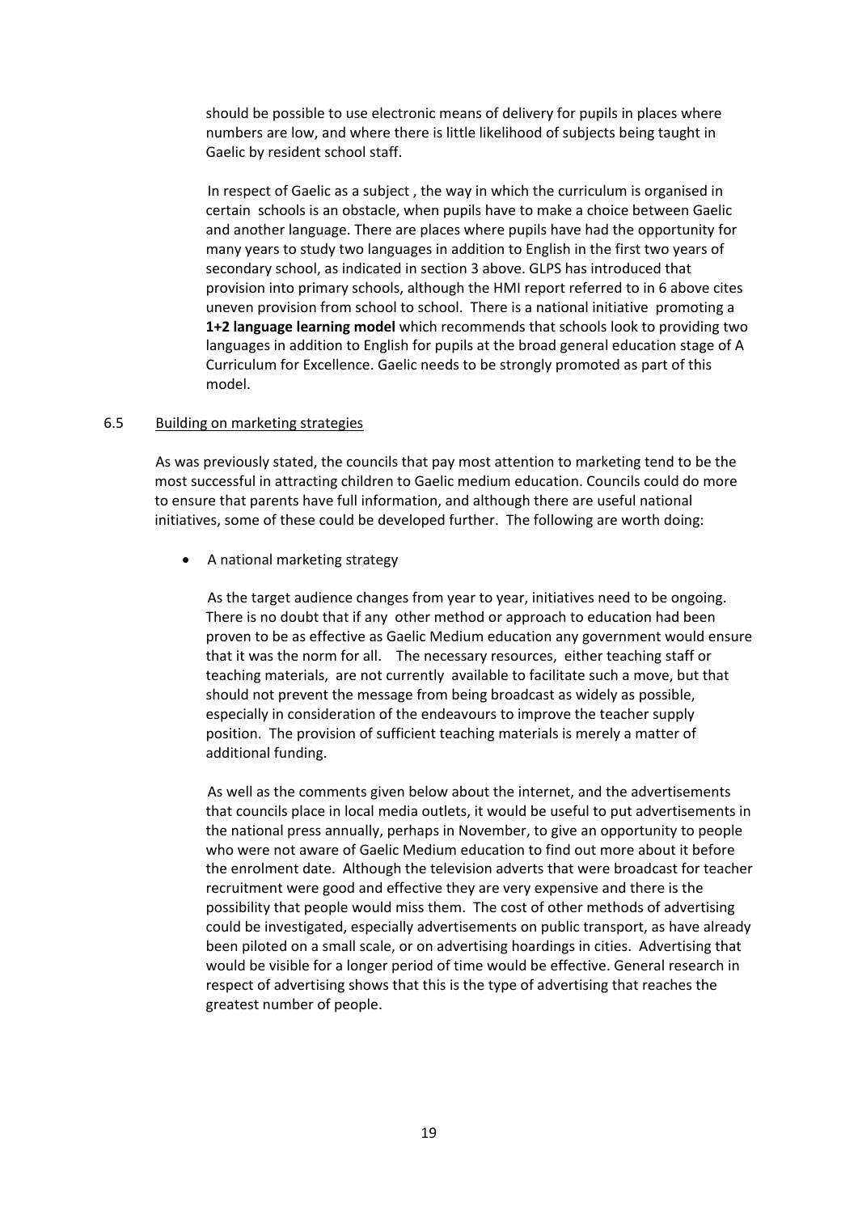should be possible to use electronic means of delivery for pupils in places where numbers are low, and where there is little likelihood of subjects being taught in Gaelic by resident school staff.

In respect of Gaelic as a subject , the way in which the curriculum is organised in certain schools is an obstacle, when pupils have to make a choice between Gaelic and another language. There are places where pupils have had the opportunity for many years to study two languages in addition to English in the first two years of secondary school, as indicated in section 3 above. GLPS has introduced that provision into primary schools, although the HMI report referred to in 6 above cites uneven provision from school to school. There is a national initiative promoting a **1+2 language learning model** which recommends that schools look to providing two languages in addition to English for pupils at the broad general education stage of A Curriculum for Excellence. Gaelic needs to be strongly promoted as part of this model.

### 6.5 Building on marketing strategies

As was previously stated, the councils that pay most attention to marketing tend to be the most successful in attracting children to Gaelic medium education. Councils could do more to ensure that parents have full information, and although there are useful national initiatives, some of these could be developed further. The following are worth doing:

- A national marketing strategy

  As the target audience changes from year to year, initiatives need to be ongoing. There is no doubt that if any other method or approach to education had been proven to be as effective as Gaelic Medium education any government would ensure that it was the norm for all. The necessary resources, either teaching staff or teaching materials, are not currently available to facilitate such a move, but that should not prevent the message from being broadcast as widely as possible, especially in consideration of the endeavours to improve the teacher supply position. The provision of sufficient teaching materials is merely a matter of additional funding.

  As well as the comments given below about the internet, and the advertisements that councils place in local media outlets, it would be useful to put advertisements in the national press annually, perhaps in November, to give an opportunity to people who were not aware of Gaelic Medium education to find out more about it before the enrolment date. Although the television adverts that were broadcast for teacher recruitment were good and effective they are very expensive and there is the possibility that people would miss them. The cost of other methods of advertising could be investigated, especially advertisements on public transport, as have already been piloted on a small scale, or on advertising hoardings in cities. Advertising that would be visible for a longer period of time would be effective. General research in respect of advertising shows that this is the type of advertising that reaches the greatest number of people.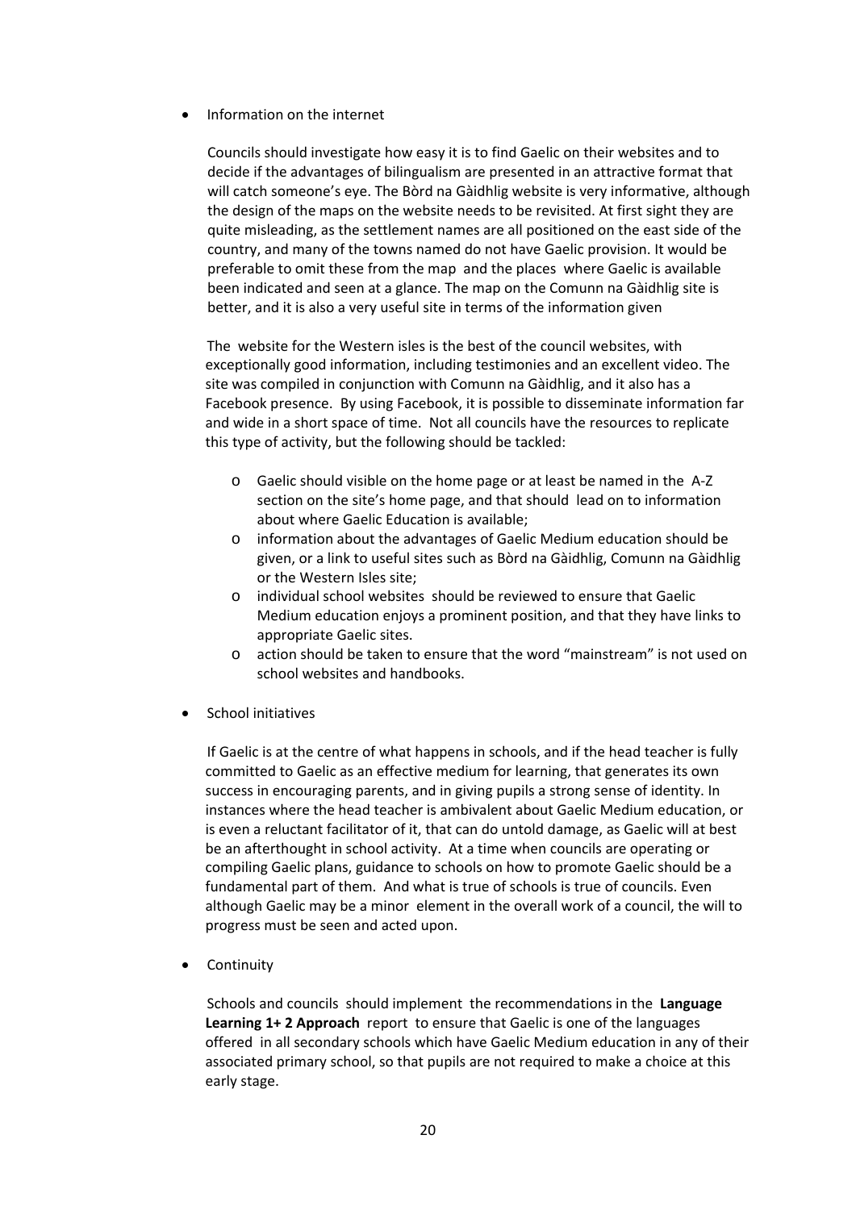- Information on the internet

  Councils should investigate how easy it is to find Gaelic on their websites and to decide if the advantages of bilingualism are presented in an attractive format that will catch someone's eye. The Bòrd na Gàidhlig website is very informative, although the design of the maps on the website needs to be revisited. At first sight they are quite misleading, as the settlement names are all positioned on the east side of the country, and many of the towns named do not have Gaelic provision. It would be preferable to omit these from the map and the places where Gaelic is available been indicated and seen at a glance. The map on the Comunn na Gàidhlig site is better, and it is also a very useful site in terms of the information given

  The website for the Western isles is the best of the council websites, with exceptionally good information, including testimonies and an excellent video. The site was compiled in conjunction with Comunn na Gàidhlig, and it also has a Facebook presence. By using Facebook, it is possible to disseminate information far and wide in a short space of time. Not all councils have the resources to replicate this type of activity, but the following should be tackled:

  - Gaelic should visible on the home page or at least be named in the A-Z section on the site's home page, and that should lead on to information about where Gaelic Education is available;
  - information about the advantages of Gaelic Medium education should be given, or a link to useful sites such as Bòrd na Gàidhlig, Comunn na Gàidhlig or the Western Isles site;
  - individual school websites should be reviewed to ensure that Gaelic Medium education enjoys a prominent position, and that they have links to appropriate Gaelic sites.
  - action should be taken to ensure that the word "mainstream" is not used on school websites and handbooks.

- School initiatives

  If Gaelic is at the centre of what happens in schools, and if the head teacher is fully committed to Gaelic as an effective medium for learning, that generates its own success in encouraging parents, and in giving pupils a strong sense of identity. In instances where the head teacher is ambivalent about Gaelic Medium education, or is even a reluctant facilitator of it, that can do untold damage, as Gaelic will at best be an afterthought in school activity. At a time when councils are operating or compiling Gaelic plans, guidance to schools on how to promote Gaelic should be a fundamental part of them. And what is true of schools is true of councils. Even although Gaelic may be a minor element in the overall work of a council, the will to progress must be seen and acted upon.

- Continuity

  Schools and councils should implement the recommendations in the **Language Learning 1+ 2 Approach** report to ensure that Gaelic is one of the languages offered in all secondary schools which have Gaelic Medium education in any of their associated primary school, so that pupils are not required to make a choice at this early stage.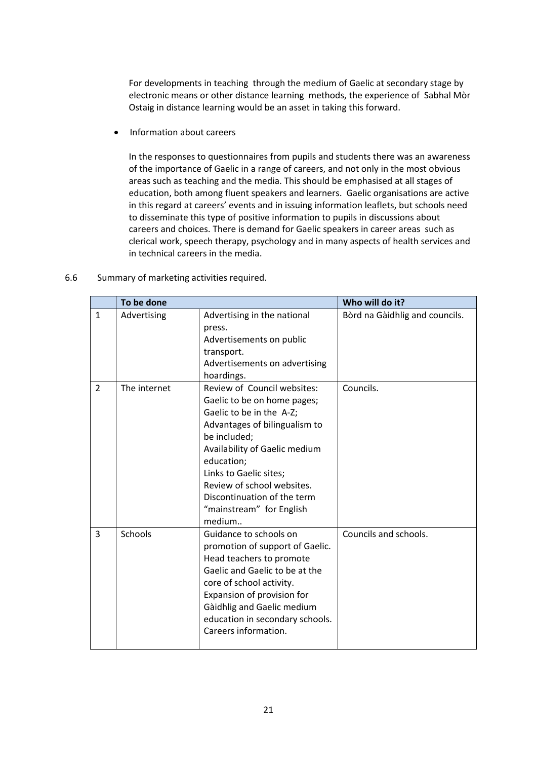For developments in teaching through the medium of Gaelic at secondary stage by electronic means or other distance learning methods, the experience of Sabhal Mòr Ostaig in distance learning would be an asset in taking this forward.

- Information about careers

In the responses to questionnaires from pupils and students there was an awareness of the importance of Gaelic in a range of careers, and not only in the most obvious areas such as teaching and the media. This should be emphasised at all stages of education, both among fluent speakers and learners. Gaelic organisations are active in this regard at careers' events and in issuing information leaflets, but schools need to disseminate this type of positive information to pupils in discussions about careers and choices. There is demand for Gaelic speakers in career areas such as clerical work, speech therapy, psychology and in many aspects of health services and in technical careers in the media.

6.6 Summary of marketing activities required.

| | To be done | | Who will do it? |
|---|---|---|---|
| 1 | Advertising | Advertising in the national press.<br>Advertisements on public transport.<br>Advertisements on advertising hoardings. | Bòrd na Gàidhlig and councils. |
| 2 | The internet | Review of Council websites:<br>Gaelic to be on home pages;<br>Gaelic to be in the A-Z;<br>Advantages of bilingualism to be included;<br>Availability of Gaelic medium education;<br>Links to Gaelic sites;<br>Review of school websites.<br>Discontinuation of the term "mainstream" for English medium.. | Councils. |
| 3 | Schools | Guidance to schools on promotion of support of Gaelic.<br>Head teachers to promote Gaelic and Gaelic to be at the core of school activity.<br>Expansion of provision for Gàidhlig and Gaelic medium education in secondary schools.<br>Careers information. | Councils and schools. |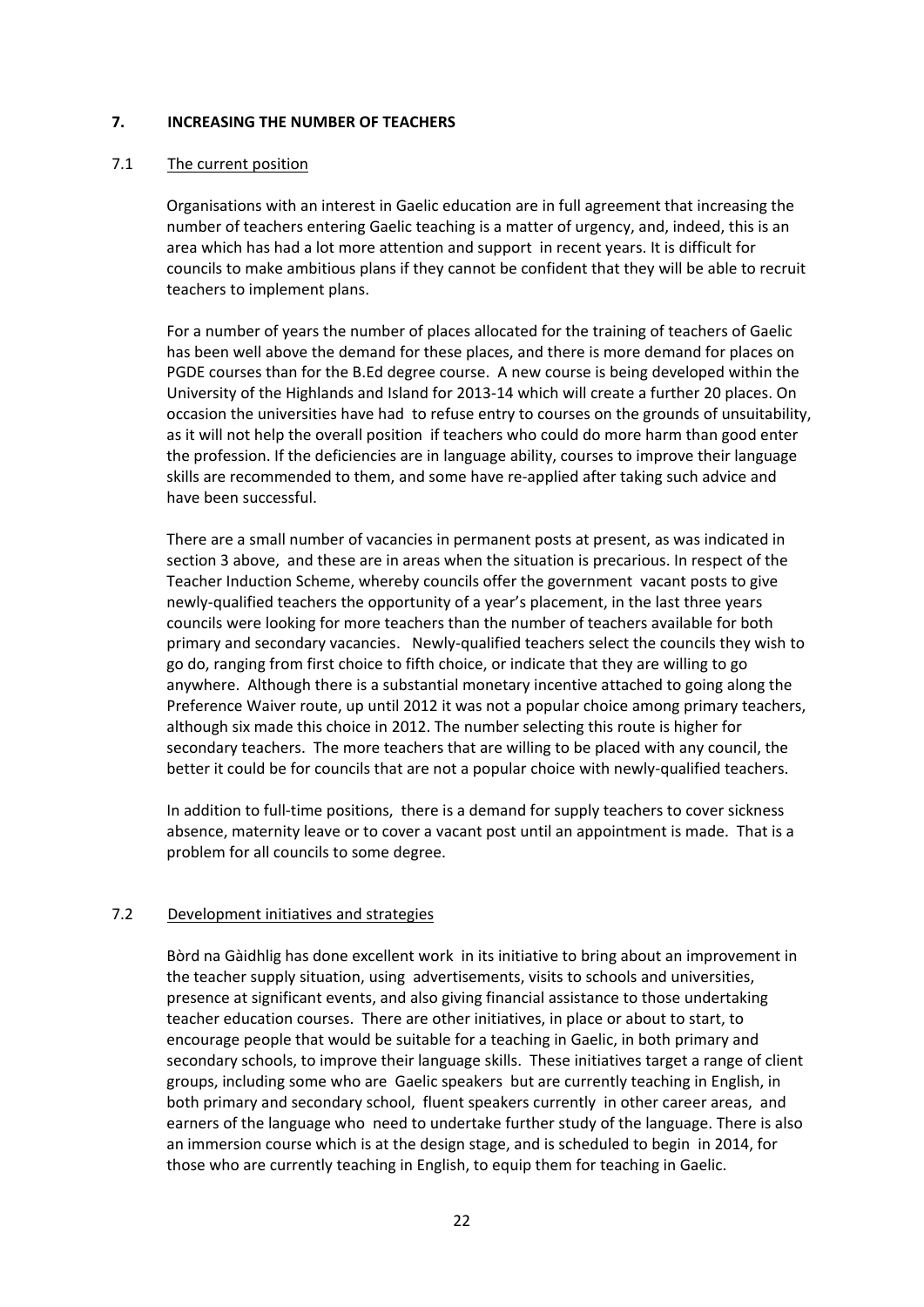## 7. INCREASING THE NUMBER OF TEACHERS

### 7.1 The current position

Organisations with an interest in Gaelic education are in full agreement that increasing the number of teachers entering Gaelic teaching is a matter of urgency, and, indeed, this is an area which has had a lot more attention and support in recent years. It is difficult for councils to make ambitious plans if they cannot be confident that they will be able to recruit teachers to implement plans.

For a number of years the number of places allocated for the training of teachers of Gaelic has been well above the demand for these places, and there is more demand for places on PGDE courses than for the B.Ed degree course. A new course is being developed within the University of the Highlands and Island for 2013-14 which will create a further 20 places. On occasion the universities have had to refuse entry to courses on the grounds of unsuitability, as it will not help the overall position if teachers who could do more harm than good enter the profession. If the deficiencies are in language ability, courses to improve their language skills are recommended to them, and some have re-applied after taking such advice and have been successful.

There are a small number of vacancies in permanent posts at present, as was indicated in section 3 above, and these are in areas when the situation is precarious. In respect of the Teacher Induction Scheme, whereby councils offer the government vacant posts to give newly-qualified teachers the opportunity of a year's placement, in the last three years councils were looking for more teachers than the number of teachers available for both primary and secondary vacancies. Newly-qualified teachers select the councils they wish to go do, ranging from first choice to fifth choice, or indicate that they are willing to go anywhere. Although there is a substantial monetary incentive attached to going along the Preference Waiver route, up until 2012 it was not a popular choice among primary teachers, although six made this choice in 2012. The number selecting this route is higher for secondary teachers. The more teachers that are willing to be placed with any council, the better it could be for councils that are not a popular choice with newly-qualified teachers.

In addition to full-time positions, there is a demand for supply teachers to cover sickness absence, maternity leave or to cover a vacant post until an appointment is made. That is a problem for all councils to some degree.

### 7.2 Development initiatives and strategies

Bòrd na Gàidhlig has done excellent work in its initiative to bring about an improvement in the teacher supply situation, using advertisements, visits to schools and universities, presence at significant events, and also giving financial assistance to those undertaking teacher education courses. There are other initiatives, in place or about to start, to encourage people that would be suitable for a teaching in Gaelic, in both primary and secondary schools, to improve their language skills. These initiatives target a range of client groups, including some who are Gaelic speakers but are currently teaching in English, in both primary and secondary school, fluent speakers currently in other career areas, and earners of the language who need to undertake further study of the language. There is also an immersion course which is at the design stage, and is scheduled to begin in 2014, for those who are currently teaching in English, to equip them for teaching in Gaelic.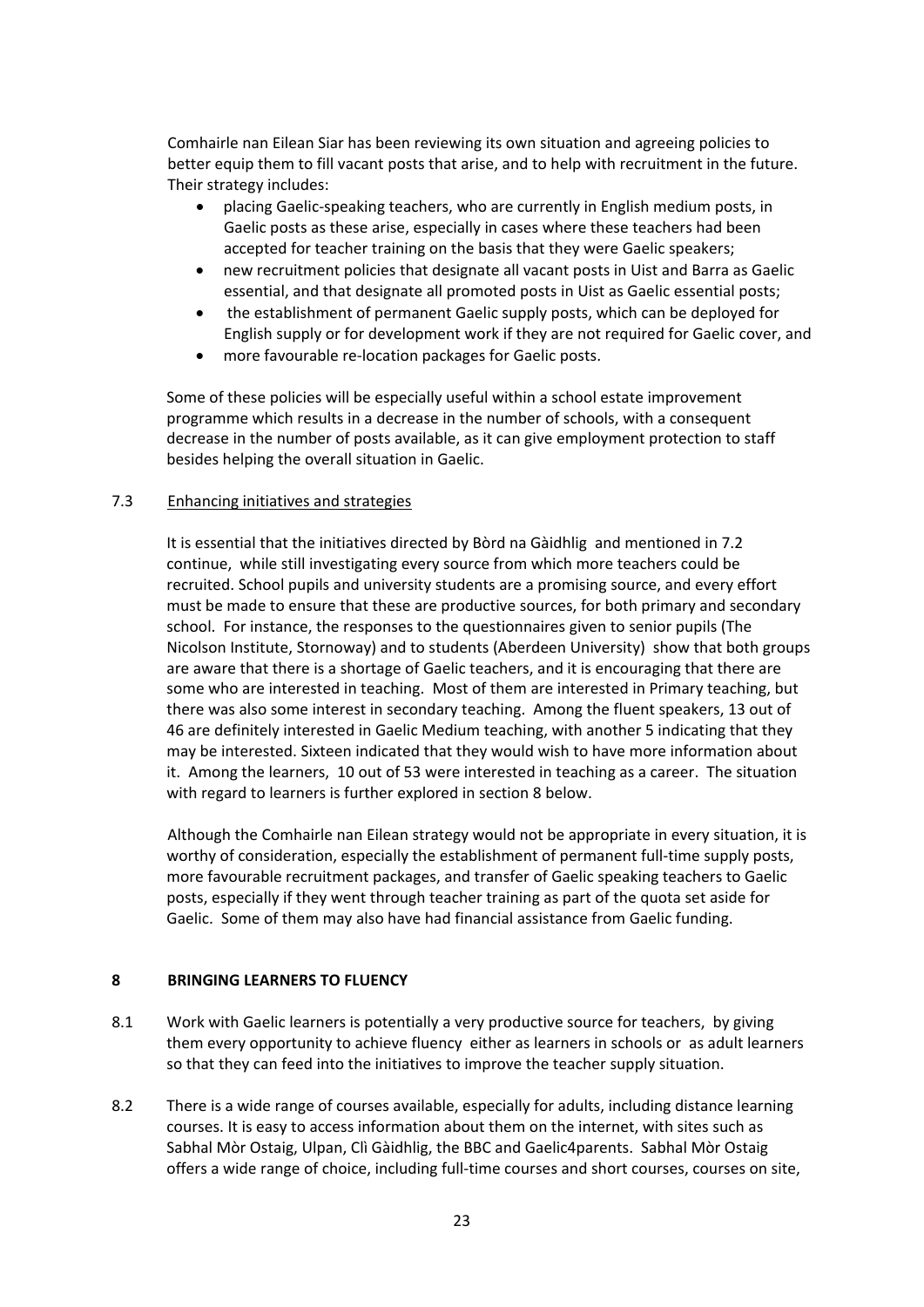Comhairle nan Eilean Siar has been reviewing its own situation and agreeing policies to better equip them to fill vacant posts that arise, and to help with recruitment in the future. Their strategy includes:

- placing Gaelic-speaking teachers, who are currently in English medium posts, in Gaelic posts as these arise, especially in cases where these teachers had been accepted for teacher training on the basis that they were Gaelic speakers;
- new recruitment policies that designate all vacant posts in Uist and Barra as Gaelic essential, and that designate all promoted posts in Uist as Gaelic essential posts;
- the establishment of permanent Gaelic supply posts, which can be deployed for English supply or for development work if they are not required for Gaelic cover, and
- more favourable re-location packages for Gaelic posts.

Some of these policies will be especially useful within a school estate improvement programme which results in a decrease in the number of schools, with a consequent decrease in the number of posts available, as it can give employment protection to staff besides helping the overall situation in Gaelic.

### 7.3 Enhancing initiatives and strategies

It is essential that the initiatives directed by Bòrd na Gàidhlig and mentioned in 7.2 continue, while still investigating every source from which more teachers could be recruited. School pupils and university students are a promising source, and every effort must be made to ensure that these are productive sources, for both primary and secondary school. For instance, the responses to the questionnaires given to senior pupils (The Nicolson Institute, Stornoway) and to students (Aberdeen University) show that both groups are aware that there is a shortage of Gaelic teachers, and it is encouraging that there are some who are interested in teaching. Most of them are interested in Primary teaching, but there was also some interest in secondary teaching. Among the fluent speakers, 13 out of 46 are definitely interested in Gaelic Medium teaching, with another 5 indicating that they may be interested. Sixteen indicated that they would wish to have more information about it. Among the learners, 10 out of 53 were interested in teaching as a career. The situation with regard to learners is further explored in section 8 below.

Although the Comhairle nan Eilean strategy would not be appropriate in every situation, it is worthy of consideration, especially the establishment of permanent full-time supply posts, more favourable recruitment packages, and transfer of Gaelic speaking teachers to Gaelic posts, especially if they went through teacher training as part of the quota set aside for Gaelic. Some of them may also have had financial assistance from Gaelic funding.

## 8 BRINGING LEARNERS TO FLUENCY

8.1 Work with Gaelic learners is potentially a very productive source for teachers, by giving them every opportunity to achieve fluency either as learners in schools or as adult learners so that they can feed into the initiatives to improve the teacher supply situation.

8.2 There is a wide range of courses available, especially for adults, including distance learning courses. It is easy to access information about them on the internet, with sites such as Sabhal Mòr Ostaig, Ulpan, Clì Gàidhlig, the BBC and Gaelic4parents. Sabhal Mòr Ostaig offers a wide range of choice, including full-time courses and short courses, courses on site,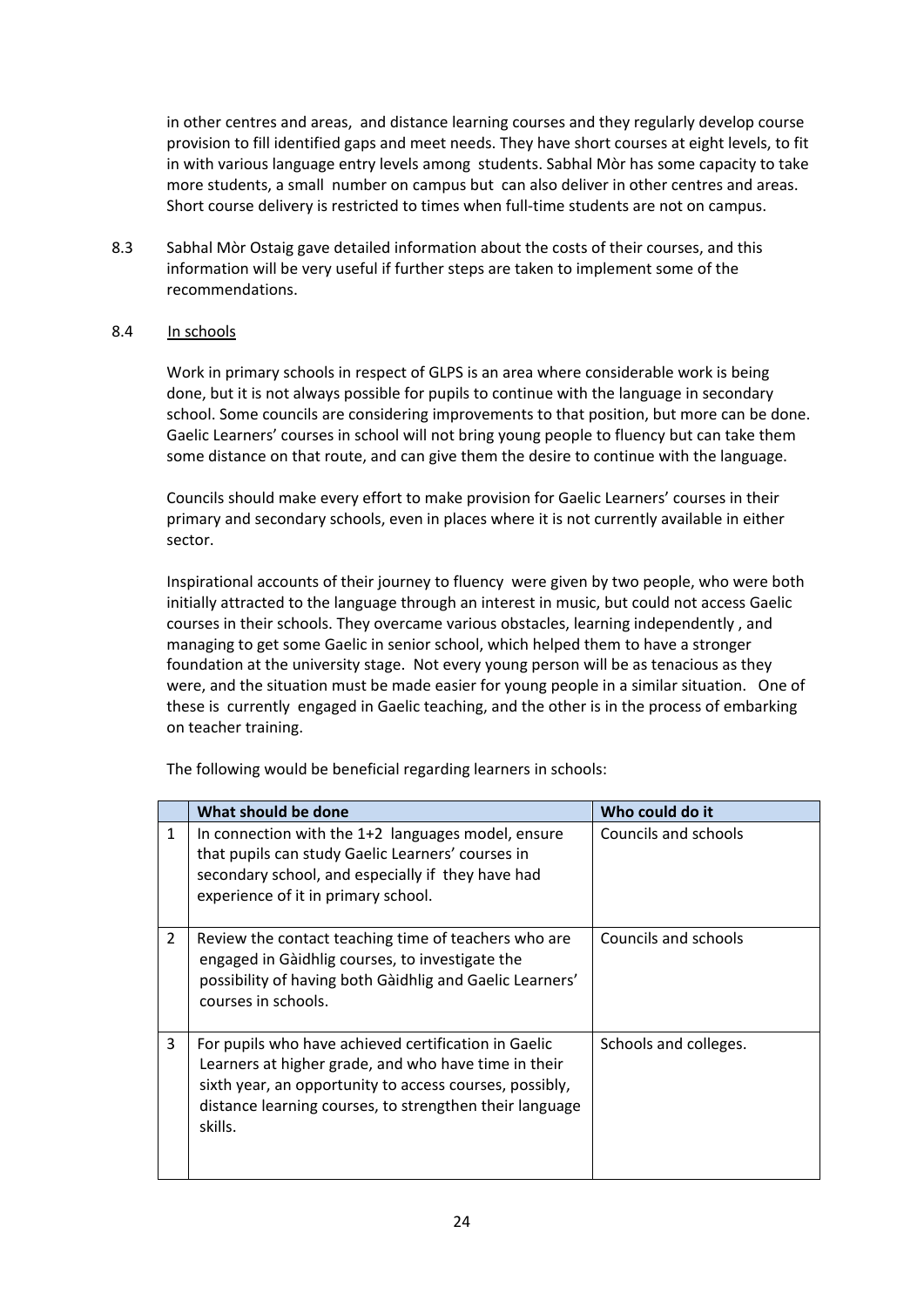in other centres and areas, and distance learning courses and they regularly develop course provision to fill identified gaps and meet needs. They have short courses at eight levels, to fit in with various language entry levels among students. Sabhal Mòr has some capacity to take more students, a small number on campus but can also deliver in other centres and areas. Short course delivery is restricted to times when full-time students are not on campus.

8.3 Sabhal Mòr Ostaig gave detailed information about the costs of their courses, and this information will be very useful if further steps are taken to implement some of the recommendations.

8.4 <u>In schools</u>

Work in primary schools in respect of GLPS is an area where considerable work is being done, but it is not always possible for pupils to continue with the language in secondary school. Some councils are considering improvements to that position, but more can be done. Gaelic Learners' courses in school will not bring young people to fluency but can take them some distance on that route, and can give them the desire to continue with the language.

Councils should make every effort to make provision for Gaelic Learners' courses in their primary and secondary schools, even in places where it is not currently available in either sector.

Inspirational accounts of their journey to fluency were given by two people, who were both initially attracted to the language through an interest in music, but could not access Gaelic courses in their schools. They overcame various obstacles, learning independently , and managing to get some Gaelic in senior school, which helped them to have a stronger foundation at the university stage. Not every young person will be as tenacious as they were, and the situation must be made easier for young people in a similar situation. One of these is currently engaged in Gaelic teaching, and the other is in the process of embarking on teacher training.

The following would be beneficial regarding learners in schools:

| | What should be done | Who could do it |
|---|---|---|
| 1 | In connection with the 1+2 languages model, ensure that pupils can study Gaelic Learners' courses in secondary school, and especially if they have had experience of it in primary school. | Councils and schools |
| 2 | Review the contact teaching time of teachers who are engaged in Gàidhlig courses, to investigate the possibility of having both Gàidhlig and Gaelic Learners' courses in schools. | Councils and schools |
| 3 | For pupils who have achieved certification in Gaelic Learners at higher grade, and who have time in their sixth year, an opportunity to access courses, possibly, distance learning courses, to strengthen their language skills. | Schools and colleges. |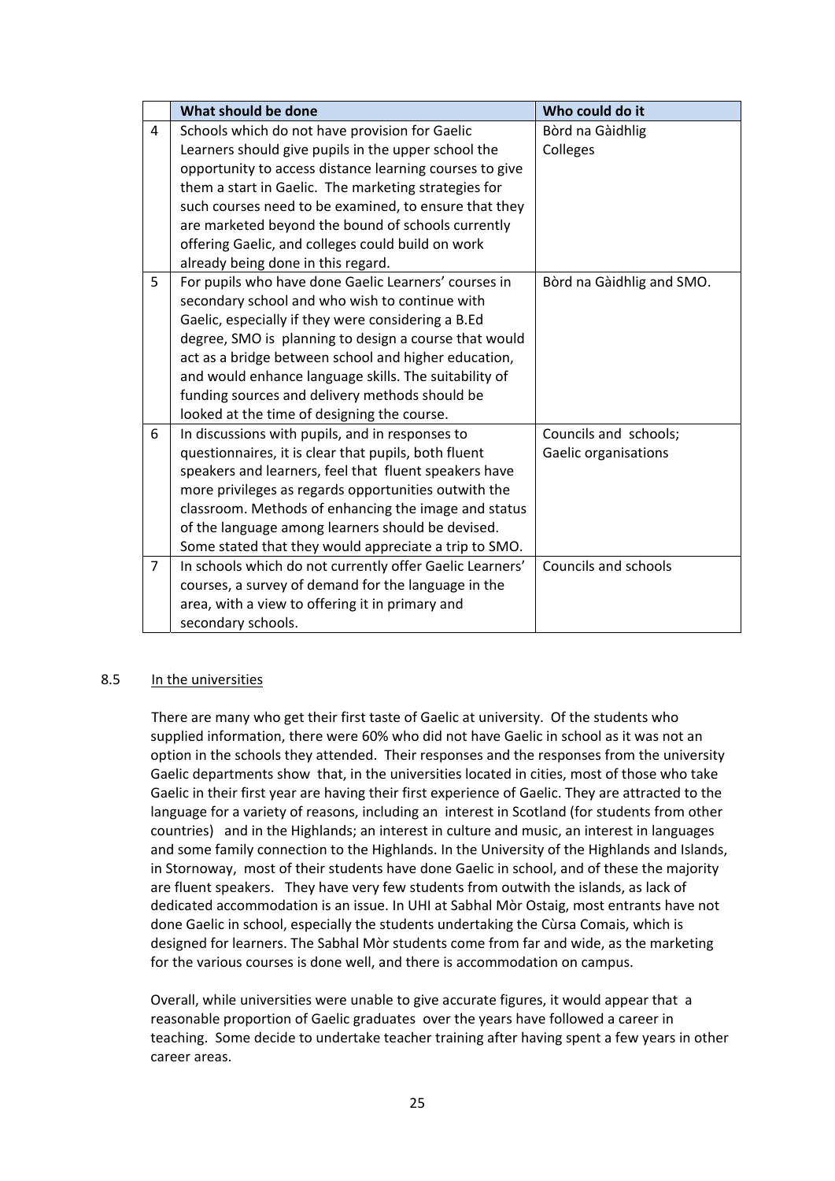| | What should be done | Who could do it |
|---|---|---|
| 4 | Schools which do not have provision for Gaelic Learners should give pupils in the upper school the opportunity to access distance learning courses to give them a start in Gaelic. The marketing strategies for such courses need to be examined, to ensure that they are marketed beyond the bound of schools currently offering Gaelic, and colleges could build on work already being done in this regard. | Bòrd na Gàidhlig<br>Colleges |
| 5 | For pupils who have done Gaelic Learners' courses in secondary school and who wish to continue with Gaelic, especially if they were considering a B.Ed degree, SMO is planning to design a course that would act as a bridge between school and higher education, and would enhance language skills. The suitability of funding sources and delivery methods should be looked at the time of designing the course. | Bòrd na Gàidhlig and SMO. |
| 6 | In discussions with pupils, and in responses to questionnaires, it is clear that pupils, both fluent speakers and learners, feel that fluent speakers have more privileges as regards opportunities outwith the classroom. Methods of enhancing the image and status of the language among learners should be devised. Some stated that they would appreciate a trip to SMO. | Councils and schools;<br>Gaelic organisations |
| 7 | In schools which do not currently offer Gaelic Learners' courses, a survey of demand for the language in the area, with a view to offering it in primary and secondary schools. | Councils and schools |

## 8.5 In the universities

There are many who get their first taste of Gaelic at university. Of the students who supplied information, there were 60% who did not have Gaelic in school as it was not an option in the schools they attended. Their responses and the responses from the university Gaelic departments show that, in the universities located in cities, most of those who take Gaelic in their first year are having their first experience of Gaelic. They are attracted to the language for a variety of reasons, including an interest in Scotland (for students from other countries) and in the Highlands; an interest in culture and music, an interest in languages and some family connection to the Highlands. In the University of the Highlands and Islands, in Stornoway, most of their students have done Gaelic in school, and of these the majority are fluent speakers. They have very few students from outwith the islands, as lack of dedicated accommodation is an issue. In UHI at Sabhal Mòr Ostaig, most entrants have not done Gaelic in school, especially the students undertaking the Cùrsa Comais, which is designed for learners. The Sabhal Mòr students come from far and wide, as the marketing for the various courses is done well, and there is accommodation on campus.

Overall, while universities were unable to give accurate figures, it would appear that a reasonable proportion of Gaelic graduates over the years have followed a career in teaching. Some decide to undertake teacher training after having spent a few years in other career areas.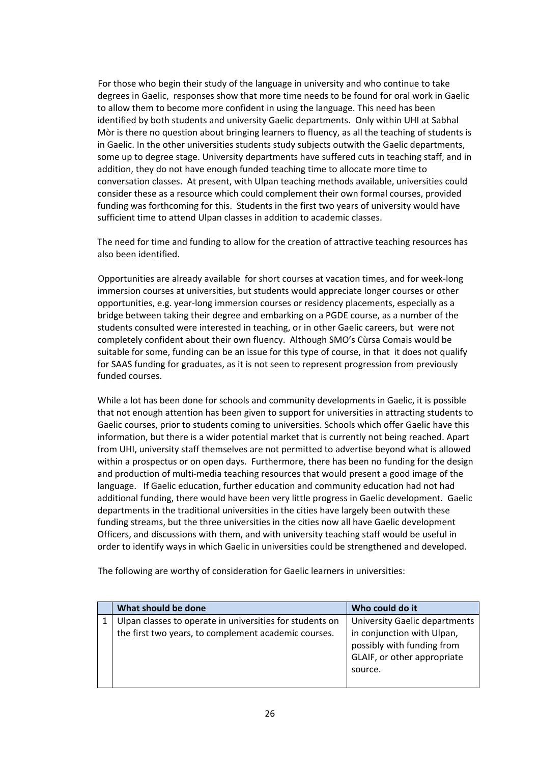For those who begin their study of the language in university and who continue to take degrees in Gaelic, responses show that more time needs to be found for oral work in Gaelic to allow them to become more confident in using the language. This need has been identified by both students and university Gaelic departments. Only within UHI at Sabhal Mòr is there no question about bringing learners to fluency, as all the teaching of students is in Gaelic. In the other universities students study subjects outwith the Gaelic departments, some up to degree stage. University departments have suffered cuts in teaching staff, and in addition, they do not have enough funded teaching time to allocate more time to conversation classes. At present, with Ulpan teaching methods available, universities could consider these as a resource which could complement their own formal courses, provided funding was forthcoming for this. Students in the first two years of university would have sufficient time to attend Ulpan classes in addition to academic classes.

The need for time and funding to allow for the creation of attractive teaching resources has also been identified.

Opportunities are already available for short courses at vacation times, and for week-long immersion courses at universities, but students would appreciate longer courses or other opportunities, e.g. year-long immersion courses or residency placements, especially as a bridge between taking their degree and embarking on a PGDE course, as a number of the students consulted were interested in teaching, or in other Gaelic careers, but were not completely confident about their own fluency. Although SMO's Cùrsa Comais would be suitable for some, funding can be an issue for this type of course, in that it does not qualify for SAAS funding for graduates, as it is not seen to represent progression from previously funded courses.

While a lot has been done for schools and community developments in Gaelic, it is possible that not enough attention has been given to support for universities in attracting students to Gaelic courses, prior to students coming to universities. Schools which offer Gaelic have this information, but there is a wider potential market that is currently not being reached. Apart from UHI, university staff themselves are not permitted to advertise beyond what is allowed within a prospectus or on open days. Furthermore, there has been no funding for the design and production of multi-media teaching resources that would present a good image of the language. If Gaelic education, further education and community education had not had additional funding, there would have been very little progress in Gaelic development. Gaelic departments in the traditional universities in the cities have largely been outwith these funding streams, but the three universities in the cities now all have Gaelic development Officers, and discussions with them, and with university teaching staff would be useful in order to identify ways in which Gaelic in universities could be strengthened and developed.

The following are worthy of consideration for Gaelic learners in universities:

| | What should be done | Who could do it |
|---|---|---|
| 1 | Ulpan classes to operate in universities for students on the first two years, to complement academic courses. | University Gaelic departments in conjunction with Ulpan, possibly with funding from GLAIF, or other appropriate source. |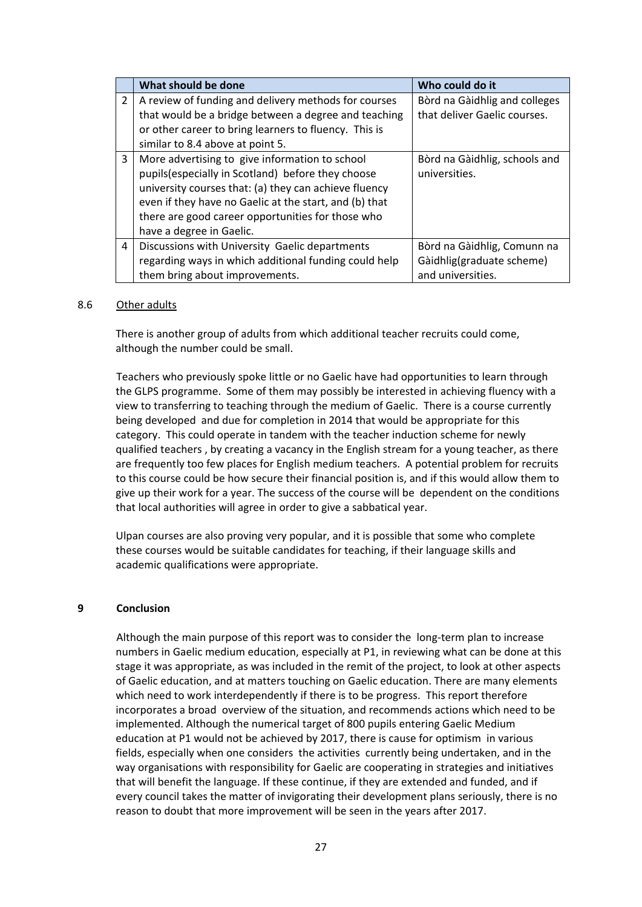|  | What should be done | Who could do it |
|---|---|---|
| 2 | A review of funding and delivery methods for courses that would be a bridge between a degree and teaching or other career to bring learners to fluency. This is similar to 8.4 above at point 5. | Bòrd na Gàidhlig and colleges that deliver Gaelic courses. |
| 3 | More advertising to give information to school pupils(especially in Scotland) before they choose university courses that: (a) they can achieve fluency even if they have no Gaelic at the start, and (b) that there are good career opportunities for those who have a degree in Gaelic. | Bòrd na Gàidhlig, schools and universities. |
| 4 | Discussions with University Gaelic departments regarding ways in which additional funding could help them bring about improvements. | Bòrd na Gàidhlig, Comunn na Gàidhlig(graduate scheme) and universities. |

8.6 Other adults

There is another group of adults from which additional teacher recruits could come, although the number could be small.

Teachers who previously spoke little or no Gaelic have had opportunities to learn through the GLPS programme. Some of them may possibly be interested in achieving fluency with a view to transferring to teaching through the medium of Gaelic. There is a course currently being developed and due for completion in 2014 that would be appropriate for this category. This could operate in tandem with the teacher induction scheme for newly qualified teachers , by creating a vacancy in the English stream for a young teacher, as there are frequently too few places for English medium teachers. A potential problem for recruits to this course could be how secure their financial position is, and if this would allow them to give up their work for a year. The success of the course will be dependent on the conditions that local authorities will agree in order to give a sabbatical year.

Ulpan courses are also proving very popular, and it is possible that some who complete these courses would be suitable candidates for teaching, if their language skills and academic qualifications were appropriate.

## 9 Conclusion

Although the main purpose of this report was to consider the long-term plan to increase numbers in Gaelic medium education, especially at P1, in reviewing what can be done at this stage it was appropriate, as was included in the remit of the project, to look at other aspects of Gaelic education, and at matters touching on Gaelic education. There are many elements which need to work interdependently if there is to be progress. This report therefore incorporates a broad overview of the situation, and recommends actions which need to be implemented. Although the numerical target of 800 pupils entering Gaelic Medium education at P1 would not be achieved by 2017, there is cause for optimism in various fields, especially when one considers the activities currently being undertaken, and in the way organisations with responsibility for Gaelic are cooperating in strategies and initiatives that will benefit the language. If these continue, if they are extended and funded, and if every council takes the matter of invigorating their development plans seriously, there is no reason to doubt that more improvement will be seen in the years after 2017.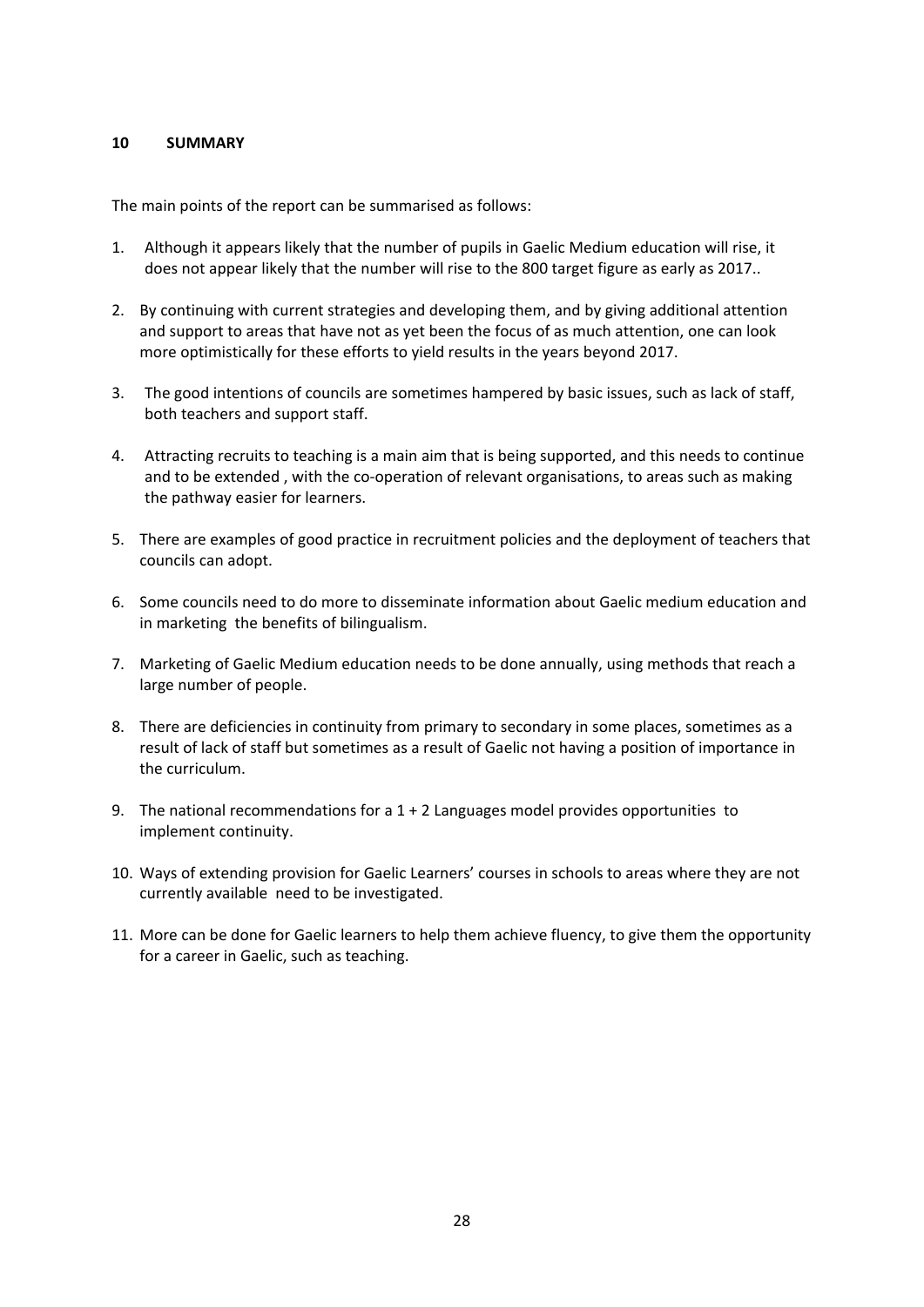## 10 SUMMARY

The main points of the report can be summarised as follows:

1. Although it appears likely that the number of pupils in Gaelic Medium education will rise, it does not appear likely that the number will rise to the 800 target figure as early as 2017..

2. By continuing with current strategies and developing them, and by giving additional attention and support to areas that have not as yet been the focus of as much attention, one can look more optimistically for these efforts to yield results in the years beyond 2017.

3. The good intentions of councils are sometimes hampered by basic issues, such as lack of staff, both teachers and support staff.

4. Attracting recruits to teaching is a main aim that is being supported, and this needs to continue and to be extended , with the co-operation of relevant organisations, to areas such as making the pathway easier for learners.

5. There are examples of good practice in recruitment policies and the deployment of teachers that councils can adopt.

6. Some councils need to do more to disseminate information about Gaelic medium education and in marketing the benefits of bilingualism.

7. Marketing of Gaelic Medium education needs to be done annually, using methods that reach a large number of people.

8. There are deficiencies in continuity from primary to secondary in some places, sometimes as a result of lack of staff but sometimes as a result of Gaelic not having a position of importance in the curriculum.

9. The national recommendations for a 1 + 2 Languages model provides opportunities to implement continuity.

10. Ways of extending provision for Gaelic Learners' courses in schools to areas where they are not currently available need to be investigated.

11. More can be done for Gaelic learners to help them achieve fluency, to give them the opportunity for a career in Gaelic, such as teaching.